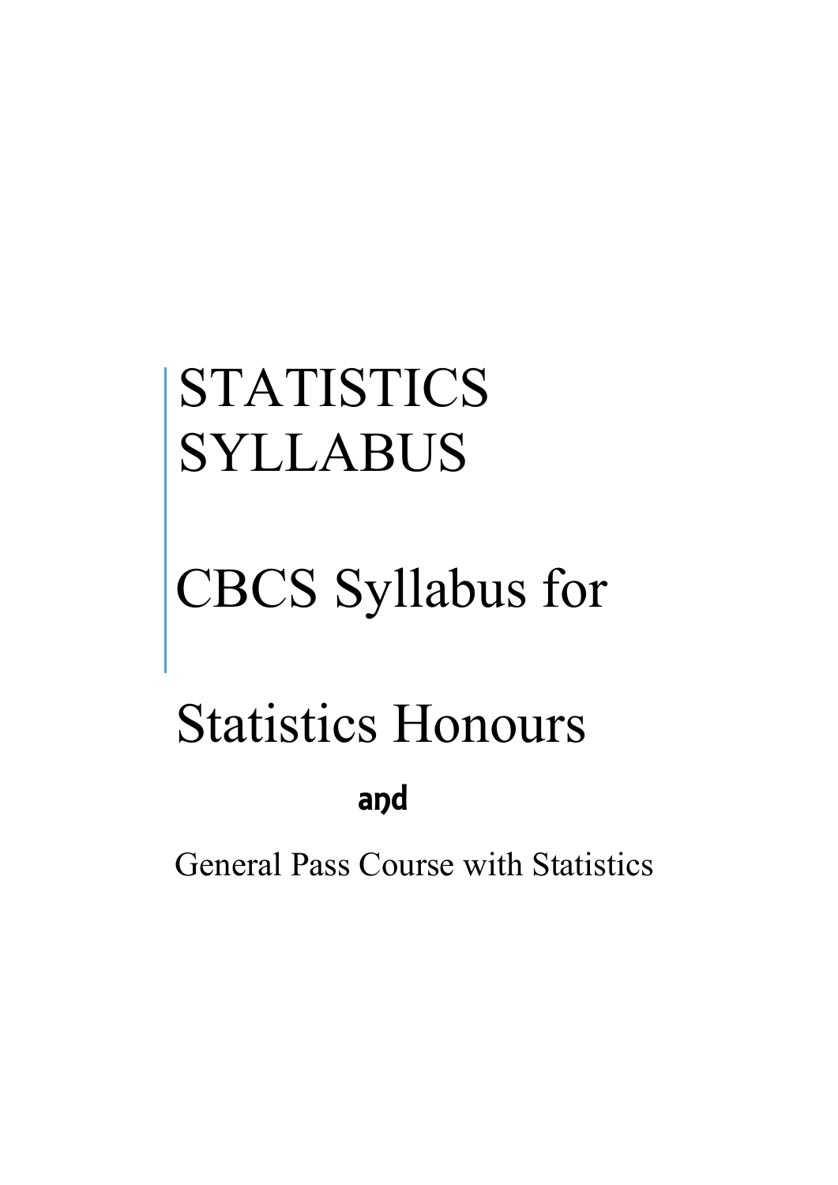# STATISTICS SYLLABUS

# CBCS Syllabus for

# Statistics Honours

**and**

General Pass Course with Statistics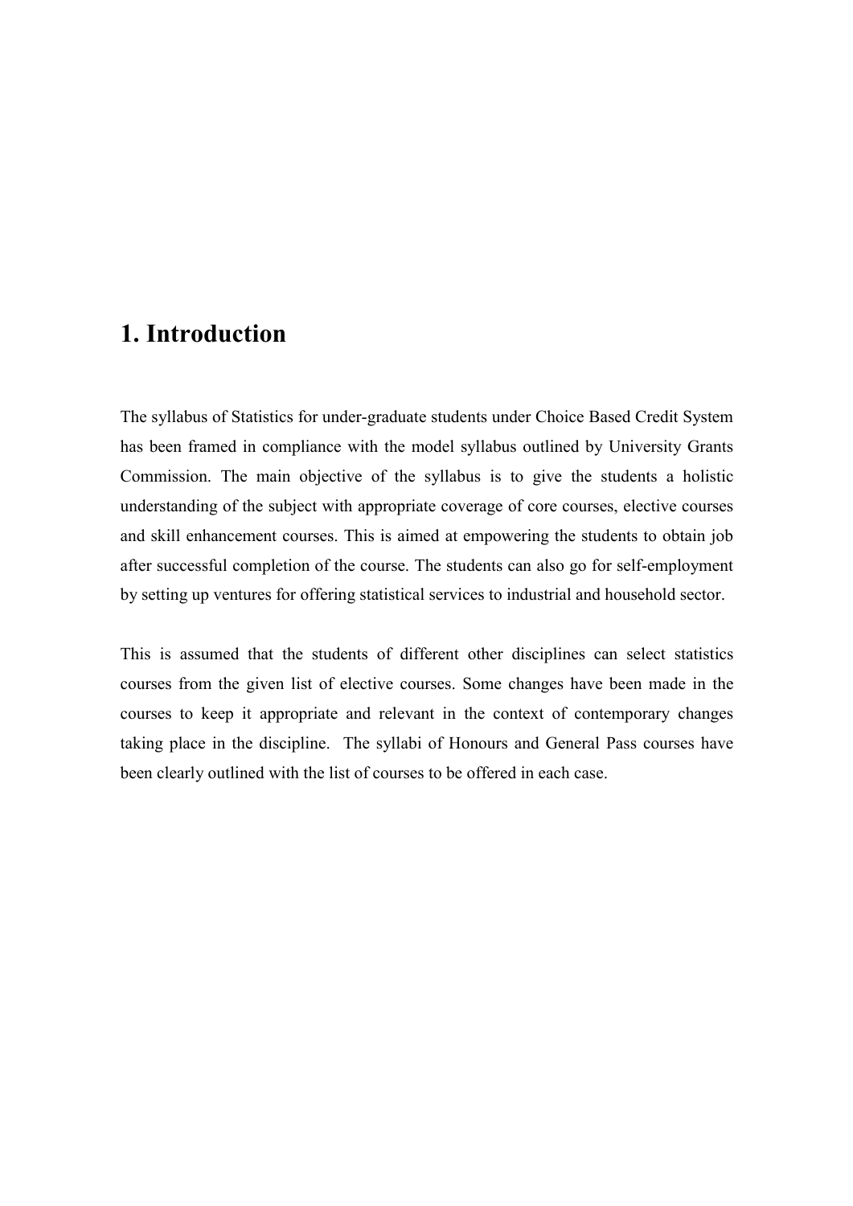# 1. Introduction

The syllabus of Statistics for under-graduate students under Choice Based Credit System has been framed in compliance with the model syllabus outlined by University Grants Commission. The main objective of the syllabus is to give the students a holistic understanding of the subject with appropriate coverage of core courses, elective courses and skill enhancement courses. This is aimed at empowering the students to obtain job after successful completion of the course. The students can also go for self-employment by setting up ventures for offering statistical services to industrial and household sector.

This is assumed that the students of different other disciplines can select statistics courses from the given list of elective courses. Some changes have been made in the courses to keep it appropriate and relevant in the context of contemporary changes taking place in the discipline. The syllabi of Honours and General Pass courses have been clearly outlined with the list of courses to be offered in each case.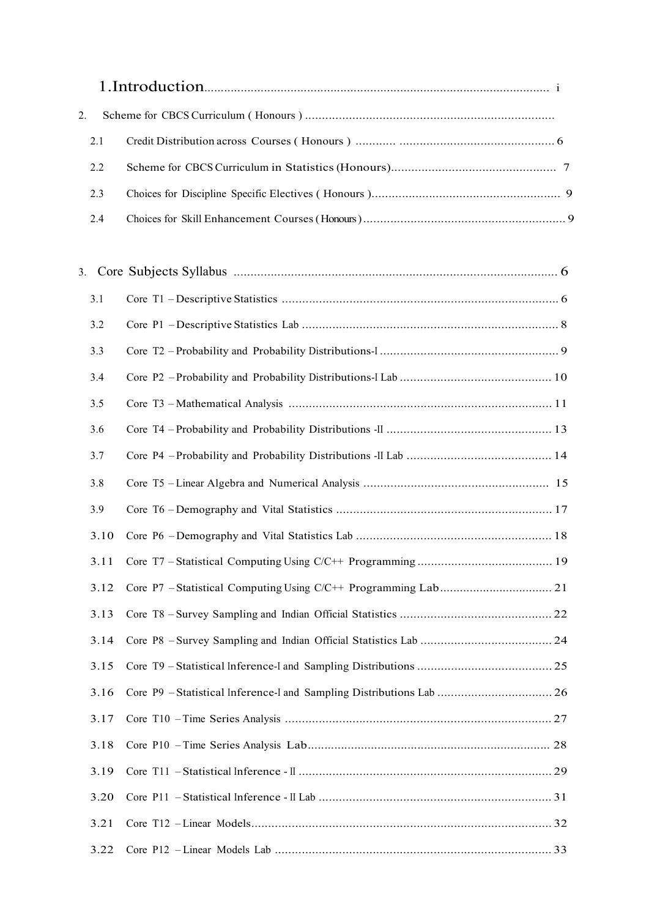1. Introduction.................................................................................................... i

2. Scheme for CBCS Curriculum ( Honours ) ...........................................................................

   2.1 Credit Distribution across Courses ( Honours ) ............ ............................................... 6

   2.2 Scheme for CBCS Curriculum in Statistics (Honours)................................................. 7

   2.3 Choices for Discipline Specific Electives ( Honours )....................................................... 9

   2.4 Choices for Skill Enhancement Courses (Honours)........................................................... 9

3. Core Subjects Syllabus ............................................................................................... 6

   3.1 Core T1 – Descriptive Statistics .................................................................................. 6

   3.2 Core P1 – Descriptive Statistics Lab ............................................................................ 8

   3.3 Core T2 – Probability and Probability Distributions-I ..................................................... 9

   3.4 Core P2 – Probability and Probability Distributions-I Lab ............................................. 10

   3.5 Core T3 – Mathematical Analysis .............................................................................. 11

   3.6 Core T4 – Probability and Probability Distributions -II ................................................. 13

   3.7 Core P4 – Probability and Probability Distributions -II Lab ........................................... 14

   3.8 Core T5 – Linear Algebra and Numerical Analysis ...................................................... 15

   3.9 Core T6 – Demography and Vital Statistics ................................................................ 17

   3.10 Core P6 – Demography and Vital Statistics Lab .......................................................... 18

   3.11 Core T7 – Statistical Computing Using C/C++ Programming ........................................ 19

   3.12 Core P7 – Statistical Computing Using C/C++ Programming Lab.................................. 21

   3.13 Core T8 – Survey Sampling and Indian Official Statistics ............................................. 22

   3.14 Core P8 – Survey Sampling and Indian Official Statistics Lab ....................................... 24

   3.15 Core T9 – Statistical Inference-I and Sampling Distributions ........................................ 25

   3.16 Core P9 – Statistical Inference-I and Sampling Distributions Lab .................................. 26

   3.17 Core T10 – Time Series Analysis ............................................................................... 27

   3.18 Core P10 – Time Series Analysis Lab......................................................................... 28

   3.19 Core T11 – Statistical Inference - II ........................................................................... 29

   3.20 Core P11 – Statistical Inference - II Lab ..................................................................... 31

   3.21 Core T12 – Linear Models.......................................................................................... 32

   3.22 Core P12 – Linear Models Lab .................................................................................. 33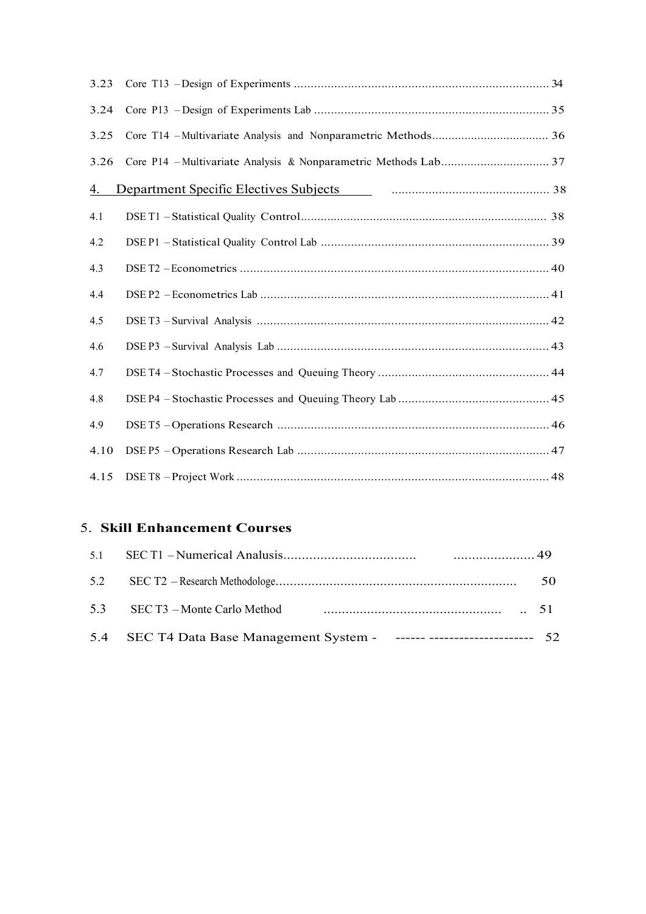3.23 Core T13 – Design of Experiments ............................................................................ 34

3.24 Core P13 – Design of Experiments Lab ..................................................................... 35

3.25 Core T14 – Multivariate Analysis and Nonparametric Methods.................................... 36

3.26 Core P14 – Multivariate Analysis & Nonparametric Methods Lab................................. 37

## 4. Department Specific Electives Subjects ............................................... 38

4.1 DSE T1 – Statistical Quality Control.......................................................................... 38

4.2 DSE P1 – Statistical Quality Control Lab .................................................................... 39

4.3 DSE T2 – Econometrics ............................................................................................ 40

4.4 DSE P2 – Econometrics Lab ...................................................................................... 41

4.5 DSE T3 – Survival Analysis ....................................................................................... 42

4.6 DSE P3 – Survival Analysis Lab ................................................................................. 43

4.7 DSE T4 – Stochastic Processes and Queuing Theory ................................................... 44

4.8 DSE P4 – Stochastic Processes and Queuing Theory Lab ............................................. 45

4.9 DSE T5 – Operations Research ................................................................................. 46

4.10 DSE P5 – Operations Research Lab ........................................................................... 47

4.15 DSE T8 – Project Work ............................................................................................ 48

## 5. Skill Enhancement Courses

5.1 SEC T1 – Numerical Analusis.................................... ...................... 49

5.2 SEC T2 – Research Methodologe.................................................................. 50

5.3 SEC T3 – Monte Carlo Method ................................................. .. 51

5.4 SEC T4 Data Base Management System - ------ --------------------- 52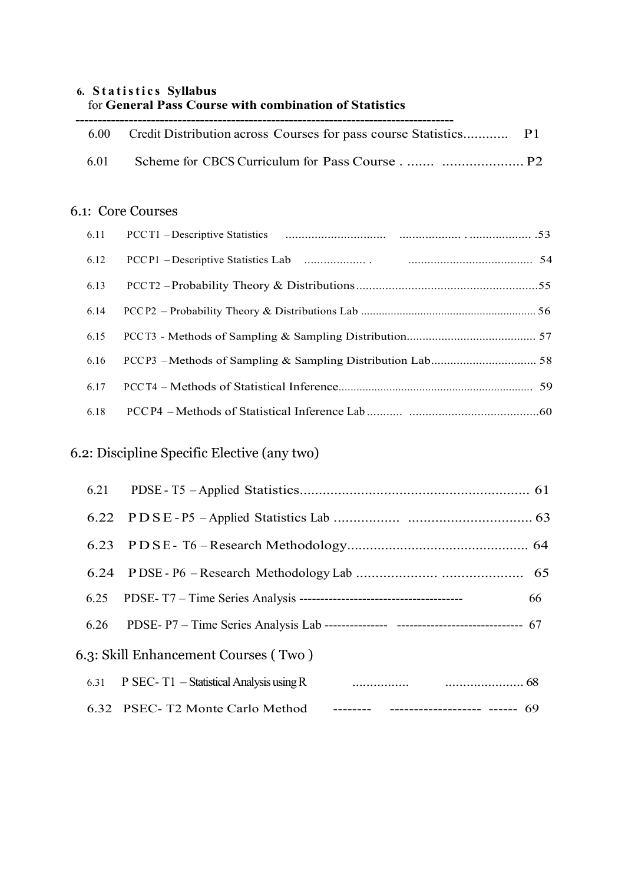## 6. Statistics Syllabus

for **General Pass Course with combination of Statistics**

---

6.00 Credit Distribution across Courses for pass course Statistics............ P1

6.01 Scheme for CBCS Curriculum for Pass Course . ....... ..................... P2

### 6.1: Core Courses

6.11 PCC T1 – Descriptive Statistics .............................. ................... . ................... .53

6.12 PCC P1 – Descriptive Statistics Lab ................... . ....................................... 54

6.13 PCC T2 – Probability Theory & Distributions.........................................................55

6.14 PCC P2 – Probability Theory & Distributions Lab .......................................................... 56

6.15 PCC T3 - Methods of Sampling & Sampling Distribution......................................... 57

6.16 PCC P3 – Methods of Sampling & Sampling Distribution Lab................................. 58

6.17 PCC T4 – Methods of Statistical Inference................................................................ 59

6.18 PCC P4 – Methods of Statistical Inference Lab ........... ........................................60

### 6.2: Discipline Specific Elective (any two)

6.21 PDSE - T5 – Applied Statistics............................................................ 61

6.22 P D S E - P5 – Applied Statistics Lab ................. ................................ 63

6.23 P D S E - T6 – Research Methodology................................................ 64

6.24 P DSE - P6 – Research Methodology Lab ..................... ..................... 65

6.25 PDSE- T7 – Time Series Analysis -------------------------------------- 66

6.26 PDSE- P7 – Time Series Analysis Lab --------------- ----------------------------- 67

### 6.3: Skill Enhancement Courses ( Two )

6.31 P SEC- T1 – Statistical Analysis using R ................ ...................... 68

6.32 PSEC- T2 Monte Carlo Method -------- ------------------- ------ 69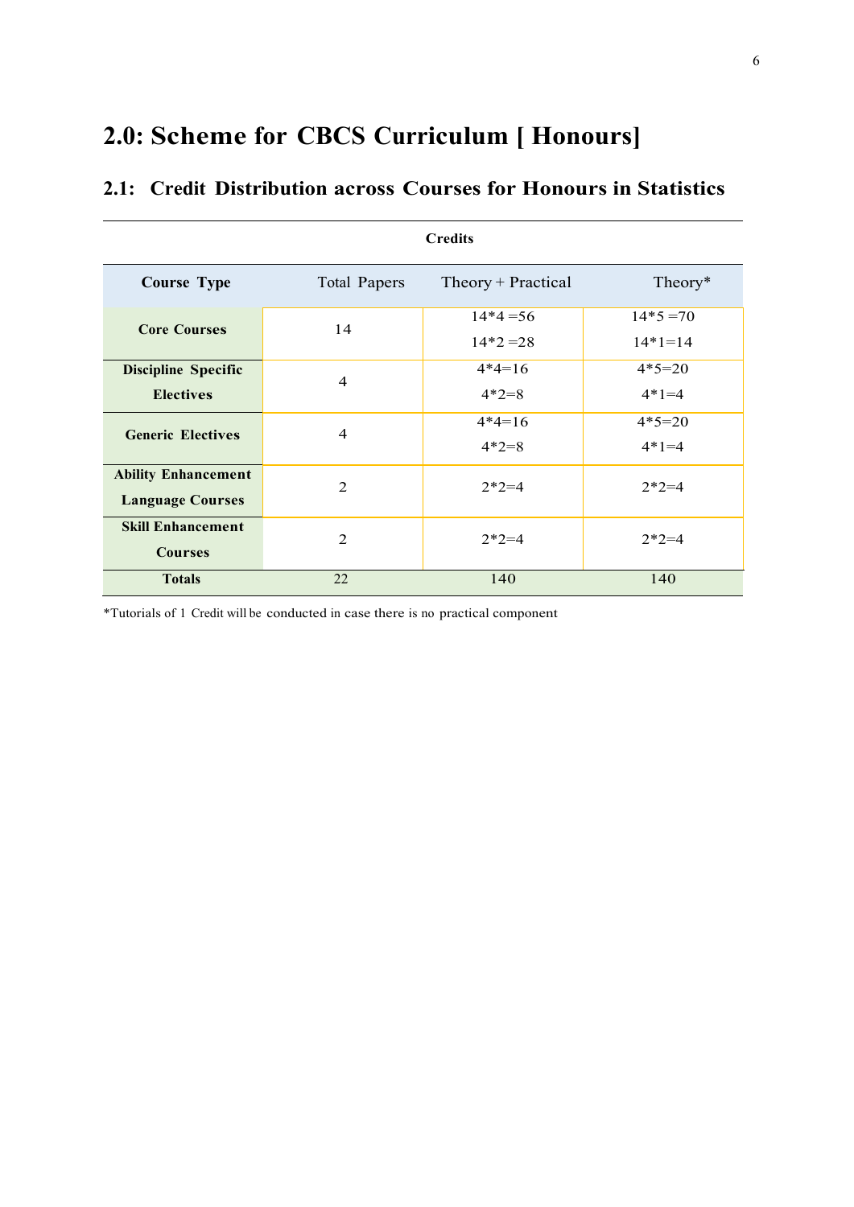# 2.0: Scheme for CBCS Curriculum [ Honours]

## 2.1: Credit Distribution across Courses for Honours in Statistics

| | | Credits | |
|---|---|---|---|
| **Course Type** | Total Papers | Theory + Practical | Theory* |
| **Core Courses** | 14 | 14*4 =56<br>14*2 =28 | 14*5 =70<br>14*1=14 |
| **Discipline Specific Electives** | 4 | 4*4=16<br>4*2=8 | 4*5=20<br>4*1=4 |
| **Generic Electives** | 4 | 4*4=16<br>4*2=8 | 4*5=20<br>4*1=4 |
| **Ability Enhancement Language Courses** | 2 | 2*2=4 | 2*2=4 |
| **Skill Enhancement Courses** | 2 | 2*2=4 | 2*2=4 |
| **Totals** | 22 | 140 | 140 |

*Tutorials of 1 Credit will be conducted in case there is no practical component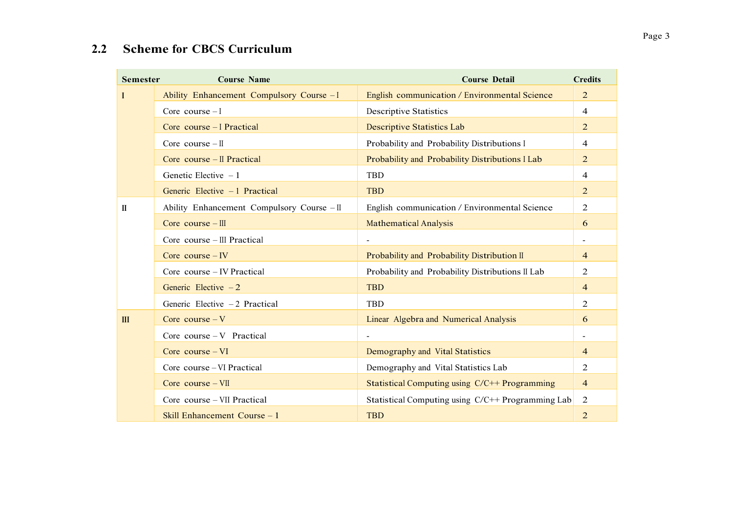## 2.2 Scheme for CBCS Curriculum

| Semester | Course Name | Course Detail | Credits |
|---|---|---|---|
| I | Ability Enhancement Compulsory Course – I | English communication / Environmental Science | 2 |
| | Core course – I | Descriptive Statistics | 4 |
| | Core course – I Practical | Descriptive Statistics Lab | 2 |
| | Core course – II | Probability and Probability Distributions I | 4 |
| | Core course – II Practical | Probability and Probability Distributions I Lab | 2 |
| | Genetic Elective – 1 | TBD | 4 |
| | Generic Elective – 1 Practical | TBD | 2 |
| II | Ability Enhancement Compulsory Course – II | English communication / Environmental Science | 2 |
| | Core course – III | Mathematical Analysis | 6 |
| | Core course – III Practical | - | - |
| | Core course – IV | Probability and Probability Distribution II | 4 |
| | Core course – IV Practical | Probability and Probability Distributions II Lab | 2 |
| | Generic Elective – 2 | TBD | 4 |
| | Generic Elective – 2 Practical | TBD | 2 |
| III | Core course – V | Linear Algebra and Numerical Analysis | 6 |
| | Core course – V Practical | - | - |
| | Core course – VI | Demography and Vital Statistics | 4 |
| | Core course – VI Practical | Demography and Vital Statistics Lab | 2 |
| | Core course – VII | Statistical Computing using C/C++ Programming | 4 |
| | Core course – VII Practical | Statistical Computing using C/C++ Programming Lab | 2 |
| | Skill Enhancement Course – 1 | TBD | 2 |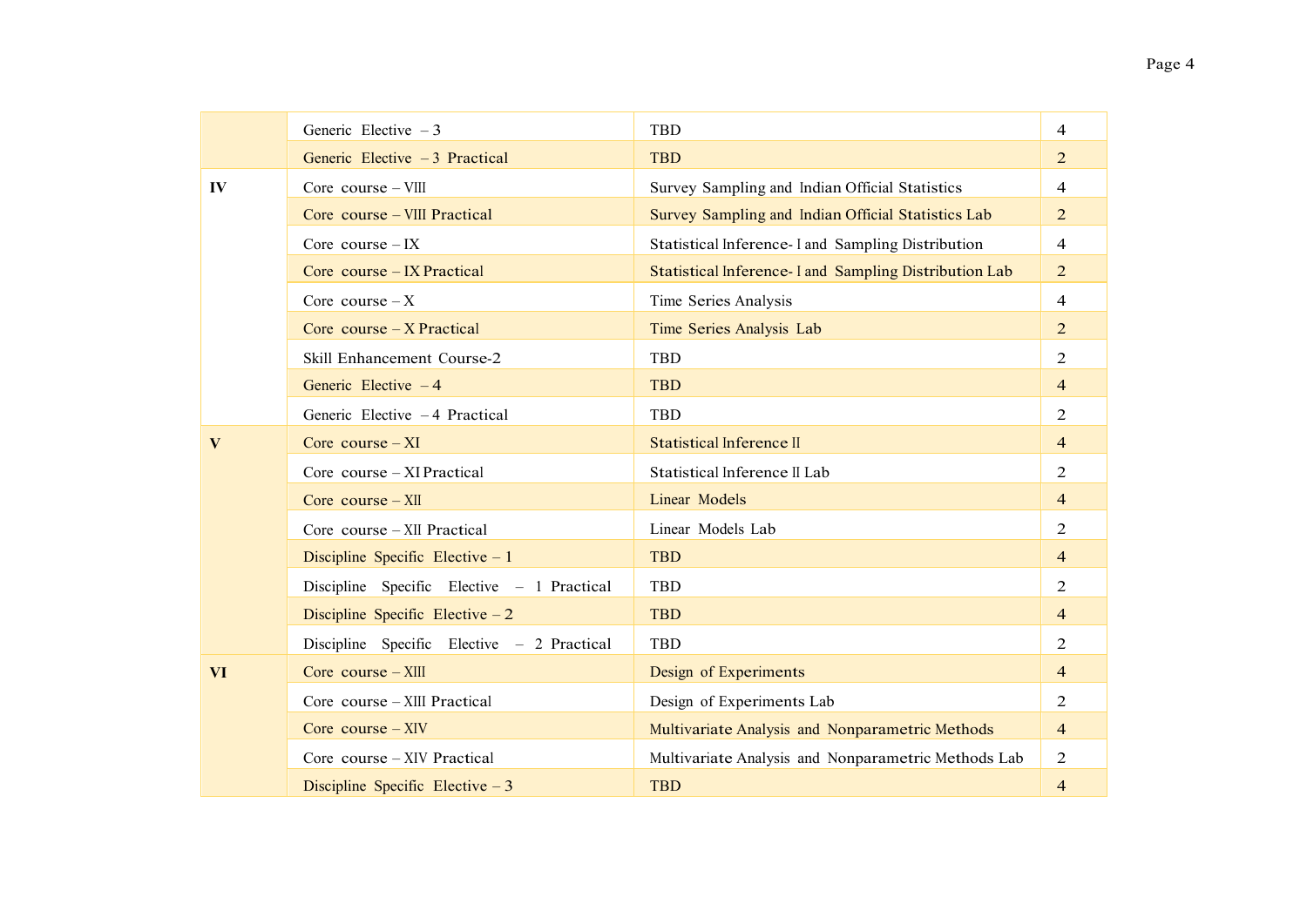| | | | |
|---|---|---|---|
| | Generic Elective – 3 | TBD | 4 |
| | Generic Elective – 3 Practical | TBD | 2 |
| **IV** | Core course – VIII | Survey Sampling and Indian Official Statistics | 4 |
| | Core course – VIII Practical | Survey Sampling and Indian Official Statistics Lab | 2 |
| | Core course – IX | Statistical Inference- I and Sampling Distribution | 4 |
| | Core course – IX Practical | Statistical Inference- I and Sampling Distribution Lab | 2 |
| | Core course – X | Time Series Analysis | 4 |
| | Core course – X Practical | Time Series Analysis Lab | 2 |
| | Skill Enhancement Course-2 | TBD | 2 |
| | Generic Elective – 4 | TBD | 4 |
| | Generic Elective – 4 Practical | TBD | 2 |
| **V** | Core course – XI | Statistical Inference II | 4 |
| | Core course – XI Practical | Statistical Inference II Lab | 2 |
| | Core course – XII | Linear Models | 4 |
| | Core course – XII Practical | Linear Models Lab | 2 |
| | Discipline Specific Elective – 1 | TBD | 4 |
| | Discipline Specific Elective – 1 Practical | TBD | 2 |
| | Discipline Specific Elective – 2 | TBD | 4 |
| | Discipline Specific Elective – 2 Practical | TBD | 2 |
| **VI** | Core course – XIII | Design of Experiments | 4 |
| | Core course – XIII Practical | Design of Experiments Lab | 2 |
| | Core course – XIV | Multivariate Analysis and Nonparametric Methods | 4 |
| | Core course – XIV Practical | Multivariate Analysis and Nonparametric Methods Lab | 2 |
| | Discipline Specific Elective – 3 | TBD | 4 |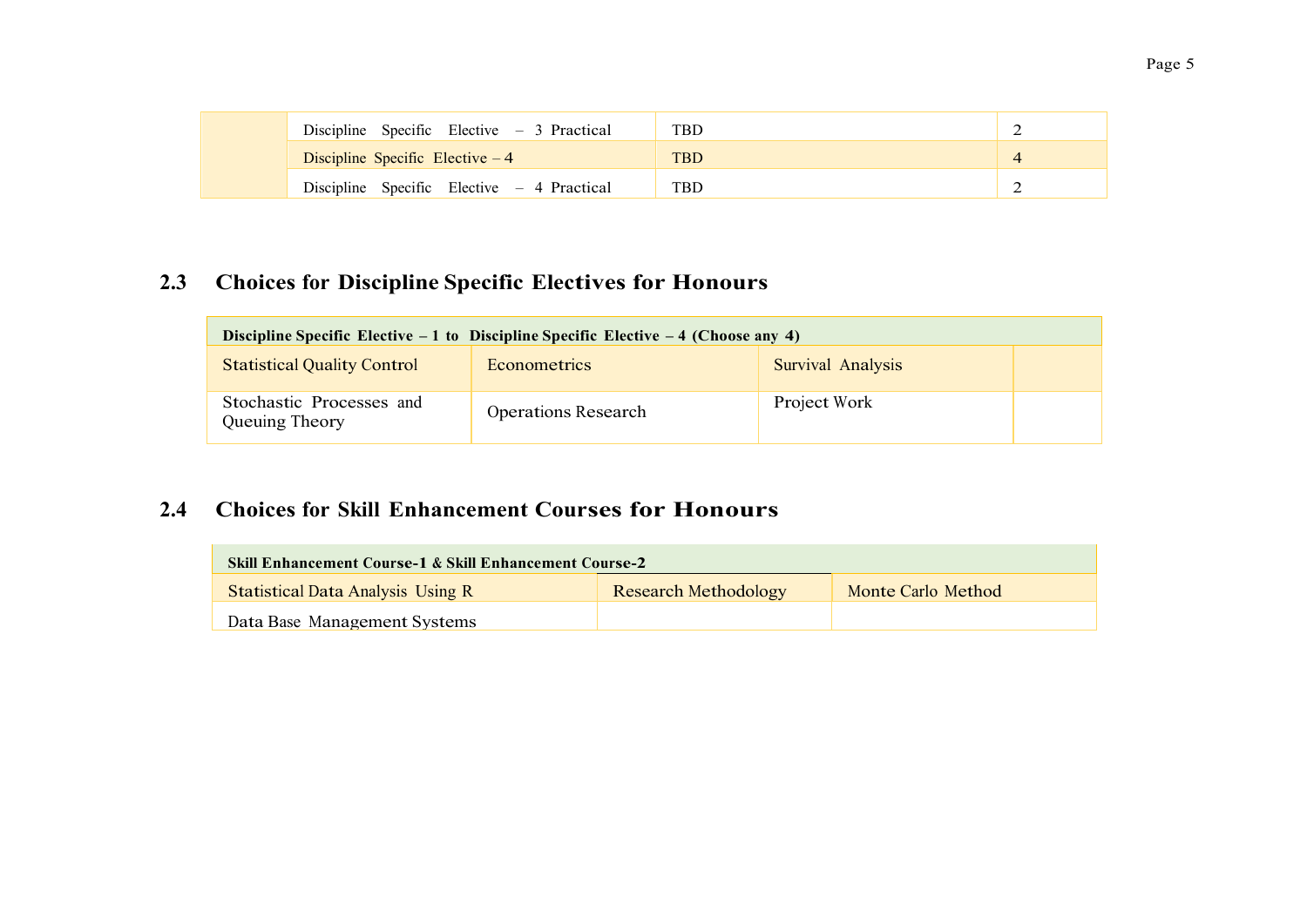| | | | |
|---|---|---|---|
| | Discipline Specific Elective – 3 Practical | TBD | 2 |
| | Discipline Specific Elective – 4 | TBD | 4 |
| | Discipline Specific Elective – 4 Practical | TBD | 2 |

## 2.3 Choices for Discipline Specific Electives for Honours

| **Discipline Specific Elective – 1 to Discipline Specific Elective – 4 (Choose any 4)** | | | |
|---|---|---|---|
| Statistical Quality Control | Econometrics | Survival Analysis | |
| Stochastic Processes and Queuing Theory | Operations Research | Project Work | |

## 2.4 Choices for Skill Enhancement Courses for Honours

| **Skill Enhancement Course-1 & Skill Enhancement Course-2** | | |
|---|---|---|
| Statistical Data Analysis Using R | Research Methodology | Monte Carlo Method |
| Data Base Management Systems | | |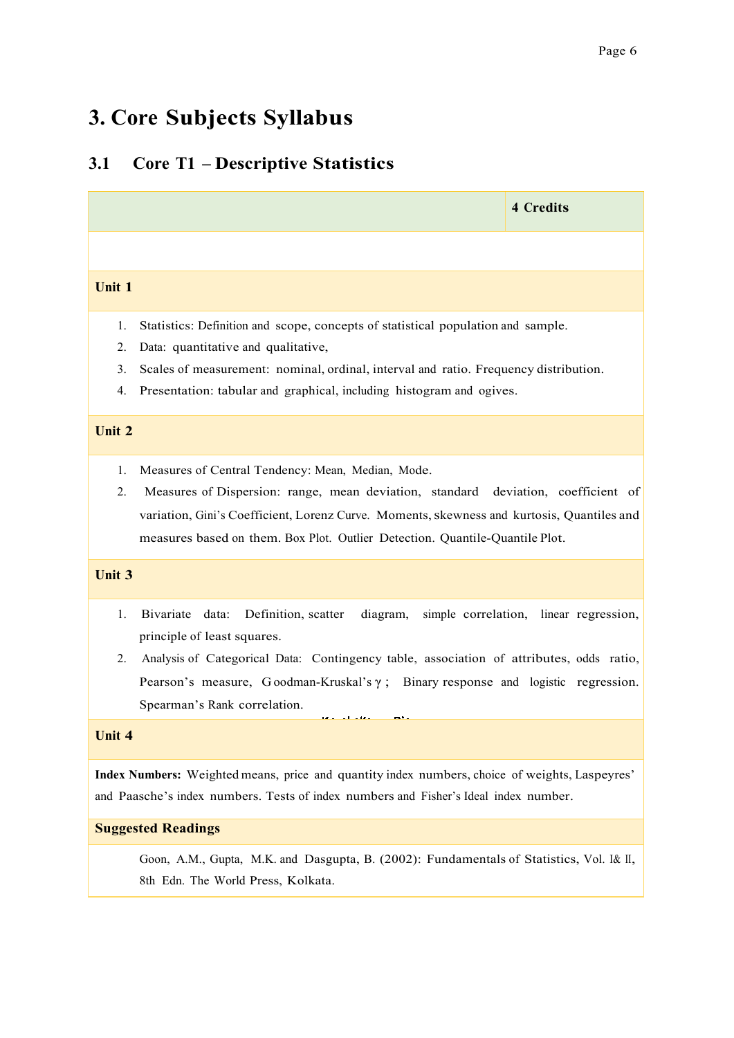# 3. Core Subjects Syllabus

## 3.1 Core T1 – Descriptive Statistics

**4 Credits**

### Unit 1

1. Statistics: Definition and scope, concepts of statistical population and sample.
2. Data: quantitative and qualitative,
3. Scales of measurement: nominal, ordinal, interval and ratio. Frequency distribution.
4. Presentation: tabular and graphical, including histogram and ogives.

### Unit 2

1. Measures of Central Tendency: Mean, Median, Mode.
2. Measures of Dispersion: range, mean deviation, standard deviation, coefficient of variation, Gini's Coefficient, Lorenz Curve. Moments, skewness and kurtosis, Quantiles and measures based on them. Box Plot. Outlier Detection. Quantile-Quantile Plot.

### Unit 3

1. Bivariate data: Definition, scatter diagram, simple correlation, linear regression, principle of least squares.
2. Analysis of Categorical Data: Contingency table, association of attributes, odds ratio, Pearson's measure, Goodman-Kruskal's $\gamma$ ; Binary response and logistic regression. Spearman's Rank correlation.

### Unit 4

**Index Numbers:** Weighted means, price and quantity index numbers, choice of weights, Laspeyres' and Paasche's index numbers. Tests of index numbers and Fisher's Ideal index number.

### Suggested Readings

Goon, A.M., Gupta, M.K. and Dasgupta, B. (2002): Fundamentals of Statistics, Vol. I& II, 8th Edn. The World Press, Kolkata.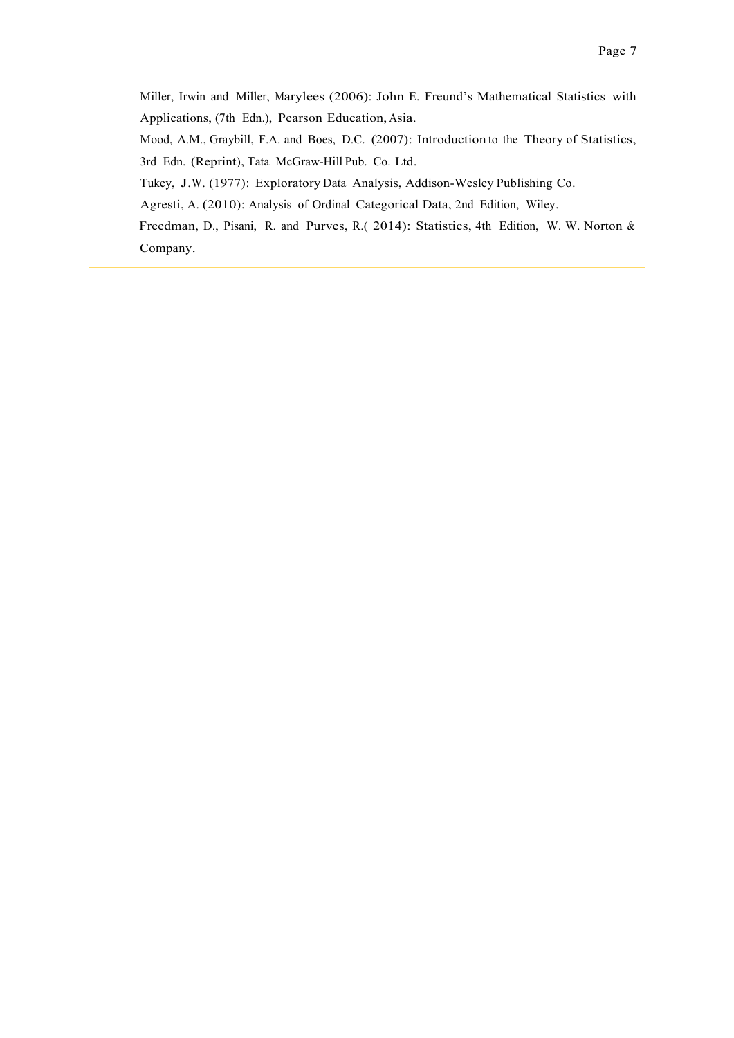Miller, Irwin and Miller, Marylees (2006): John E. Freund's Mathematical Statistics with Applications, (7th Edn.), Pearson Education, Asia.

Mood, A.M., Graybill, F.A. and Boes, D.C. (2007): Introduction to the Theory of Statistics, 3rd Edn. (Reprint), Tata McGraw-Hill Pub. Co. Ltd.

Tukey, J.W. (1977): Exploratory Data Analysis, Addison-Wesley Publishing Co.

Agresti, A. (2010): Analysis of Ordinal Categorical Data, 2nd Edition, Wiley.

Freedman, D., Pisani, R. and Purves, R.( 2014): Statistics, 4th Edition, W. W. Norton & Company.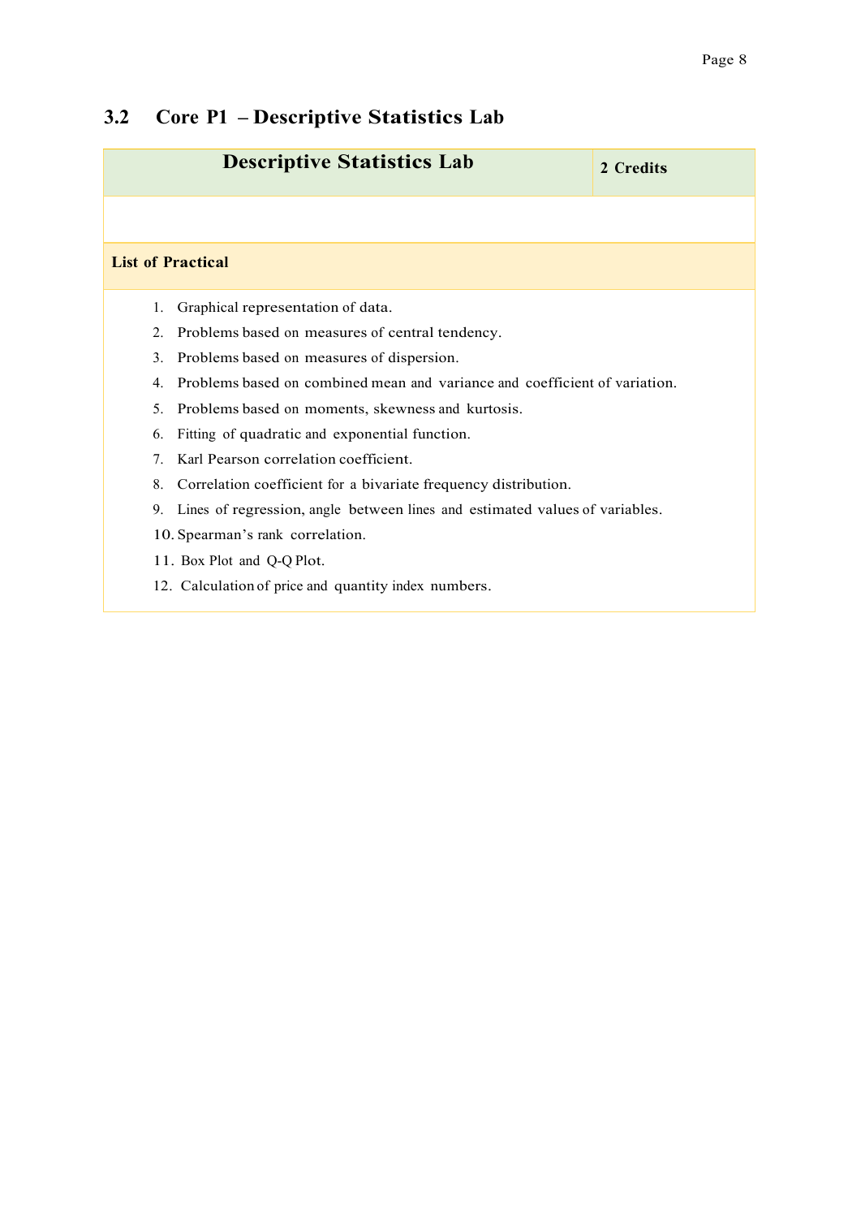## 3.2 Core P1 – Descriptive Statistics Lab

| Descriptive Statistics Lab | 2 Credits |
|---|---|
| | |
| **List of Practical** | |

1. Graphical representation of data.
2. Problems based on measures of central tendency.
3. Problems based on measures of dispersion.
4. Problems based on combined mean and variance and coefficient of variation.
5. Problems based on moments, skewness and kurtosis.
6. Fitting of quadratic and exponential function.
7. Karl Pearson correlation coefficient.
8. Correlation coefficient for a bivariate frequency distribution.
9. Lines of regression, angle between lines and estimated values of variables.
10. Spearman's rank correlation.
11. Box Plot and Q-Q Plot.
12. Calculation of price and quantity index numbers.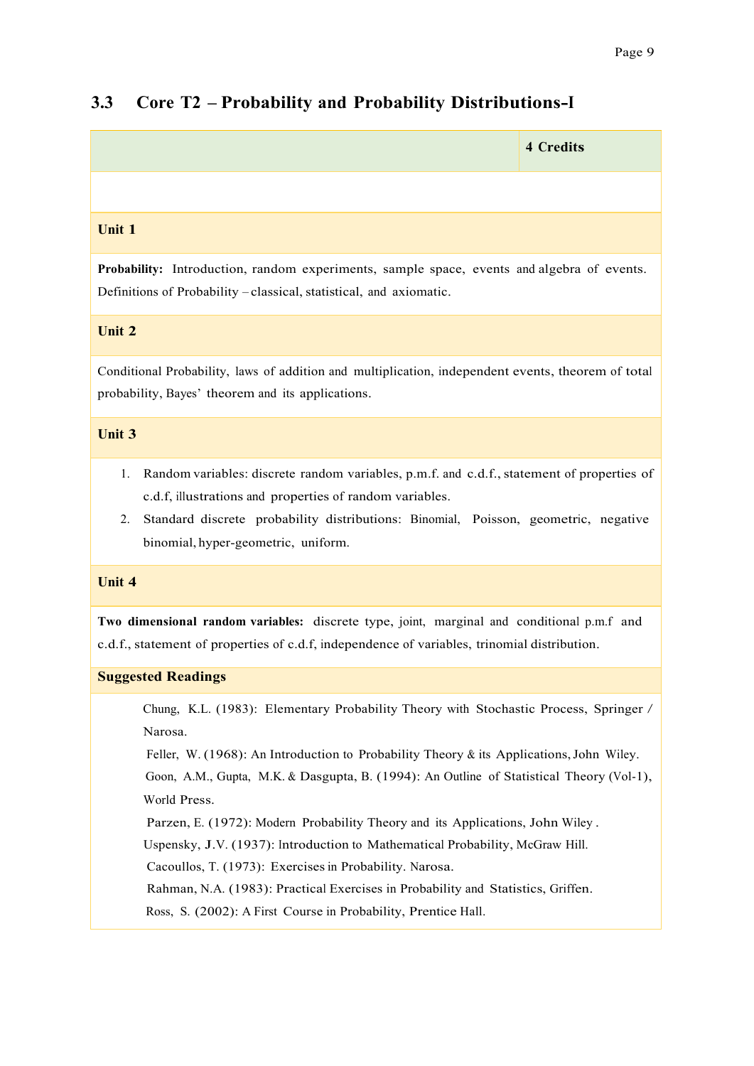## 3.3 Core T2 – Probability and Probability Distributions-I

| | **4 Credits** |
|---|---|

**Unit 1**

**Probability:** Introduction, random experiments, sample space, events and algebra of events. Definitions of Probability – classical, statistical, and axiomatic.

**Unit 2**

Conditional Probability, laws of addition and multiplication, independent events, theorem of total probability, Bayes' theorem and its applications.

**Unit 3**

1. Random variables: discrete random variables, p.m.f. and c.d.f., statement of properties of c.d.f, illustrations and properties of random variables.
2. Standard discrete probability distributions: Binomial, Poisson, geometric, negative binomial, hyper-geometric, uniform.

**Unit 4**

**Two dimensional random variables:** discrete type, joint, marginal and conditional p.m.f and c.d.f., statement of properties of c.d.f, independence of variables, trinomial distribution.

**Suggested Readings**

Chung, K.L. (1983): Elementary Probability Theory with Stochastic Process, Springer / Narosa.

Feller, W. (1968): An Introduction to Probability Theory & its Applications, John Wiley.

Goon, A.M., Gupta, M.K. & Dasgupta, B. (1994): An Outline of Statistical Theory (Vol-1), World Press.

Parzen, E. (1972): Modern Probability Theory and its Applications, John Wiley .

Uspensky, J.V. (1937): Introduction to Mathematical Probability, McGraw Hill.

Cacoullos, T. (1973): Exercises in Probability. Narosa.

Rahman, N.A. (1983): Practical Exercises in Probability and Statistics, Griffen.

Ross, S. (2002): A First Course in Probability, Prentice Hall.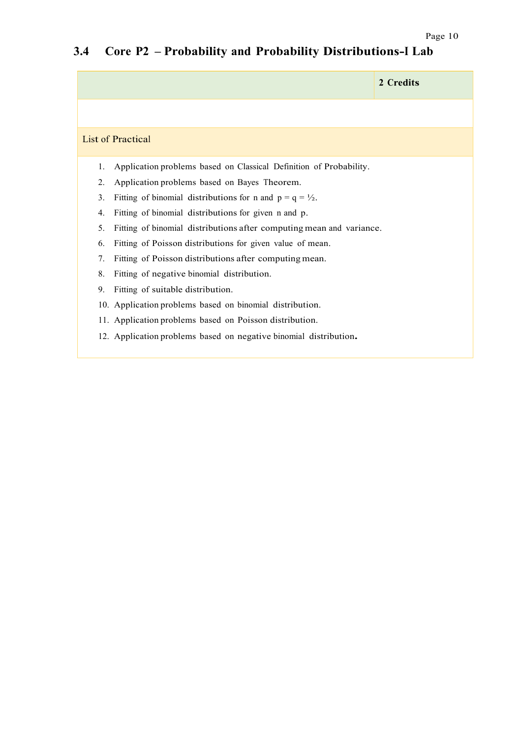## 3.4 Core P2 – Probability and Probability Distributions-I Lab

| | 2 Credits |
|---|---|
| | |
| List of Practical | |

1. Application problems based on Classical Definition of Probability.
2. Application problems based on Bayes Theorem.
3. Fitting of binomial distributions for n and $p = q = ½$.
4. Fitting of binomial distributions for given n and p.
5. Fitting of binomial distributions after computing mean and variance.
6. Fitting of Poisson distributions for given value of mean.
7. Fitting of Poisson distributions after computing mean.
8. Fitting of negative binomial distribution.
9. Fitting of suitable distribution.
10. Application problems based on binomial distribution.
11. Application problems based on Poisson distribution.
12. Application problems based on negative binomial distribution.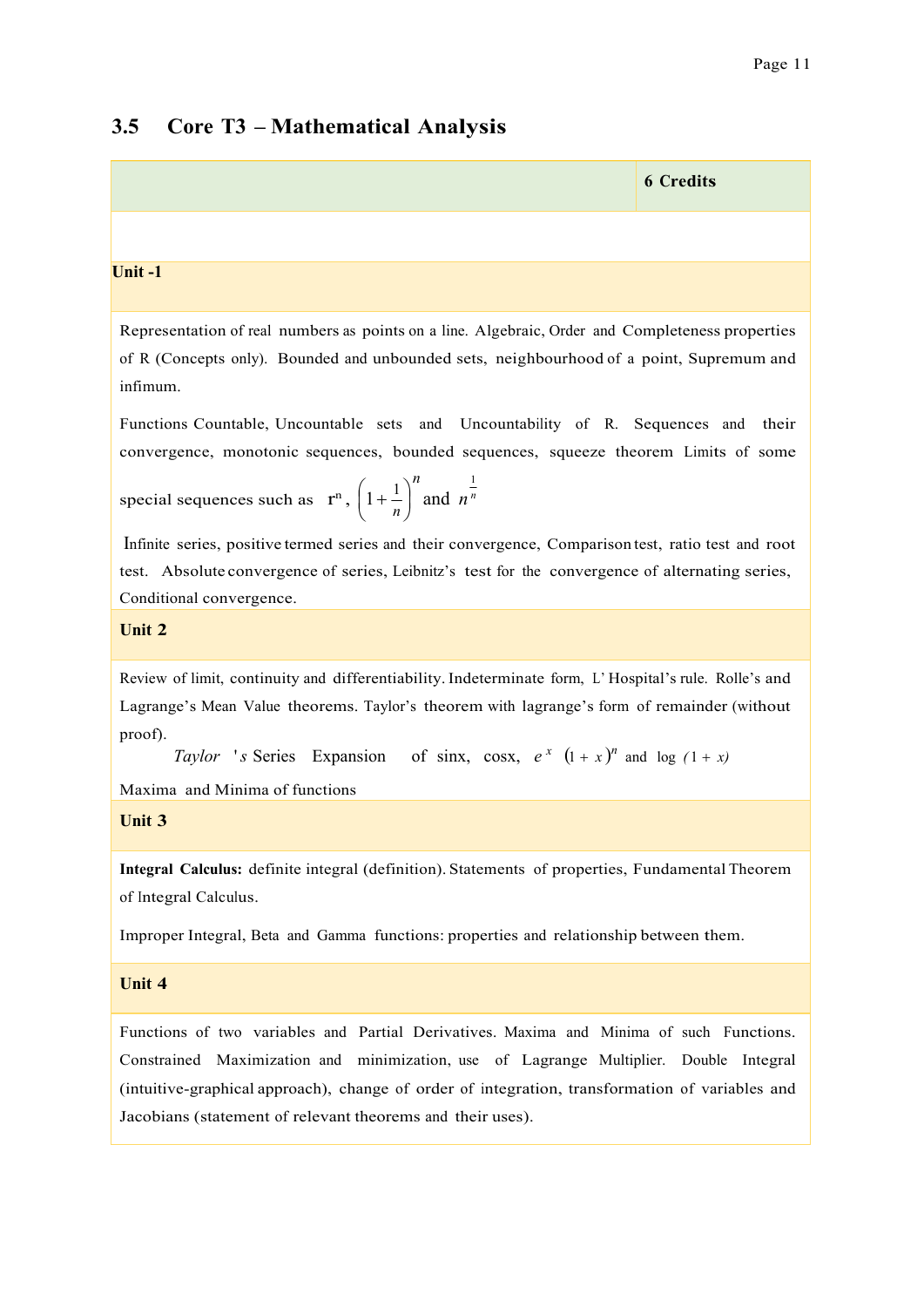## 3.5 Core T3 – Mathematical Analysis

| | **6 Credits** |
|---|---|

**Unit -1**

Representation of real numbers as points on a line. Algebraic, Order and Completeness properties of R (Concepts only). Bounded and unbounded sets, neighbourhood of a point, Supremum and infimum.

Functions Countable, Uncountable sets and Uncountability of R. Sequences and their convergence, monotonic sequences, bounded sequences, squeeze theorem Limits of some special sequences such as $r^n$, $\left(1+\frac{1}{n}\right)^n$ and $n^{\frac{1}{n}}$

Infinite series, positive termed series and their convergence, Comparison test, ratio test and root test. Absolute convergence of series, Leibnitz's test for the convergence of alternating series, Conditional convergence.

**Unit 2**

Review of limit, continuity and differentiability. Indeterminate form, L' Hospital's rule. Rolle's and Lagrange's Mean Value theorems. Taylor's theorem with lagrange's form of remainder (without proof).

*Taylor 's* Series Expansion of sinx, cosx, $e^x$ $(1+x)^n$ and $\log(1+x)$

Maxima and Minima of functions

**Unit 3**

**Integral Calculus:** definite integral (definition). Statements of properties, Fundamental Theorem of Integral Calculus.

Improper Integral, Beta and Gamma functions: properties and relationship between them.

**Unit 4**

Functions of two variables and Partial Derivatives. Maxima and Minima of such Functions. Constrained Maximization and minimization, use of Lagrange Multiplier. Double Integral (intuitive-graphical approach), change of order of integration, transformation of variables and Jacobians (statement of relevant theorems and their uses).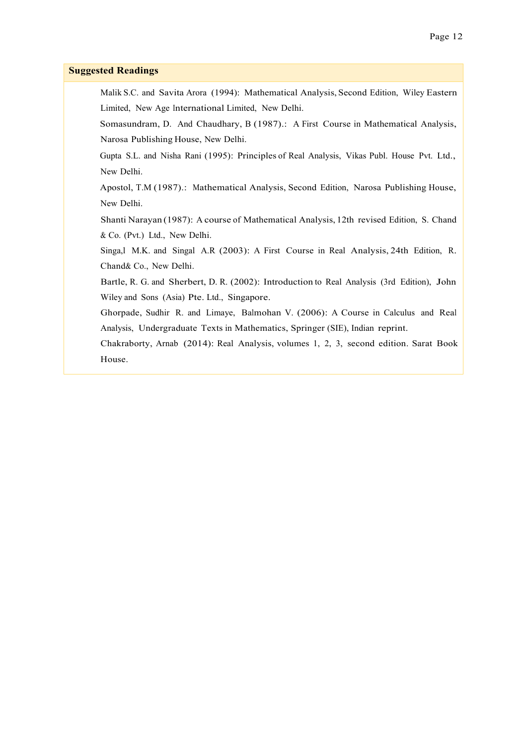## Suggested Readings

Malik S.C. and Savita Arora (1994): Mathematical Analysis, Second Edition, Wiley Eastern Limited, New Age International Limited, New Delhi.

Somasundram, D. And Chaudhary, B (1987).: A First Course in Mathematical Analysis, Narosa Publishing House, New Delhi.

Gupta S.L. and Nisha Rani (1995): Principles of Real Analysis, Vikas Publ. House Pvt. Ltd., New Delhi.

Apostol, T.M (1987).: Mathematical Analysis, Second Edition, Narosa Publishing House, New Delhi.

Shanti Narayan (1987): A course of Mathematical Analysis, 12th revised Edition, S. Chand & Co. (Pvt.) Ltd., New Delhi.

Singa,l M.K. and Singal A.R (2003): A First Course in Real Analysis, 24th Edition, R. Chand& Co., New Delhi.

Bartle, R. G. and Sherbert, D. R. (2002): Introduction to Real Analysis (3rd Edition), John Wiley and Sons (Asia) Pte. Ltd., Singapore.

Ghorpade, Sudhir R. and Limaye, Balmohan V. (2006): A Course in Calculus and Real Analysis, Undergraduate Texts in Mathematics, Springer (SIE), Indian reprint.

Chakraborty, Arnab (2014): Real Analysis, volumes 1, 2, 3, second edition. Sarat Book House.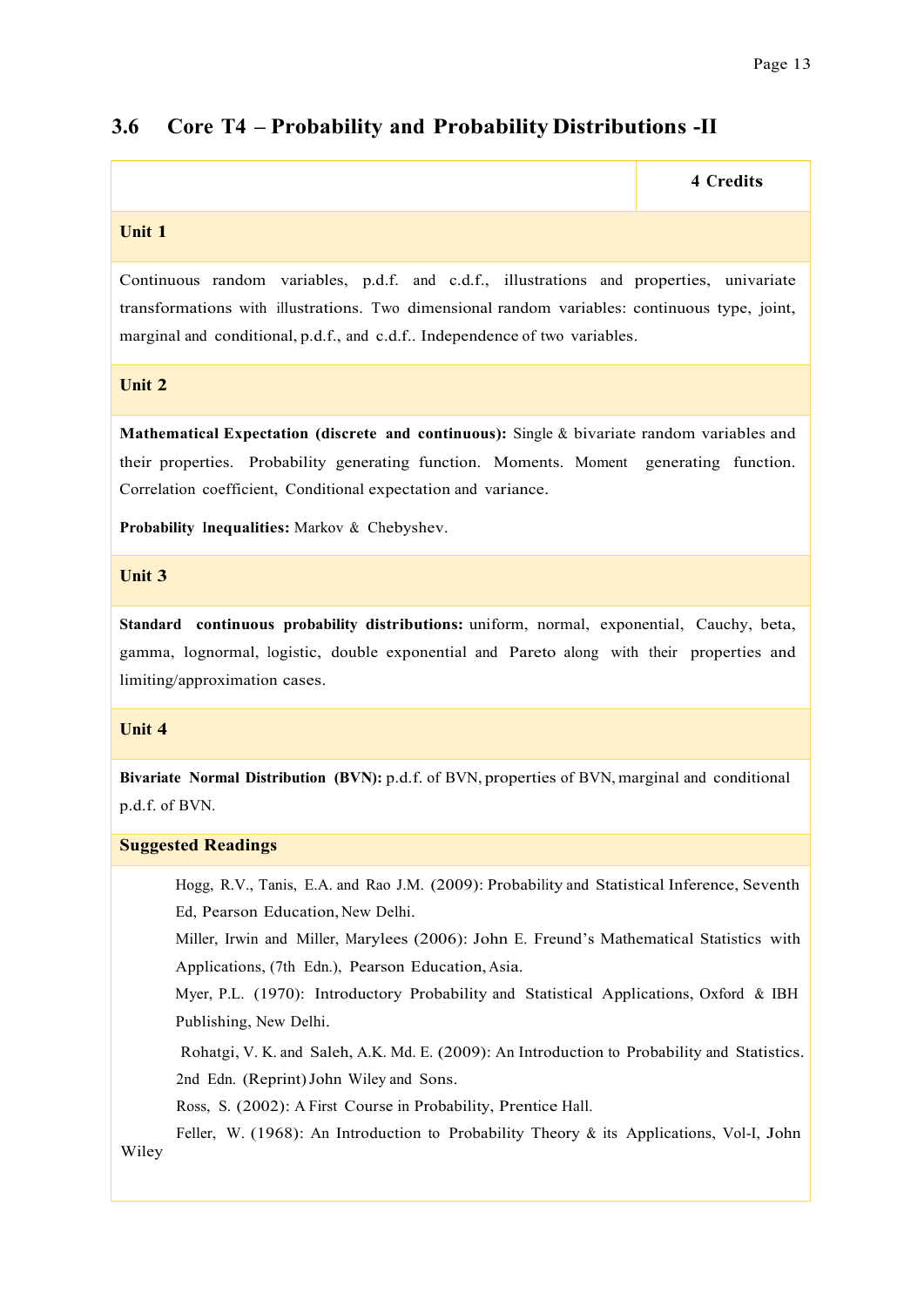## 3.6 Core T4 – Probability and Probability Distributions -II

| | **4 Credits** |
|---|---|

**Unit 1**

Continuous random variables, p.d.f. and c.d.f., illustrations and properties, univariate transformations with illustrations. Two dimensional random variables: continuous type, joint, marginal and conditional, p.d.f., and c.d.f.. Independence of two variables.

**Unit 2**

**Mathematical Expectation (discrete and continuous):** Single & bivariate random variables and their properties. Probability generating function. Moments. Moment generating function. Correlation coefficient, Conditional expectation and variance.

**Probability Inequalities:** Markov & Chebyshev.

**Unit 3**

**Standard continuous probability distributions:** uniform, normal, exponential, Cauchy, beta, gamma, lognormal, logistic, double exponential and Pareto along with their properties and limiting/approximation cases.

**Unit 4**

**Bivariate Normal Distribution (BVN):** p.d.f. of BVN, properties of BVN, marginal and conditional p.d.f. of BVN.

**Suggested Readings**

Hogg, R.V., Tanis, E.A. and Rao J.M. (2009): Probability and Statistical Inference, Seventh Ed, Pearson Education, New Delhi.

Miller, Irwin and Miller, Marylees (2006): John E. Freund's Mathematical Statistics with Applications, (7th Edn.), Pearson Education, Asia.

Myer, P.L. (1970): Introductory Probability and Statistical Applications, Oxford & IBH Publishing, New Delhi.

Rohatgi, V. K. and Saleh, A.K. Md. E. (2009): An Introduction to Probability and Statistics. 2nd Edn. (Reprint) John Wiley and Sons.

Ross, S. (2002): A First Course in Probability, Prentice Hall.

Feller, W. (1968): An Introduction to Probability Theory & its Applications, Vol-I, John Wiley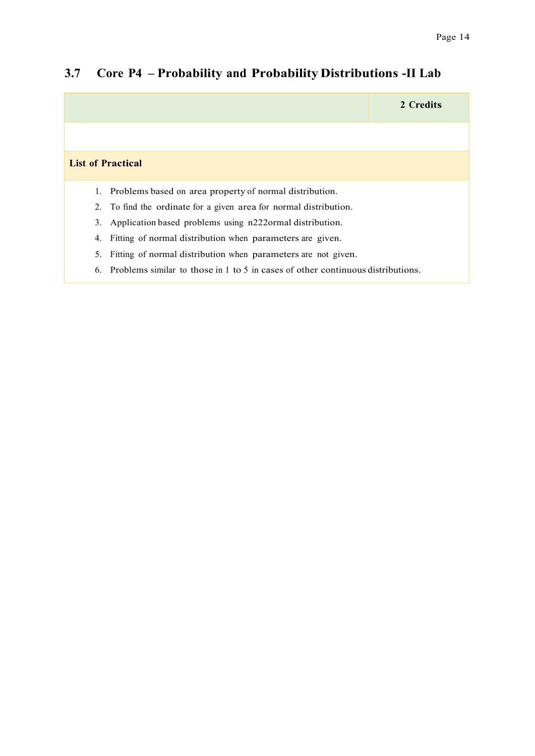### 3.7 Core P4 – Probability and Probability Distributions -II Lab

| | 2 Credits |
|---|---|
| | |

**List of Practical**

1. Problems based on area property of normal distribution.
2. To find the ordinate for a given area for normal distribution.
3. Application based problems using n222ormal distribution.
4. Fitting of normal distribution when parameters are given.
5. Fitting of normal distribution when parameters are not given.
6. Problems similar to those in 1 to 5 in cases of other continuous distributions.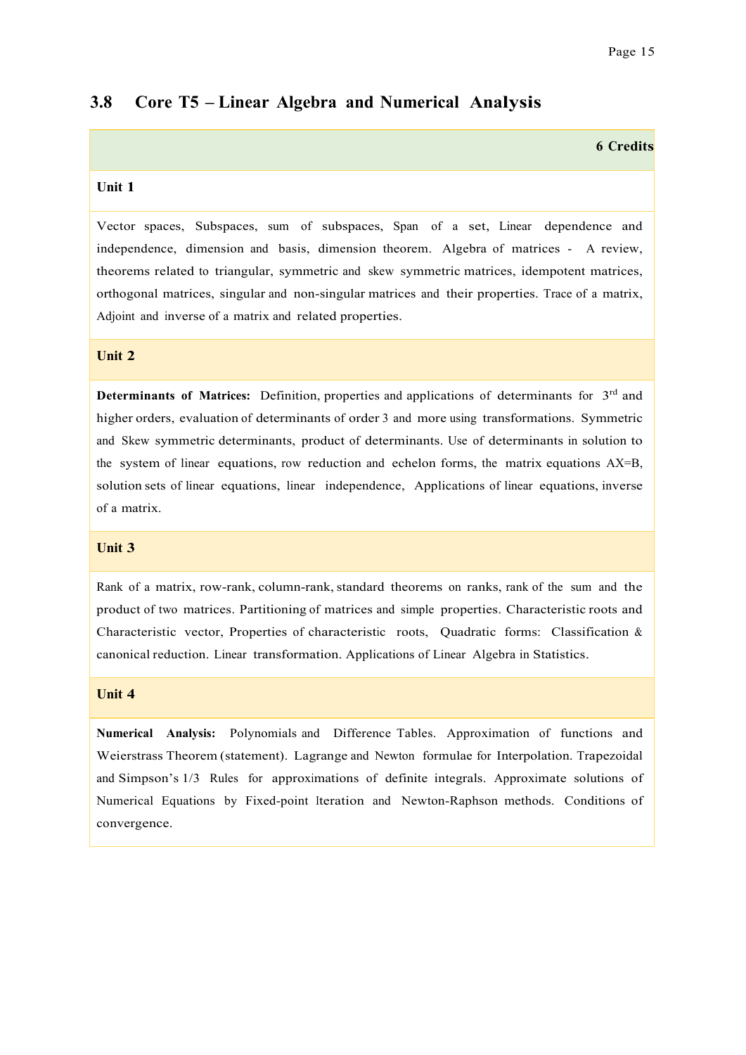## 3.8 Core T5 – Linear Algebra and Numerical Analysis

**6 Credits**

**Unit 1**

Vector spaces, Subspaces, sum of subspaces, Span of a set, Linear dependence and independence, dimension and basis, dimension theorem. Algebra of matrices - A review, theorems related to triangular, symmetric and skew symmetric matrices, idempotent matrices, orthogonal matrices, singular and non-singular matrices and their properties. Trace of a matrix, Adjoint and inverse of a matrix and related properties.

**Unit 2**

**Determinants of Matrices:** Definition, properties and applications of determinants for 3rd and higher orders, evaluation of determinants of order 3 and more using transformations. Symmetric and Skew symmetric determinants, product of determinants. Use of determinants in solution to the system of linear equations, row reduction and echelon forms, the matrix equations AX=B, solution sets of linear equations, linear independence, Applications of linear equations, inverse of a matrix.

**Unit 3**

Rank of a matrix, row-rank, column-rank, standard theorems on ranks, rank of the sum and the product of two matrices. Partitioning of matrices and simple properties. Characteristic roots and Characteristic vector, Properties of characteristic roots, Quadratic forms: Classification & canonical reduction. Linear transformation. Applications of Linear Algebra in Statistics.

**Unit 4**

**Numerical Analysis:** Polynomials and Difference Tables. Approximation of functions and Weierstrass Theorem (statement). Lagrange and Newton formulae for Interpolation. Trapezoidal and Simpson's 1/3 Rules for approximations of definite integrals. Approximate solutions of Numerical Equations by Fixed-point Iteration and Newton-Raphson methods. Conditions of convergence.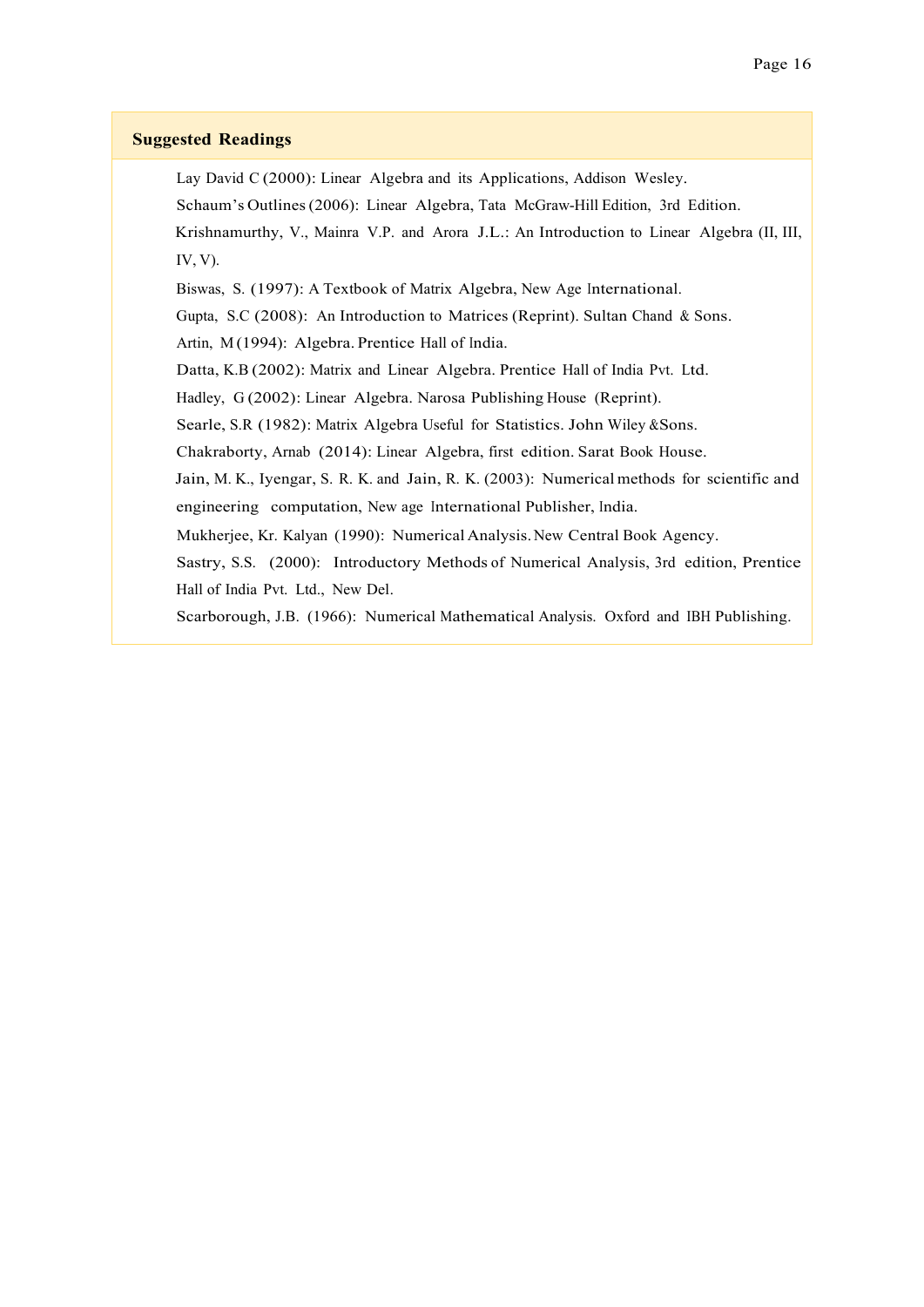### Suggested Readings

Lay David C (2000): Linear Algebra and its Applications, Addison Wesley.

Schaum's Outlines (2006): Linear Algebra, Tata McGraw-Hill Edition, 3rd Edition.

Krishnamurthy, V., Mainra V.P. and Arora J.L.: An Introduction to Linear Algebra (II, III, IV, V).

Biswas, S. (1997): A Textbook of Matrix Algebra, New Age International.

Gupta, S.C (2008): An Introduction to Matrices (Reprint). Sultan Chand & Sons.

Artin, M (1994): Algebra. Prentice Hall of India.

Datta, K.B (2002): Matrix and Linear Algebra. Prentice Hall of India Pvt. Ltd.

Hadley, G (2002): Linear Algebra. Narosa Publishing House (Reprint).

Searle, S.R (1982): Matrix Algebra Useful for Statistics. John Wiley &Sons.

Chakraborty, Arnab (2014): Linear Algebra, first edition. Sarat Book House.

Jain, M. K., Iyengar, S. R. K. and Jain, R. K. (2003): Numerical methods for scientific and engineering computation, New age International Publisher, India.

Mukherjee, Kr. Kalyan (1990): Numerical Analysis. New Central Book Agency.

Sastry, S.S. (2000): Introductory Methods of Numerical Analysis, 3rd edition, Prentice Hall of India Pvt. Ltd., New Del.

Scarborough, J.B. (1966): Numerical Mathematical Analysis. Oxford and IBH Publishing.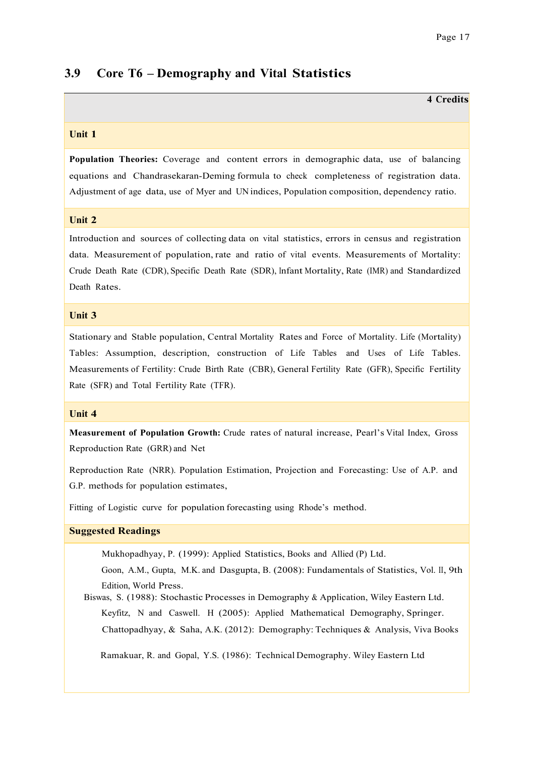## 3.9 Core T6 – Demography and Vital Statistics

**4 Credits**

### Unit 1

**Population Theories:** Coverage and content errors in demographic data, use of balancing equations and Chandrasekaran-Deming formula to check completeness of registration data. Adjustment of age data, use of Myer and UN indices, Population composition, dependency ratio.

### Unit 2

Introduction and sources of collecting data on vital statistics, errors in census and registration data. Measurement of population, rate and ratio of vital events. Measurements of Mortality: Crude Death Rate (CDR), Specific Death Rate (SDR), Infant Mortality, Rate (IMR) and Standardized Death Rates.

### Unit 3

Stationary and Stable population, Central Mortality Rates and Force of Mortality. Life (Mortality) Tables: Assumption, description, construction of Life Tables and Uses of Life Tables. Measurements of Fertility: Crude Birth Rate (CBR), General Fertility Rate (GFR), Specific Fertility Rate (SFR) and Total Fertility Rate (TFR).

### Unit 4

**Measurement of Population Growth:** Crude rates of natural increase, Pearl's Vital Index, Gross Reproduction Rate (GRR) and Net

Reproduction Rate (NRR). Population Estimation, Projection and Forecasting: Use of A.P. and G.P. methods for population estimates,

Fitting of Logistic curve for population forecasting using Rhode's method.

### Suggested Readings

Mukhopadhyay, P. (1999): Applied Statistics, Books and Allied (P) Ltd.

Goon, A.M., Gupta, M.K. and Dasgupta, B. (2008): Fundamentals of Statistics, Vol. II, 9th Edition, World Press.

Biswas, S. (1988): Stochastic Processes in Demography & Application, Wiley Eastern Ltd.

Keyfitz, N and Caswell. H (2005): Applied Mathematical Demography, Springer.

Chattopadhyay, & Saha, A.K. (2012): Demography: Techniques & Analysis, Viva Books

Ramakuar, R. and Gopal, Y.S. (1986): Technical Demography. Wiley Eastern Ltd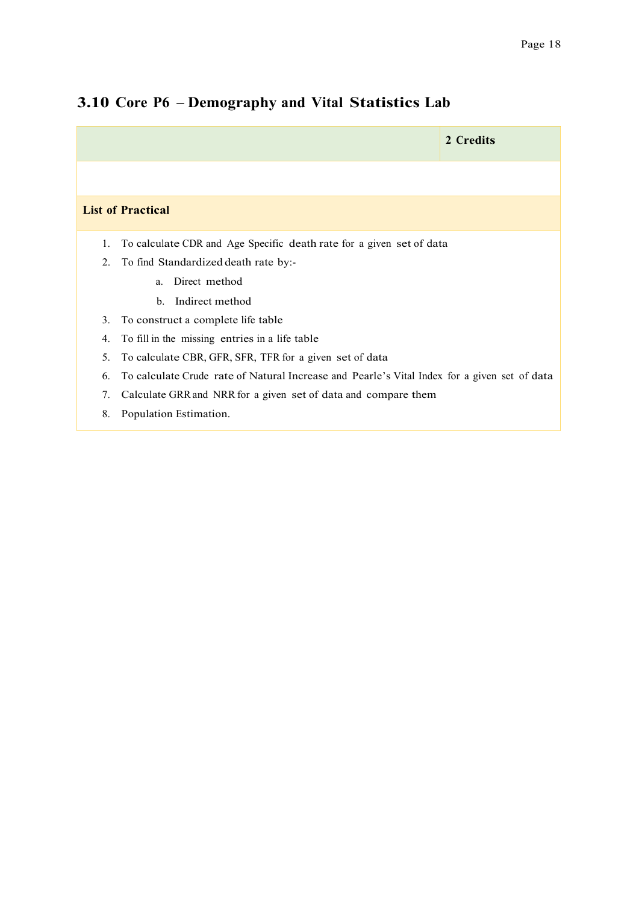## 3.10 Core P6 – Demography and Vital Statistics Lab

| | **2 Credits** |
|---|---|
| | |

**List of Practical**

1. To calculate CDR and Age Specific death rate for a given set of data
2. To find Standardized death rate by:-
   a. Direct method
   b. Indirect method
3. To construct a complete life table
4. To fill in the missing entries in a life table
5. To calculate CBR, GFR, SFR, TFR for a given set of data
6. To calculate Crude rate of Natural Increase and Pearle's Vital Index for a given set of data
7. Calculate GRR and NRR for a given set of data and compare them
8. Population Estimation.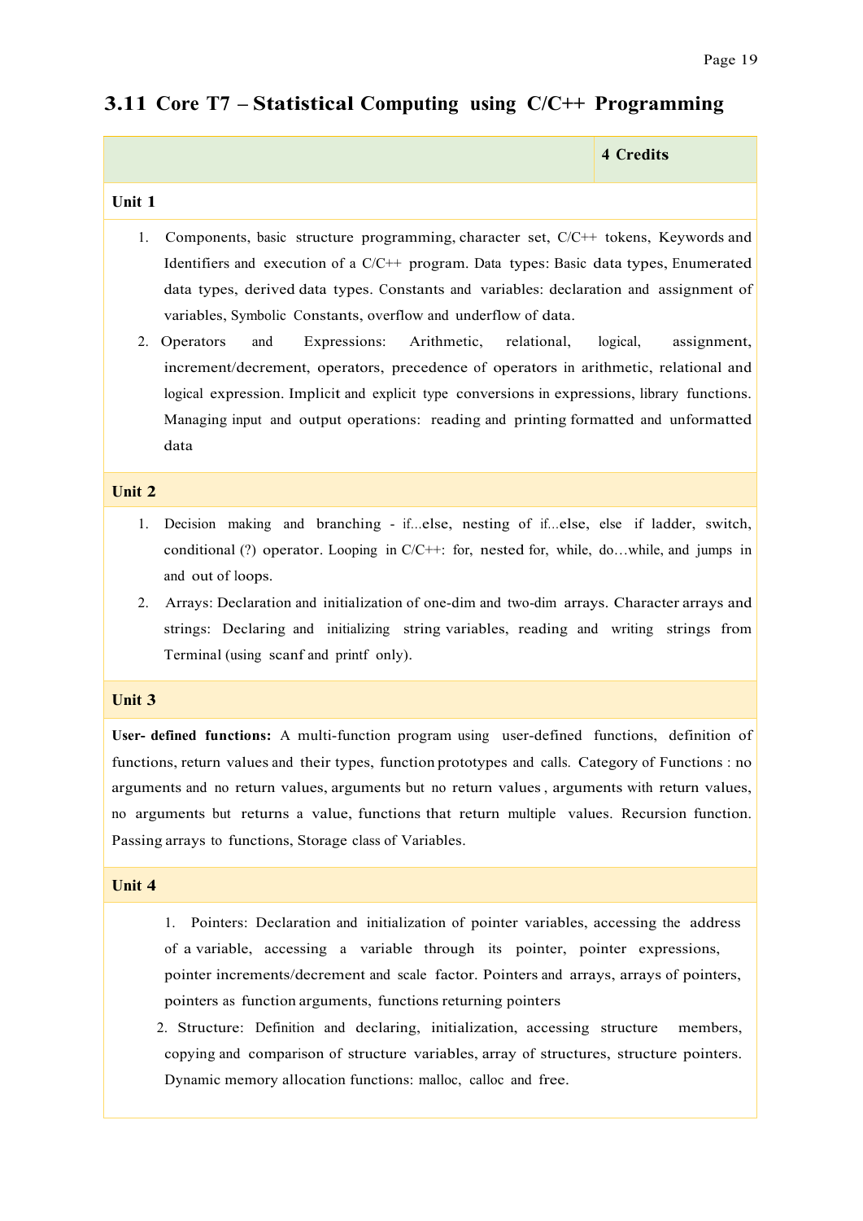## 3.11 Core T7 – Statistical Computing using C/C++ Programming

| | **4 Credits** |
|---|---|

**Unit 1**

1. Components, basic structure programming, character set, C/C++ tokens, Keywords and Identifiers and execution of a C/C++ program. Data types: Basic data types, Enumerated data types, derived data types. Constants and variables: declaration and assignment of variables, Symbolic Constants, overflow and underflow of data.
2. Operators and Expressions: Arithmetic, relational, logical, assignment, increment/decrement, operators, precedence of operators in arithmetic, relational and logical expression. Implicit and explicit type conversions in expressions, library functions. Managing input and output operations: reading and printing formatted and unformatted data

**Unit 2**

1. Decision making and branching - if...else, nesting of if...else, else if ladder, switch, conditional (?) operator. Looping in C/C++: for, nested for, while, do…while, and jumps in and out of loops.
2. Arrays: Declaration and initialization of one-dim and two-dim arrays. Character arrays and strings: Declaring and initializing string variables, reading and writing strings from Terminal (using scanf and printf only).

**Unit 3**

**User- defined functions:** A multi-function program using user-defined functions, definition of functions, return values and their types, function prototypes and calls. Category of Functions : no arguments and no return values, arguments but no return values , arguments with return values, no arguments but returns a value, functions that return multiple values. Recursion function. Passing arrays to functions, Storage class of Variables.

**Unit 4**

1. Pointers: Declaration and initialization of pointer variables, accessing the address of a variable, accessing a variable through its pointer, pointer expressions, pointer increments/decrement and scale factor. Pointers and arrays, arrays of pointers, pointers as function arguments, functions returning pointers
2. Structure: Definition and declaring, initialization, accessing structure members, copying and comparison of structure variables, array of structures, structure pointers. Dynamic memory allocation functions: malloc, calloc and free.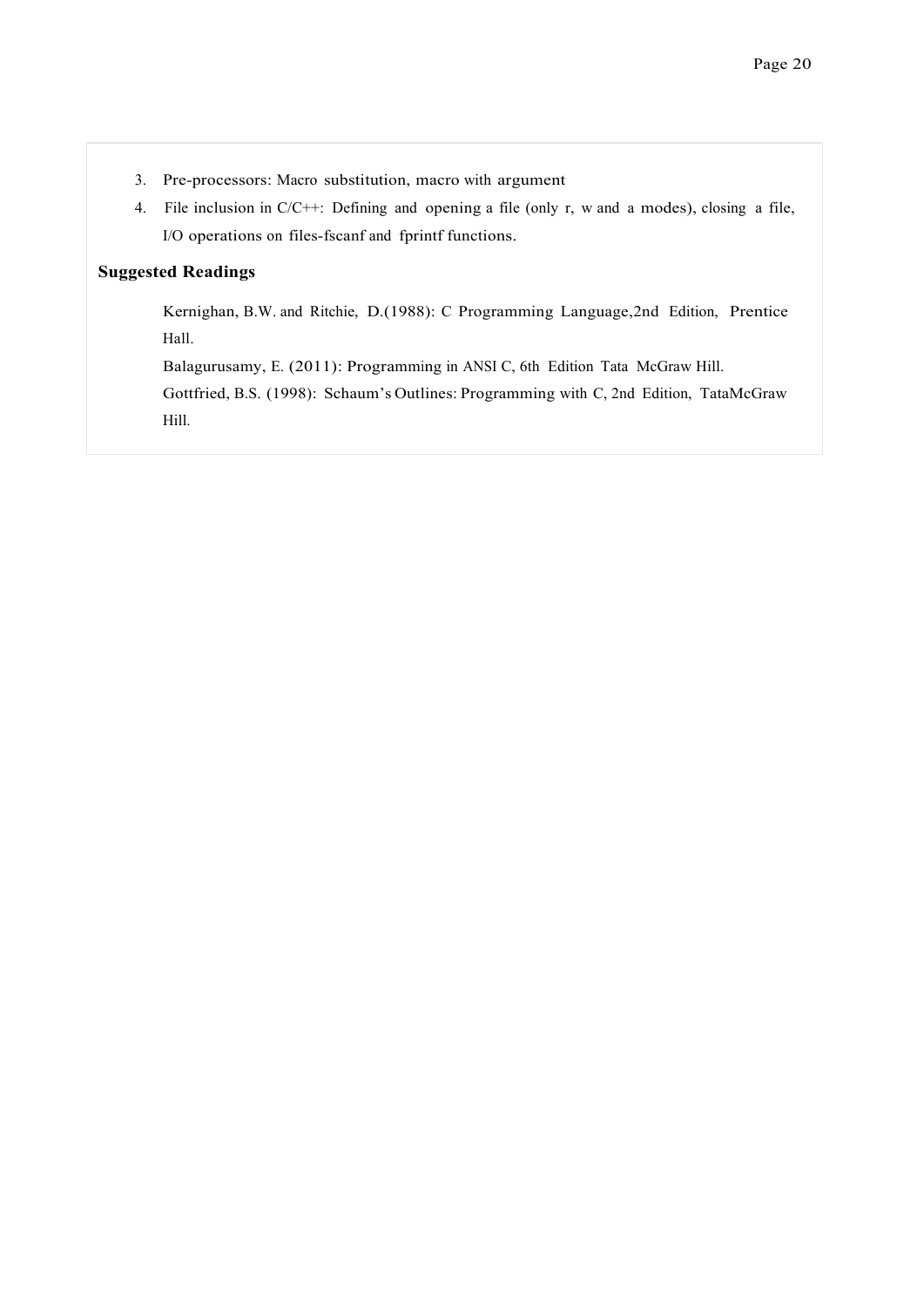3. Pre-processors: Macro substitution, macro with argument
4. File inclusion in C/C++: Defining and opening a file (only r, w and a modes), closing a file, I/O operations on files-fscanf and fprintf functions.

## Suggested Readings

Kernighan, B.W. and Ritchie, D.(1988): C Programming Language,2nd Edition, Prentice Hall.

Balagurusamy, E. (2011): Programming in ANSI C, 6th Edition Tata McGraw Hill.

Gottfried, B.S. (1998): Schaum's Outlines: Programming with C, 2nd Edition, TataMcGraw Hill.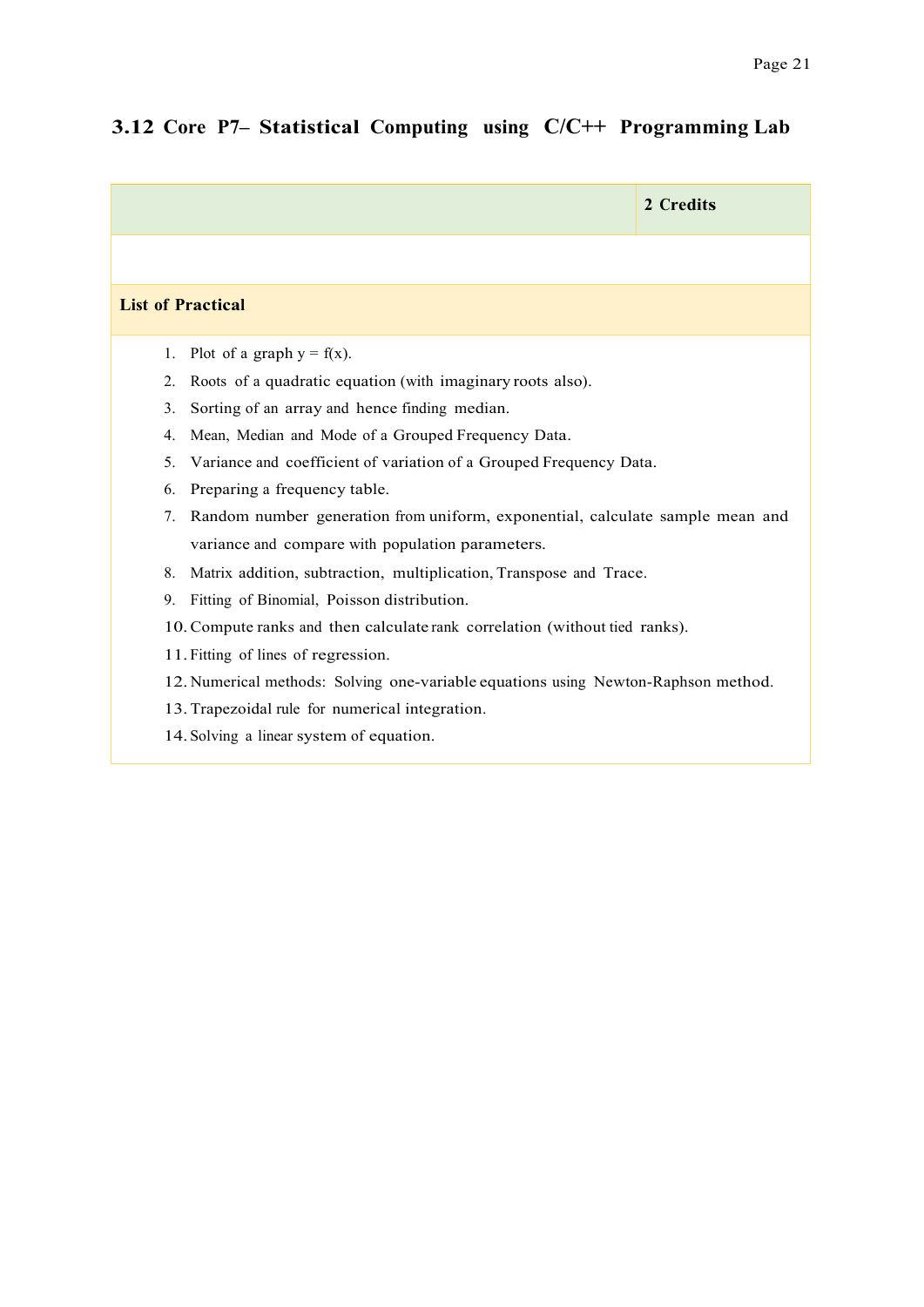## 3.12 Core P7– Statistical Computing using C/C++ Programming Lab

| | 2 Credits |
|---|---|

**List of Practical**

1. Plot of a graph y = f(x).
2. Roots of a quadratic equation (with imaginary roots also).
3. Sorting of an array and hence finding median.
4. Mean, Median and Mode of a Grouped Frequency Data.
5. Variance and coefficient of variation of a Grouped Frequency Data.
6. Preparing a frequency table.
7. Random number generation from uniform, exponential, calculate sample mean and variance and compare with population parameters.
8. Matrix addition, subtraction, multiplication, Transpose and Trace.
9. Fitting of Binomial, Poisson distribution.
10. Compute ranks and then calculate rank correlation (without tied ranks).
11. Fitting of lines of regression.
12. Numerical methods: Solving one-variable equations using Newton-Raphson method.
13. Trapezoidal rule for numerical integration.
14. Solving a linear system of equation.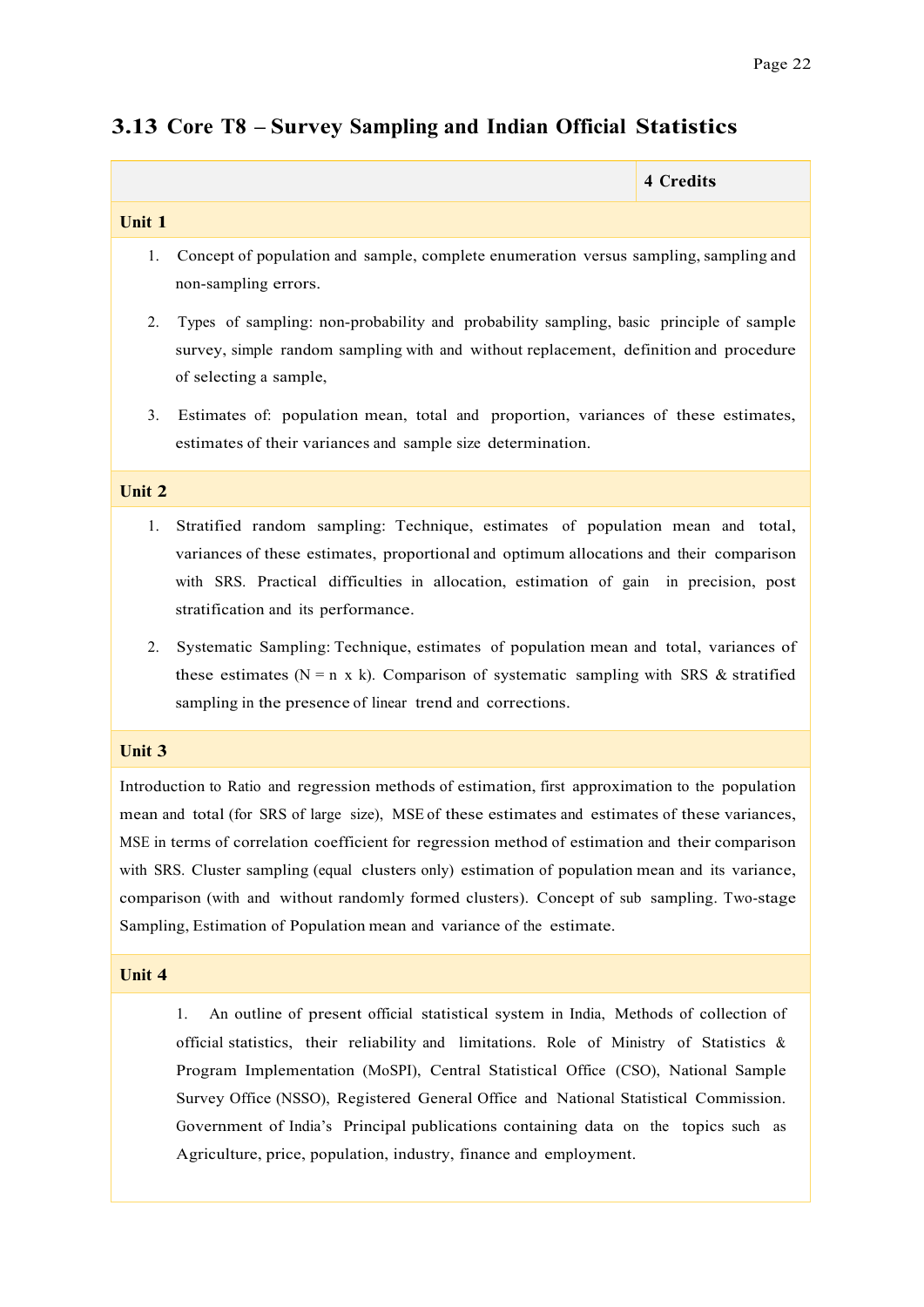## 3.13 Core T8 – Survey Sampling and Indian Official Statistics

| | 4 Credits |
|---|---|

**Unit 1**

1. Concept of population and sample, complete enumeration versus sampling, sampling and non-sampling errors.
2. Types of sampling: non-probability and probability sampling, basic principle of sample survey, simple random sampling with and without replacement, definition and procedure of selecting a sample,
3. Estimates of: population mean, total and proportion, variances of these estimates, estimates of their variances and sample size determination.

**Unit 2**

1. Stratified random sampling: Technique, estimates of population mean and total, variances of these estimates, proportional and optimum allocations and their comparison with SRS. Practical difficulties in allocation, estimation of gain in precision, post stratification and its performance.
2. Systematic Sampling: Technique, estimates of population mean and total, variances of these estimates ($N = n \times k$). Comparison of systematic sampling with SRS & stratified sampling in the presence of linear trend and corrections.

**Unit 3**

Introduction to Ratio and regression methods of estimation, first approximation to the population mean and total (for SRS of large size), MSE of these estimates and estimates of these variances, MSE in terms of correlation coefficient for regression method of estimation and their comparison with SRS. Cluster sampling (equal clusters only) estimation of population mean and its variance, comparison (with and without randomly formed clusters). Concept of sub sampling. Two-stage Sampling, Estimation of Population mean and variance of the estimate.

**Unit 4**

1. An outline of present official statistical system in India, Methods of collection of official statistics, their reliability and limitations. Role of Ministry of Statistics & Program Implementation (MoSPI), Central Statistical Office (CSO), National Sample Survey Office (NSSO), Registered General Office and National Statistical Commission. Government of India's Principal publications containing data on the topics such as Agriculture, price, population, industry, finance and employment.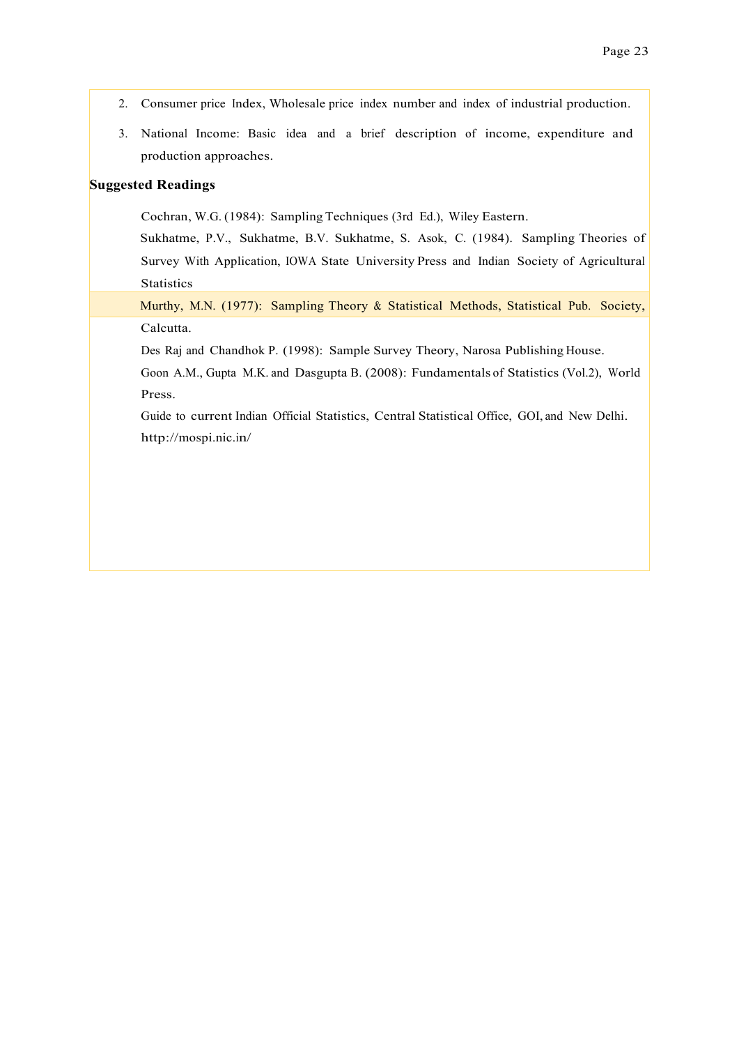2. Consumer price Index, Wholesale price index number and index of industrial production.

3. National Income: Basic idea and a brief description of income, expenditure and production approaches.

**Suggested Readings**

Cochran, W.G. (1984): Sampling Techniques (3rd Ed.), Wiley Eastern.

Sukhatme, P.V., Sukhatme, B.V. Sukhatme, S. Asok, C. (1984). Sampling Theories of Survey With Application, IOWA State University Press and Indian Society of Agricultural Statistics

Murthy, M.N. (1977): Sampling Theory & Statistical Methods, Statistical Pub. Society, Calcutta.

Des Raj and Chandhok P. (1998): Sample Survey Theory, Narosa Publishing House.

Goon A.M., Gupta M.K. and Dasgupta B. (2008): Fundamentals of Statistics (Vol.2), World Press.

Guide to current Indian Official Statistics, Central Statistical Office, GOI, and New Delhi. http://mospi.nic.in/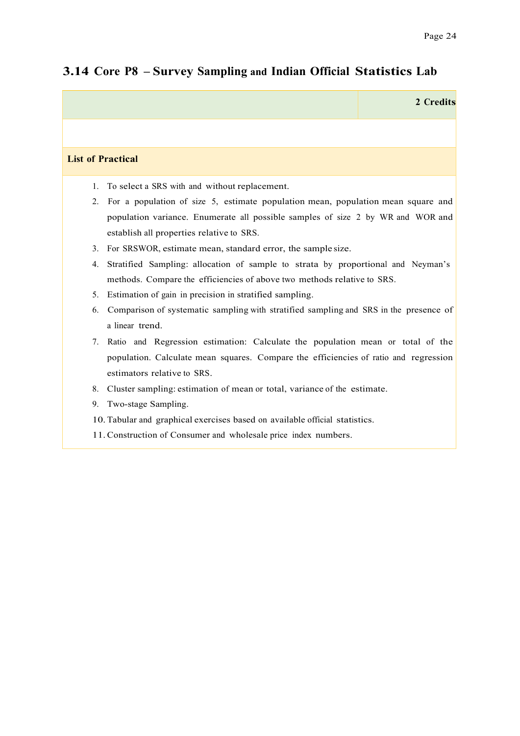## 3.14 Core P8 – Survey Sampling and Indian Official Statistics Lab

| | 2 Credits |
|---|---|
| | |

**List of Practical**

1. To select a SRS with and without replacement.
2. For a population of size 5, estimate population mean, population mean square and population variance. Enumerate all possible samples of size 2 by WR and WOR and establish all properties relative to SRS.
3. For SRSWOR, estimate mean, standard error, the sample size.
4. Stratified Sampling: allocation of sample to strata by proportional and Neyman's methods. Compare the efficiencies of above two methods relative to SRS.
5. Estimation of gain in precision in stratified sampling.
6. Comparison of systematic sampling with stratified sampling and SRS in the presence of a linear trend.
7. Ratio and Regression estimation: Calculate the population mean or total of the population. Calculate mean squares. Compare the efficiencies of ratio and regression estimators relative to SRS.
8. Cluster sampling: estimation of mean or total, variance of the estimate.
9. Two-stage Sampling.
10. Tabular and graphical exercises based on available official statistics.
11. Construction of Consumer and wholesale price index numbers.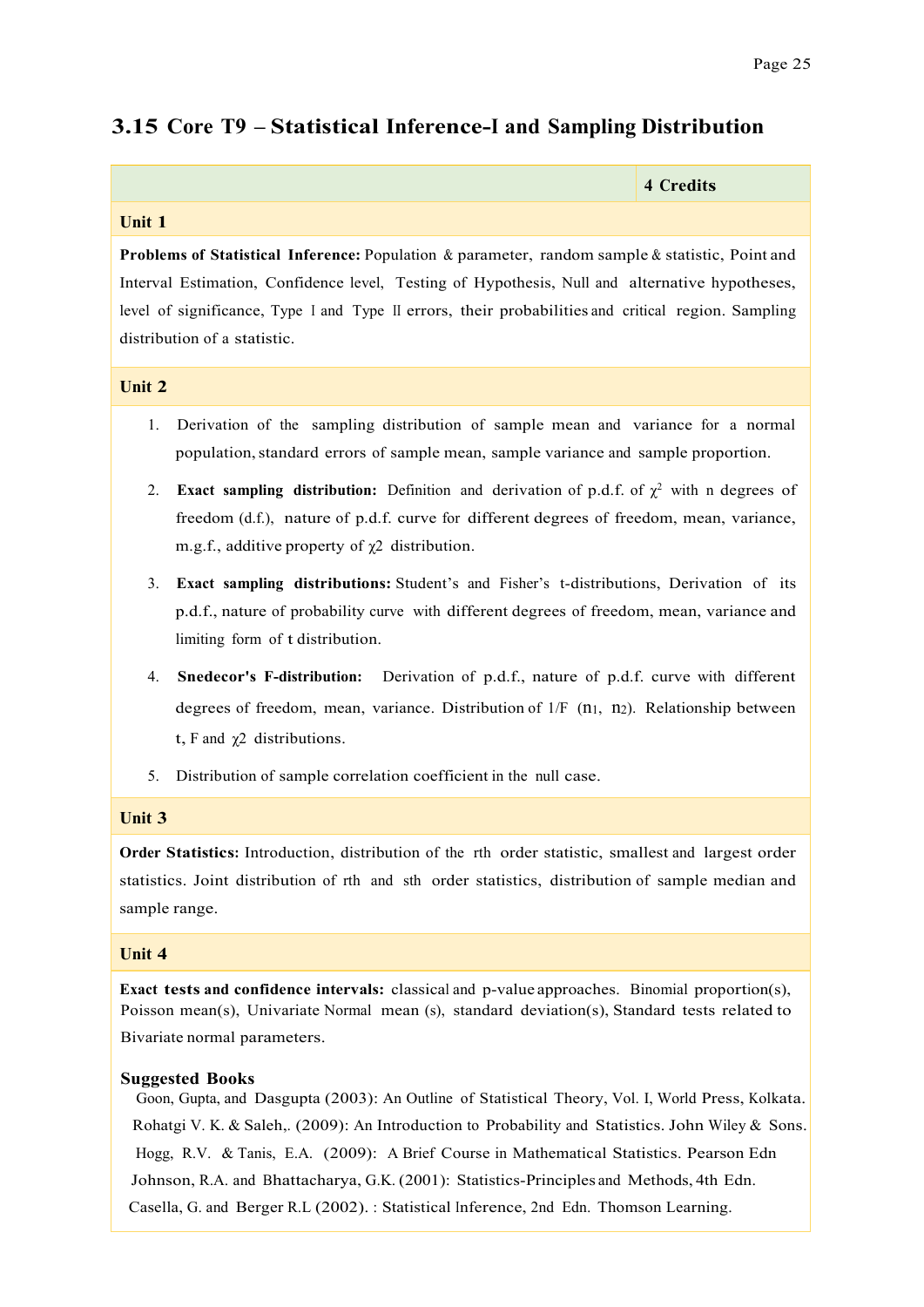## 3.15 Core T9 – Statistical Inference-I and Sampling Distribution

| | **4 Credits** |
|---|---|

### Unit 1

**Problems of Statistical Inference:** Population & parameter, random sample & statistic, Point and Interval Estimation, Confidence level, Testing of Hypothesis, Null and alternative hypotheses, level of significance, Type I and Type II errors, their probabilities and critical region. Sampling distribution of a statistic.

### Unit 2

1. Derivation of the sampling distribution of sample mean and variance for a normal population, standard errors of sample mean, sample variance and sample proportion.
2. **Exact sampling distribution:** Definition and derivation of p.d.f. of $\chi^2$ with n degrees of freedom (d.f.), nature of p.d.f. curve for different degrees of freedom, mean, variance, m.g.f., additive property of $\chi 2$ distribution.
3. **Exact sampling distributions:** Student's and Fisher's t-distributions, Derivation of its p.d.f., nature of probability curve with different degrees of freedom, mean, variance and limiting form of t distribution.
4. **Snedecor's F-distribution:** Derivation of p.d.f., nature of p.d.f. curve with different degrees of freedom, mean, variance. Distribution of $1/F$ $(n_1, n_2)$. Relationship between t, F and $\chi 2$ distributions.
5. Distribution of sample correlation coefficient in the null case.

### Unit 3

**Order Statistics:** Introduction, distribution of the rth order statistic, smallest and largest order statistics. Joint distribution of rth and sth order statistics, distribution of sample median and sample range.

### Unit 4

**Exact tests and confidence intervals:** classical and p-value approaches. Binomial proportion(s), Poisson mean(s), Univariate Normal mean (s), standard deviation(s), Standard tests related to Bivariate normal parameters.

**Suggested Books**

Goon, Gupta, and Dasgupta (2003): An Outline of Statistical Theory, Vol. I, World Press, Kolkata.

Rohatgi V. K. & Saleh,. (2009): An Introduction to Probability and Statistics. John Wiley & Sons.

Hogg, R.V. & Tanis, E.A. (2009): A Brief Course in Mathematical Statistics. Pearson Edn

Johnson, R.A. and Bhattacharya, G.K. (2001): Statistics-Principles and Methods, 4th Edn.

Casella, G. and Berger R.L (2002). : Statistical Inference, 2nd Edn. Thomson Learning.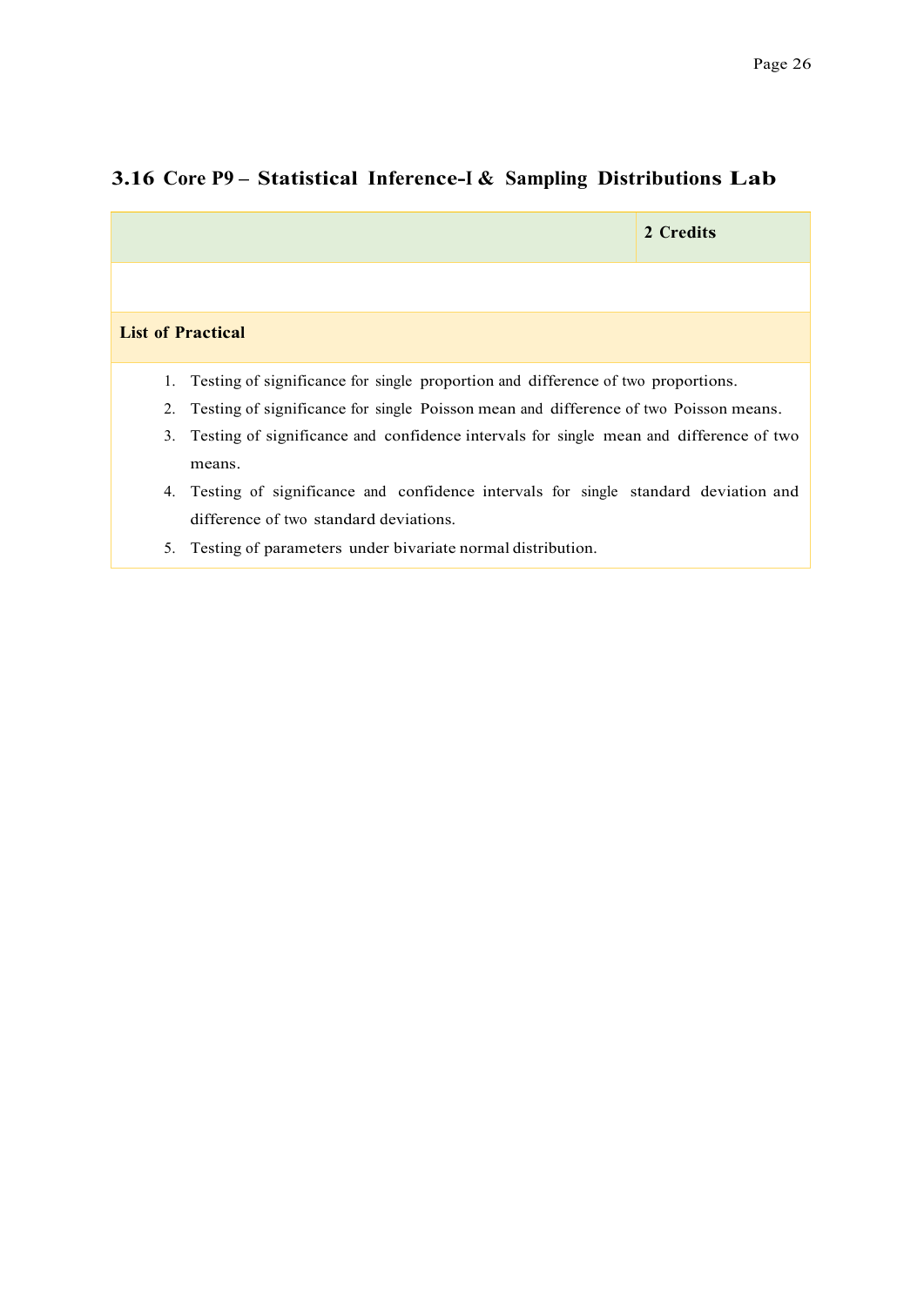## 3.16 Core P9 – Statistical Inference-I & Sampling Distributions Lab

| | 2 Credits |
|---|---|
| | |

**List of Practical**

1. Testing of significance for single proportion and difference of two proportions.
2. Testing of significance for single Poisson mean and difference of two Poisson means.
3. Testing of significance and confidence intervals for single mean and difference of two means.
4. Testing of significance and confidence intervals for single standard deviation and difference of two standard deviations.
5. Testing of parameters under bivariate normal distribution.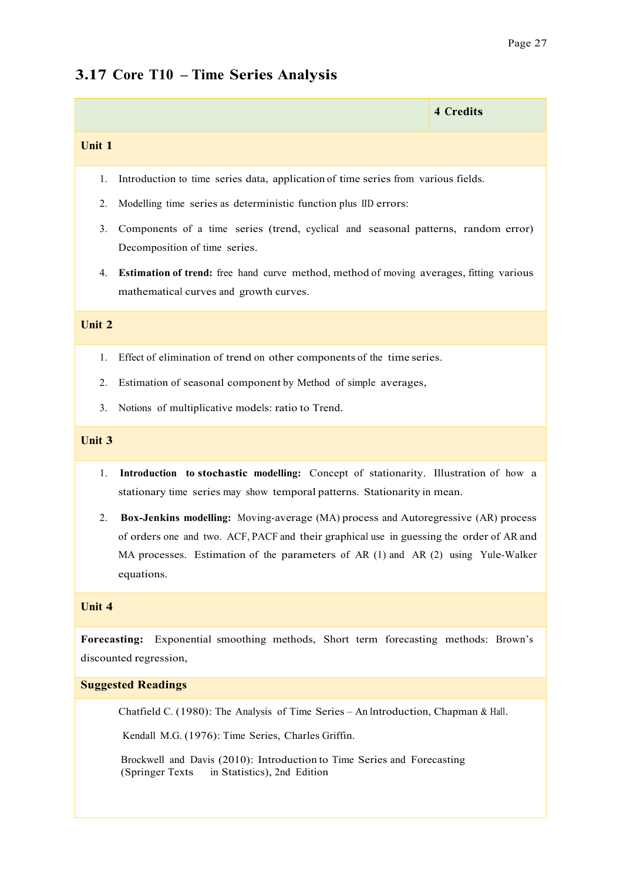## 3.17 Core T10 – Time Series Analysis

| | **4 Credits** |
|---|---|

### Unit 1

1. Introduction to time series data, application of time series from various fields.
2. Modelling time series as deterministic function plus IID errors:
3. Components of a time series (trend, cyclical and seasonal patterns, random error) Decomposition of time series.
4. **Estimation of trend:** free hand curve method, method of moving averages, fitting various mathematical curves and growth curves.

### Unit 2

1. Effect of elimination of trend on other components of the time series.
2. Estimation of seasonal component by Method of simple averages,
3. Notions of multiplicative models: ratio to Trend.

### Unit 3

1. **Introduction to stochastic modelling:** Concept of stationarity. Illustration of how a stationary time series may show temporal patterns. Stationarity in mean.
2. **Box-Jenkins modelling:** Moving-average (MA) process and Autoregressive (AR) process of orders one and two. ACF, PACF and their graphical use in guessing the order of AR and MA processes. Estimation of the parameters of AR (1) and AR (2) using Yule-Walker equations.

### Unit 4

**Forecasting:** Exponential smoothing methods, Short term forecasting methods: Brown's discounted regression,

### Suggested Readings

Chatfield C. (1980): The Analysis of Time Series – An Introduction, Chapman & Hall.

Kendall M.G. (1976): Time Series, Charles Griffin.

Brockwell and Davis (2010): Introduction to Time Series and Forecasting (Springer Texts in Statistics), 2nd Edition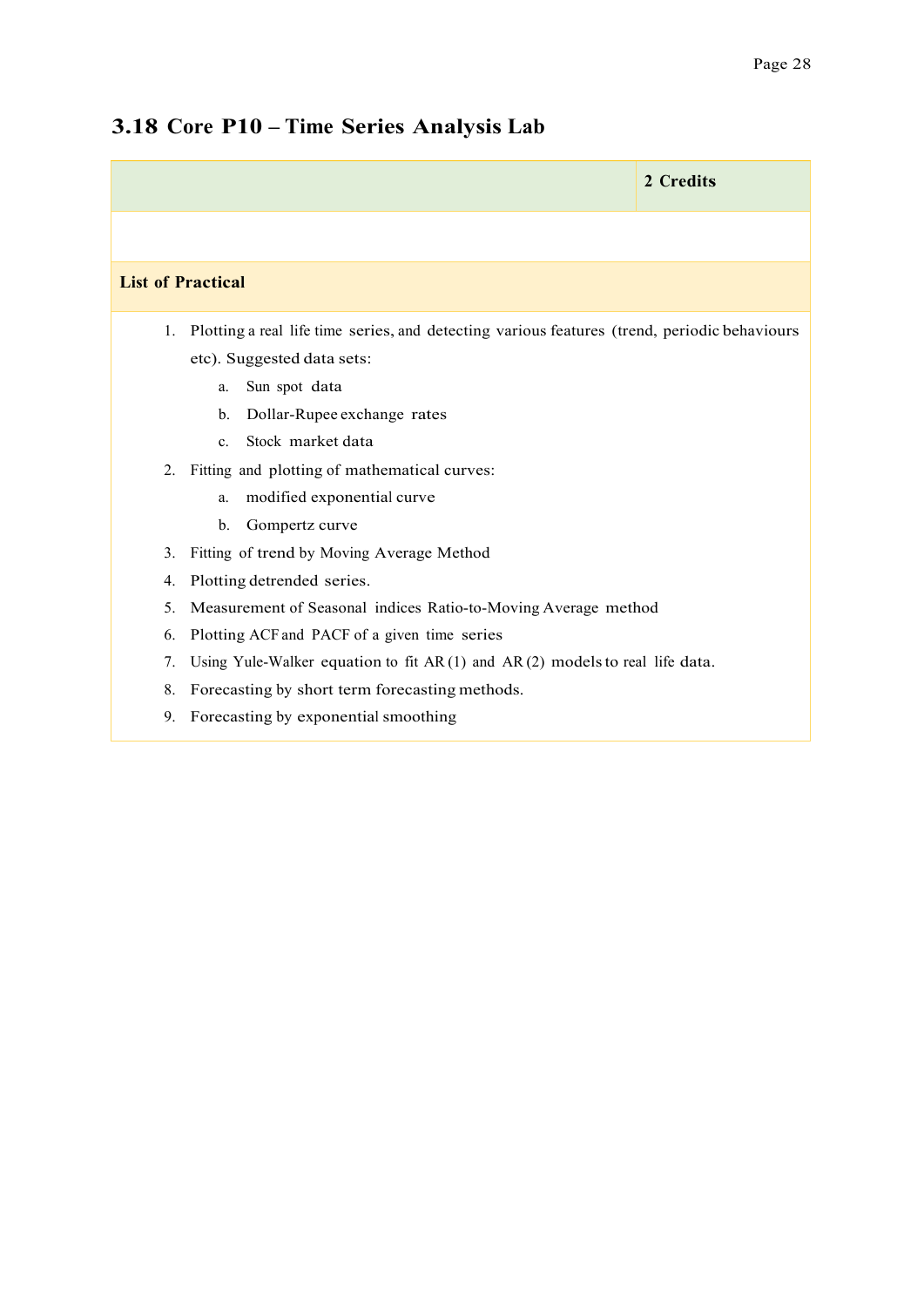## 3.18 Core P10 – Time Series Analysis Lab

| | 2 Credits |
|---|---|
| | |

**List of Practical**

1. Plotting a real life time series, and detecting various features (trend, periodic behaviours etc). Suggested data sets:
   a. Sun spot data
   b. Dollar-Rupee exchange rates
   c. Stock market data
2. Fitting and plotting of mathematical curves:
   a. modified exponential curve
   b. Gompertz curve
3. Fitting of trend by Moving Average Method
4. Plotting detrended series.
5. Measurement of Seasonal indices Ratio-to-Moving Average method
6. Plotting ACF and PACF of a given time series
7. Using Yule-Walker equation to fit AR (1) and AR (2) models to real life data.
8. Forecasting by short term forecasting methods.
9. Forecasting by exponential smoothing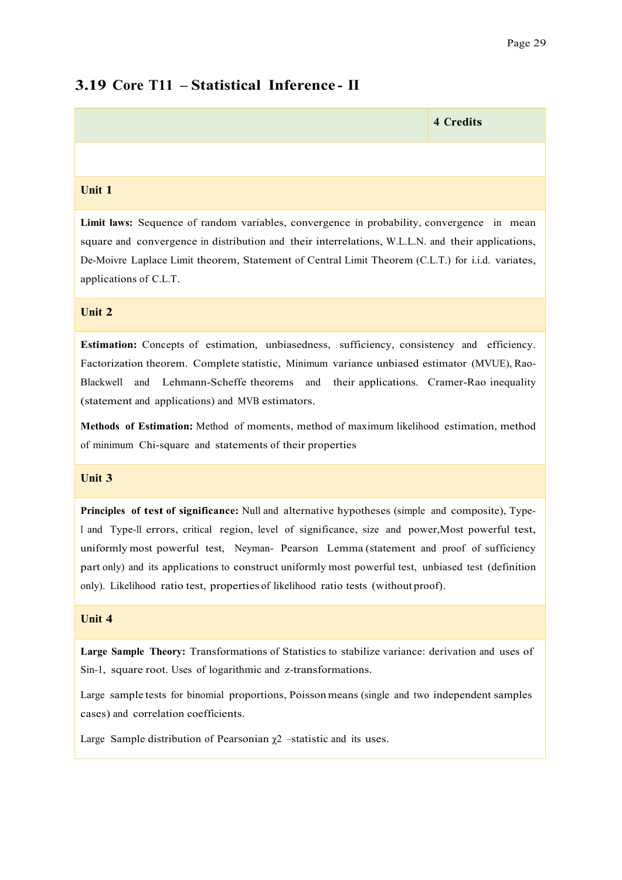## 3.19 Core T11 – Statistical Inference - II

| | **4 Credits** |
|---|---|

### Unit 1

**Limit laws:** Sequence of random variables, convergence in probability, convergence in mean square and convergence in distribution and their interrelations, W.L.L.N. and their applications, De-Moivre Laplace Limit theorem, Statement of Central Limit Theorem (C.L.T.) for i.i.d. variates, applications of C.L.T.

### Unit 2

**Estimation:** Concepts of estimation, unbiasedness, sufficiency, consistency and efficiency. Factorization theorem. Complete statistic, Minimum variance unbiased estimator (MVUE), Rao-Blackwell and Lehmann-Scheffe theorems and their applications. Cramer-Rao inequality (statement and applications) and MVB estimators.

**Methods of Estimation:** Method of moments, method of maximum likelihood estimation, method of minimum Chi-square and statements of their properties

### Unit 3

**Principles of test of significance:** Null and alternative hypotheses (simple and composite), Type-I and Type-II errors, critical region, level of significance, size and power,Most powerful test, uniformly most powerful test, Neyman- Pearson Lemma (statement and proof of sufficiency part only) and its applications to construct uniformly most powerful test, unbiased test (definition only). Likelihood ratio test, properties of likelihood ratio tests (without proof).

### Unit 4

**Large Sample Theory:** Transformations of Statistics to stabilize variance: derivation and uses of Sin-1, square root. Uses of logarithmic and z-transformations.

Large sample tests for binomial proportions, Poisson means (single and two independent samples cases) and correlation coefficients.

Large Sample distribution of Pearsonian $\chi^2$ –statistic and its uses.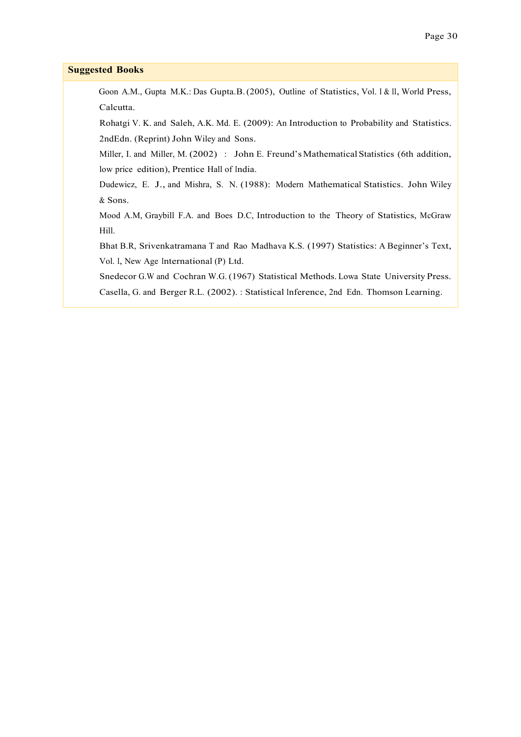**Suggested Books**

Goon A.M., Gupta M.K.: Das Gupta.B. (2005), Outline of Statistics, Vol. I & II, World Press, Calcutta.

Rohatgi V. K. and Saleh, A.K. Md. E. (2009): An Introduction to Probability and Statistics. 2ndEdn. (Reprint) John Wiley and Sons.

Miller, I. and Miller, M. (2002) : John E. Freund's Mathematical Statistics (6th addition, low price edition), Prentice Hall of India.

Dudewicz, E. J., and Mishra, S. N. (1988): Modern Mathematical Statistics. John Wiley & Sons.

Mood A.M, Graybill F.A. and Boes D.C, Introduction to the Theory of Statistics, McGraw Hill.

Bhat B.R, Srivenkatramana T and Rao Madhava K.S. (1997) Statistics: A Beginner's Text, Vol. I, New Age International (P) Ltd.

Snedecor G.W and Cochran W.G. (1967) Statistical Methods. Lowa State University Press.

Casella, G. and Berger R.L. (2002). : Statistical Inference, 2nd Edn. Thomson Learning.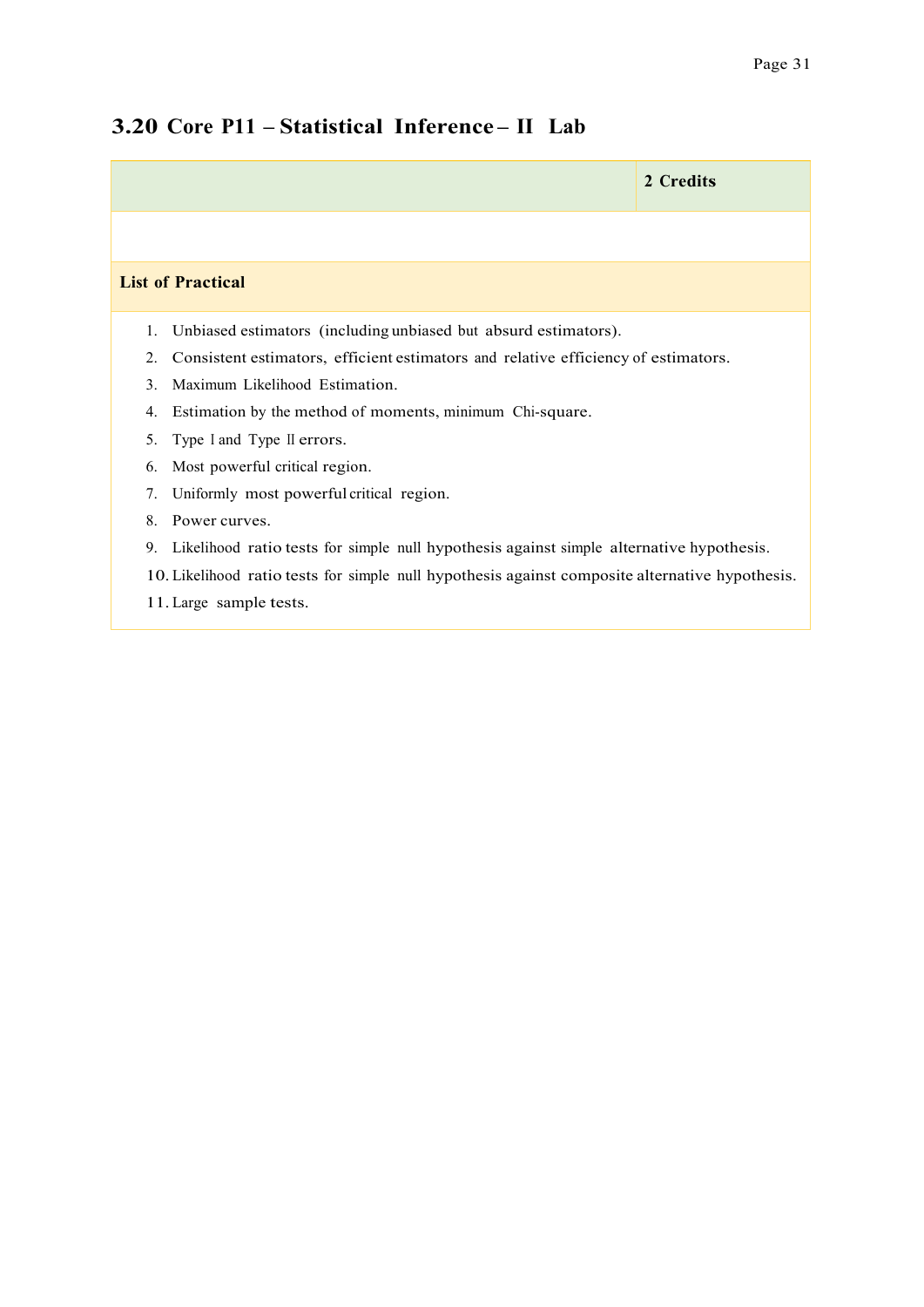## 3.20 Core P11 – Statistical Inference – II Lab

| | 2 Credits |
|---|---|

**List of Practical**

1. Unbiased estimators (including unbiased but absurd estimators).
2. Consistent estimators, efficient estimators and relative efficiency of estimators.
3. Maximum Likelihood Estimation.
4. Estimation by the method of moments, minimum Chi-square.
5. Type I and Type II errors.
6. Most powerful critical region.
7. Uniformly most powerful critical region.
8. Power curves.
9. Likelihood ratio tests for simple null hypothesis against simple alternative hypothesis.
10. Likelihood ratio tests for simple null hypothesis against composite alternative hypothesis.
11. Large sample tests.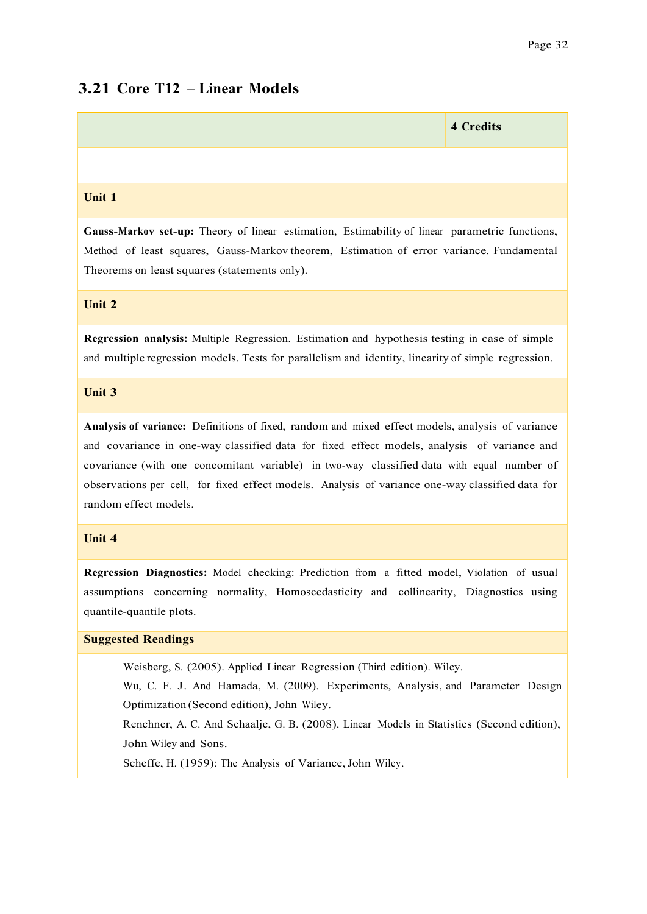## 3.21 Core T12 – Linear Models

| | 4 Credits |
|---|---|

### Unit 1

**Gauss-Markov set-up:** Theory of linear estimation, Estimability of linear parametric functions, Method of least squares, Gauss-Markov theorem, Estimation of error variance. Fundamental Theorems on least squares (statements only).

### Unit 2

**Regression analysis:** Multiple Regression. Estimation and hypothesis testing in case of simple and multiple regression models. Tests for parallelism and identity, linearity of simple regression.

### Unit 3

**Analysis of variance:** Definitions of fixed, random and mixed effect models, analysis of variance and covariance in one-way classified data for fixed effect models, analysis of variance and covariance (with one concomitant variable) in two-way classified data with equal number of observations per cell, for fixed effect models. Analysis of variance one-way classified data for random effect models.

### Unit 4

**Regression Diagnostics:** Model checking: Prediction from a fitted model, Violation of usual assumptions concerning normality, Homoscedasticity and collinearity, Diagnostics using quantile-quantile plots.

### Suggested Readings

Weisberg, S. (2005). Applied Linear Regression (Third edition). Wiley.

Wu, C. F. J. And Hamada, M. (2009). Experiments, Analysis, and Parameter Design Optimization (Second edition), John Wiley.

Renchner, A. C. And Schaalje, G. B. (2008). Linear Models in Statistics (Second edition), John Wiley and Sons.

Scheffe, H. (1959): The Analysis of Variance, John Wiley.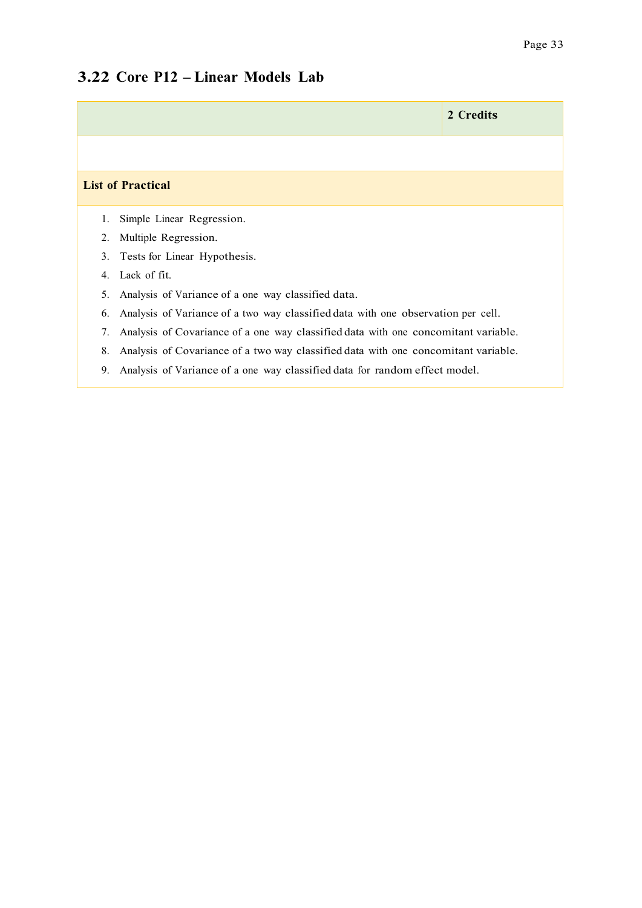## 3.22 Core P12 – Linear Models Lab

| | 2 Credits |
|---|---|

**List of Practical**

1. Simple Linear Regression.
2. Multiple Regression.
3. Tests for Linear Hypothesis.
4. Lack of fit.
5. Analysis of Variance of a one way classified data.
6. Analysis of Variance of a two way classified data with one observation per cell.
7. Analysis of Covariance of a one way classified data with one concomitant variable.
8. Analysis of Covariance of a two way classified data with one concomitant variable.
9. Analysis of Variance of a one way classified data for random effect model.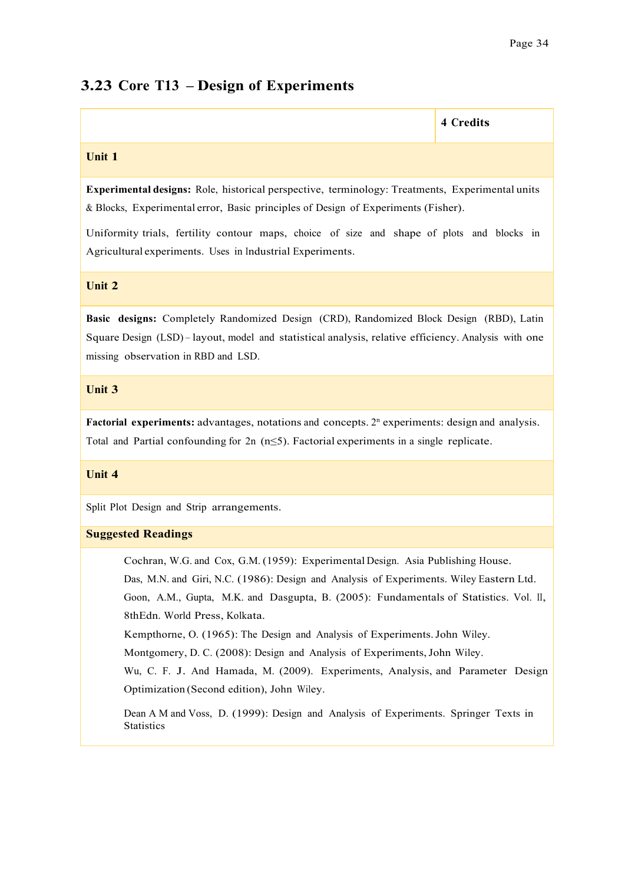## 3.23 Core T13 – Design of Experiments

| | **4 Credits** |
|---|---|

### Unit 1

**Experimental designs:** Role, historical perspective, terminology: Treatments, Experimental units & Blocks, Experimental error, Basic principles of Design of Experiments (Fisher).

Uniformity trials, fertility contour maps, choice of size and shape of plots and blocks in Agricultural experiments. Uses in Industrial Experiments.

### Unit 2

**Basic designs:** Completely Randomized Design (CRD), Randomized Block Design (RBD), Latin Square Design (LSD) – layout, model and statistical analysis, relative efficiency. Analysis with one missing observation in RBD and LSD.

### Unit 3

**Factorial experiments:** advantages, notations and concepts. $2^n$ experiments: design and analysis. Total and Partial confounding for 2n ($n \leq 5$). Factorial experiments in a single replicate.

### Unit 4

Split Plot Design and Strip arrangements.

### Suggested Readings

Cochran, W.G. and Cox, G.M. (1959): Experimental Design. Asia Publishing House.

Das, M.N. and Giri, N.C. (1986): Design and Analysis of Experiments. Wiley Eastern Ltd.

Goon, A.M., Gupta, M.K. and Dasgupta, B. (2005): Fundamentals of Statistics. Vol. II, 8thEdn. World Press, Kolkata.

Kempthorne, O. (1965): The Design and Analysis of Experiments. John Wiley.

Montgomery, D. C. (2008): Design and Analysis of Experiments, John Wiley.

Wu, C. F. J. And Hamada, M. (2009). Experiments, Analysis, and Parameter Design Optimization (Second edition), John Wiley.

Dean A M and Voss, D. (1999): Design and Analysis of Experiments. Springer Texts in Statistics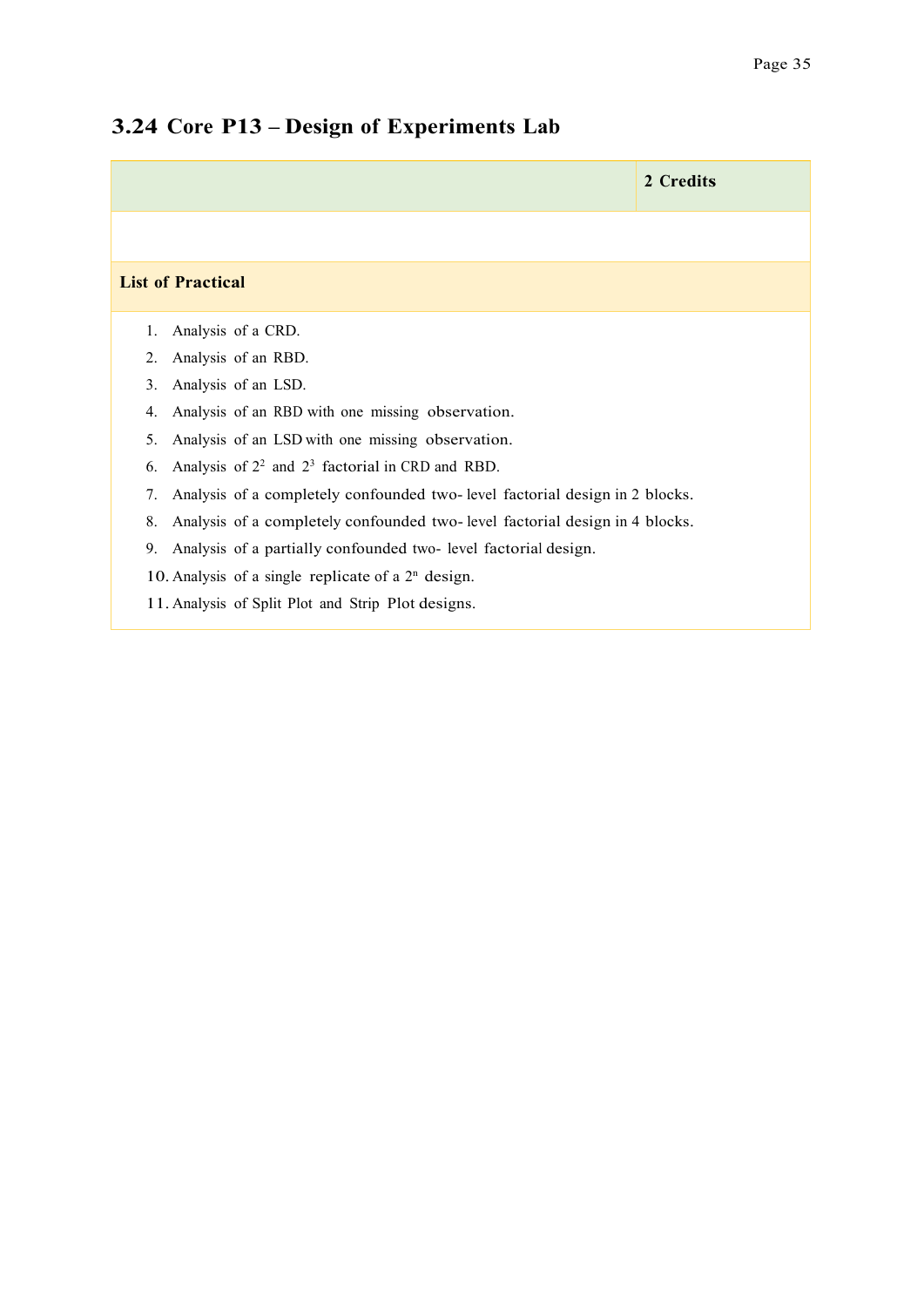## 3.24 Core P13 – Design of Experiments Lab

| | 2 Credits |
|---|---|

**List of Practical**

1. Analysis of a CRD.
2. Analysis of an RBD.
3. Analysis of an LSD.
4. Analysis of an RBD with one missing observation.
5. Analysis of an LSD with one missing observation.
6. Analysis of $2^2$ and $2^3$ factorial in CRD and RBD.
7. Analysis of a completely confounded two- level factorial design in 2 blocks.
8. Analysis of a completely confounded two- level factorial design in 4 blocks.
9. Analysis of a partially confounded two- level factorial design.
10. Analysis of a single replicate of a $2^n$ design.
11. Analysis of Split Plot and Strip Plot designs.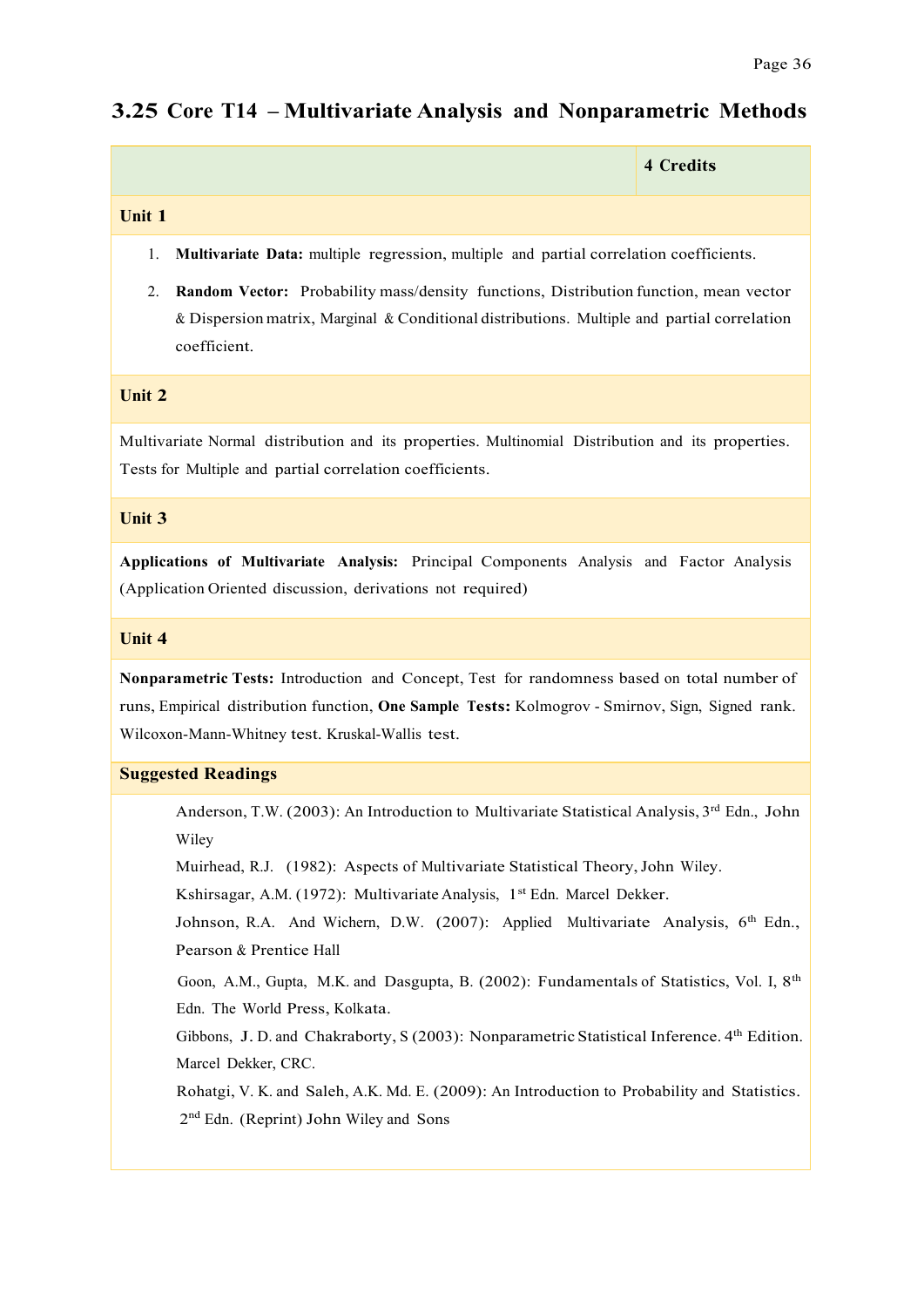## 3.25 Core T14 – Multivariate Analysis and Nonparametric Methods

| | **4 Credits** |
|---|---|

**Unit 1**

1. **Multivariate Data:** multiple regression, multiple and partial correlation coefficients.
2. **Random Vector:** Probability mass/density functions, Distribution function, mean vector & Dispersion matrix, Marginal & Conditional distributions. Multiple and partial correlation coefficient.

**Unit 2**

Multivariate Normal distribution and its properties. Multinomial Distribution and its properties. Tests for Multiple and partial correlation coefficients.

**Unit 3**

**Applications of Multivariate Analysis:** Principal Components Analysis and Factor Analysis (Application Oriented discussion, derivations not required)

**Unit 4**

**Nonparametric Tests:** Introduction and Concept, Test for randomness based on total number of runs, Empirical distribution function, **One Sample Tests:** Kolmogrov - Smirnov, Sign, Signed rank. Wilcoxon-Mann-Whitney test. Kruskal-Wallis test.

**Suggested Readings**

Anderson, T.W. (2003): An Introduction to Multivariate Statistical Analysis, 3rd Edn., John Wiley

Muirhead, R.J. (1982): Aspects of Multivariate Statistical Theory, John Wiley.

Kshirsagar, A.M. (1972): Multivariate Analysis, 1st Edn. Marcel Dekker.

Johnson, R.A. And Wichern, D.W. (2007): Applied Multivariate Analysis, 6th Edn., Pearson & Prentice Hall

Goon, A.M., Gupta, M.K. and Dasgupta, B. (2002): Fundamentals of Statistics, Vol. I, 8th Edn. The World Press, Kolkata.

Gibbons, J. D. and Chakraborty, S (2003): Nonparametric Statistical Inference. 4th Edition. Marcel Dekker, CRC.

Rohatgi, V. K. and Saleh, A.K. Md. E. (2009): An Introduction to Probability and Statistics. 2nd Edn. (Reprint) John Wiley and Sons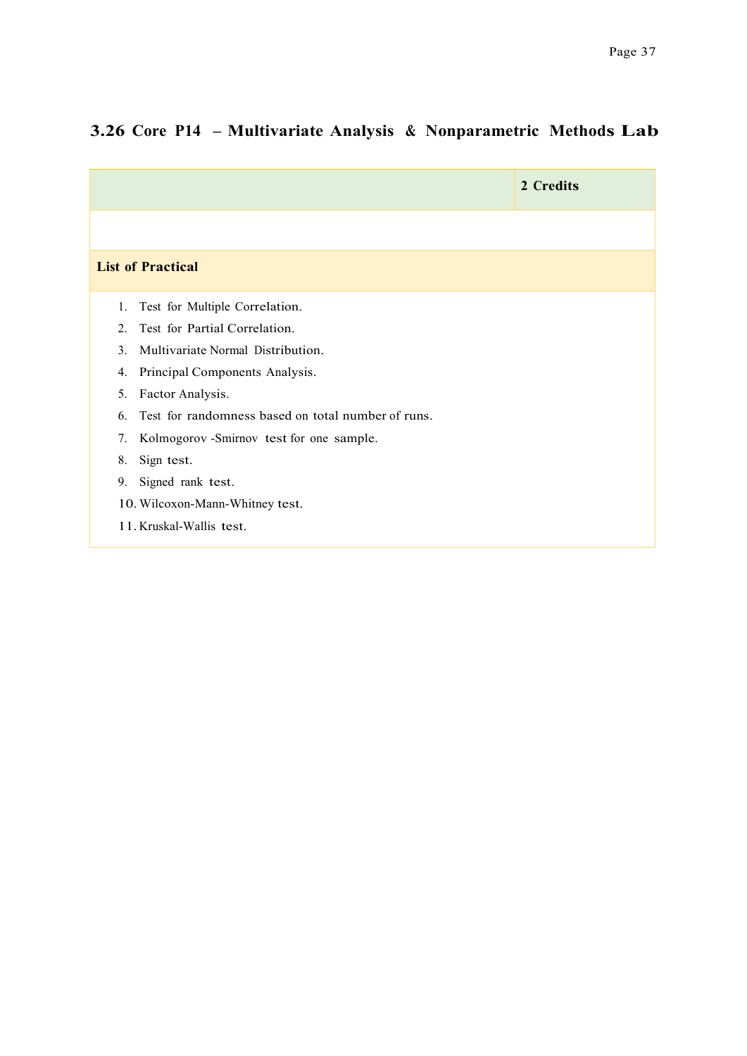## 3.26 Core P14 – Multivariate Analysis & Nonparametric Methods Lab

| | 2 Credits |
|---|---|
| | |

**List of Practical**

1. Test for Multiple Correlation.
2. Test for Partial Correlation.
3. Multivariate Normal Distribution.
4. Principal Components Analysis.
5. Factor Analysis.
6. Test for randomness based on total number of runs.
7. Kolmogorov -Smirnov test for one sample.
8. Sign test.
9. Signed rank test.
10. Wilcoxon-Mann-Whitney test.
11. Kruskal-Wallis test.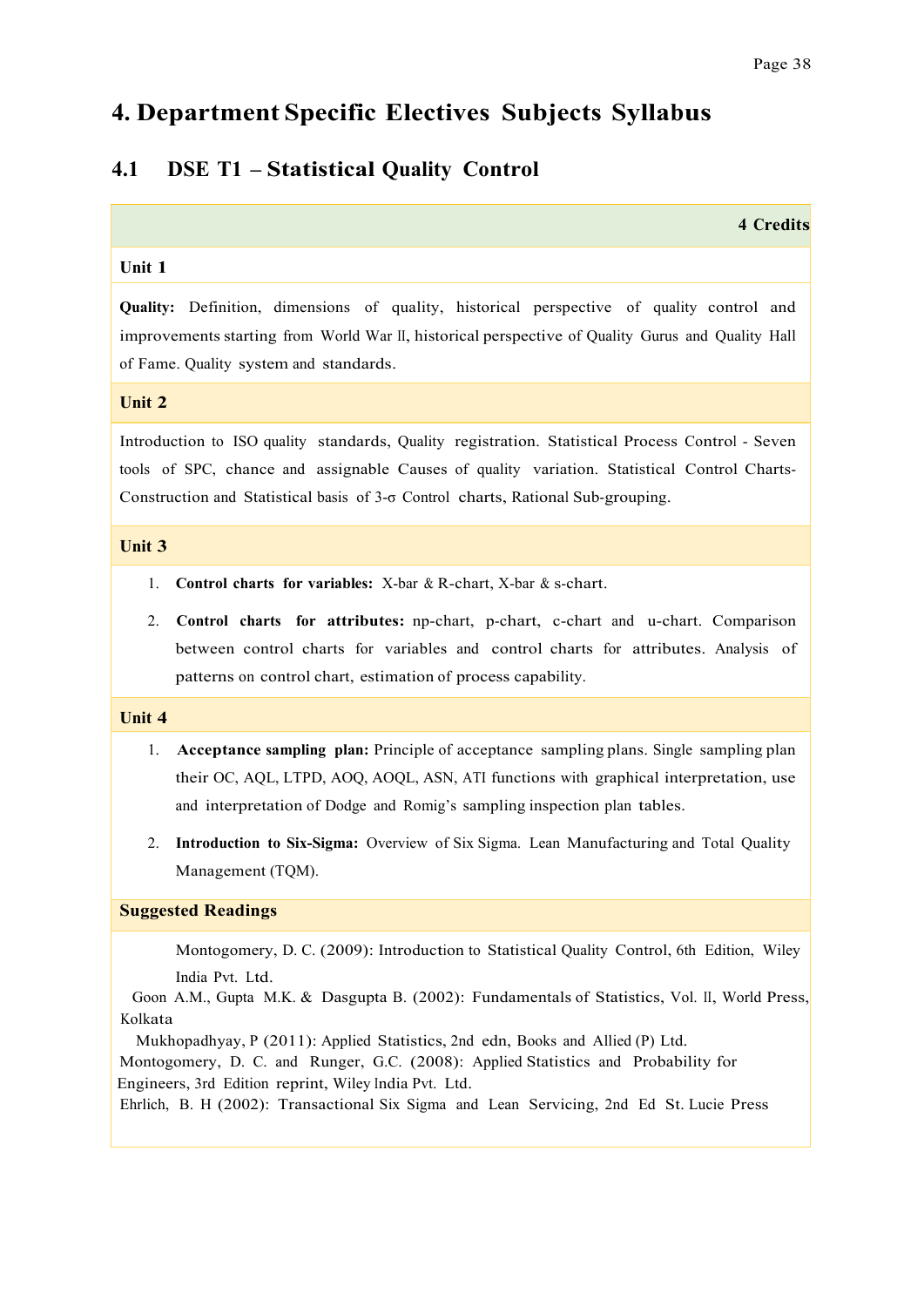# 4. Department Specific Electives Subjects Syllabus

## 4.1 DSE T1 – Statistical Quality Control

**4 Credits**

### Unit 1

**Quality:** Definition, dimensions of quality, historical perspective of quality control and improvements starting from World War II, historical perspective of Quality Gurus and Quality Hall of Fame. Quality system and standards.

### Unit 2

Introduction to ISO quality standards, Quality registration. Statistical Process Control - Seven tools of SPC, chance and assignable Causes of quality variation. Statistical Control Charts- Construction and Statistical basis of 3-σ Control charts, Rational Sub-grouping.

### Unit 3

1. **Control charts for variables:** X-bar & R-chart, X-bar & s-chart.
2. **Control charts for attributes:** np-chart, p-chart, c-chart and u-chart. Comparison between control charts for variables and control charts for attributes. Analysis of patterns on control chart, estimation of process capability.

### Unit 4

1. **Acceptance sampling plan:** Principle of acceptance sampling plans. Single sampling plan their OC, AQL, LTPD, AOQ, AOQL, ASN, ATI functions with graphical interpretation, use and interpretation of Dodge and Romig's sampling inspection plan tables.
2. **Introduction to Six-Sigma:** Overview of Six Sigma. Lean Manufacturing and Total Quality Management (TQM).

### Suggested Readings

Montogomery, D. C. (2009): Introduction to Statistical Quality Control, 6th Edition, Wiley India Pvt. Ltd.

Goon A.M., Gupta M.K. & Dasgupta B. (2002): Fundamentals of Statistics, Vol. II, World Press, Kolkata

Mukhopadhyay, P (2011): Applied Statistics, 2nd edn, Books and Allied (P) Ltd.

Montogomery, D. C. and Runger, G.C. (2008): Applied Statistics and Probability for Engineers, 3rd Edition reprint, Wiley India Pvt. Ltd.

Ehrlich, B. H (2002): Transactional Six Sigma and Lean Servicing, 2nd Ed St. Lucie Press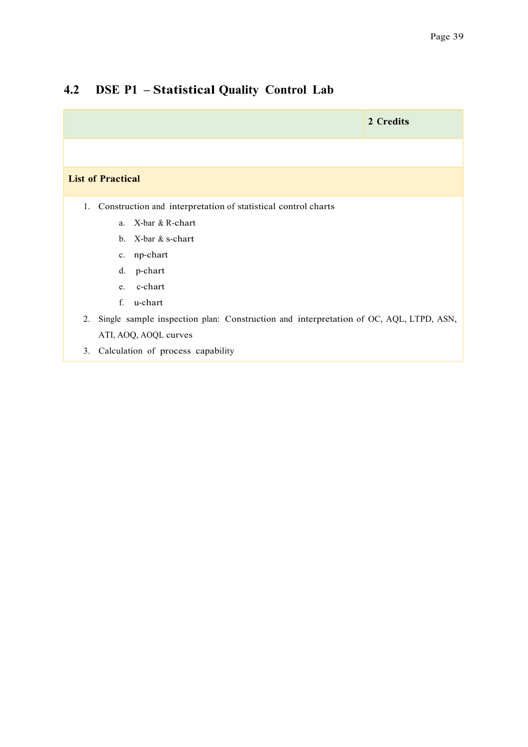## 4.2 DSE P1 – Statistical Quality Control Lab

| | 2 Credits |
|---|---|
| | |
| **List of Practical** | |

1. Construction and interpretation of statistical control charts
   a. X-bar & R-chart
   b. X-bar & s-chart
   c. np-chart
   d. p-chart
   e. c-chart
   f. u-chart
2. Single sample inspection plan: Construction and interpretation of OC, AQL, LTPD, ASN, ATI, AOQ, AOQL curves
3. Calculation of process capability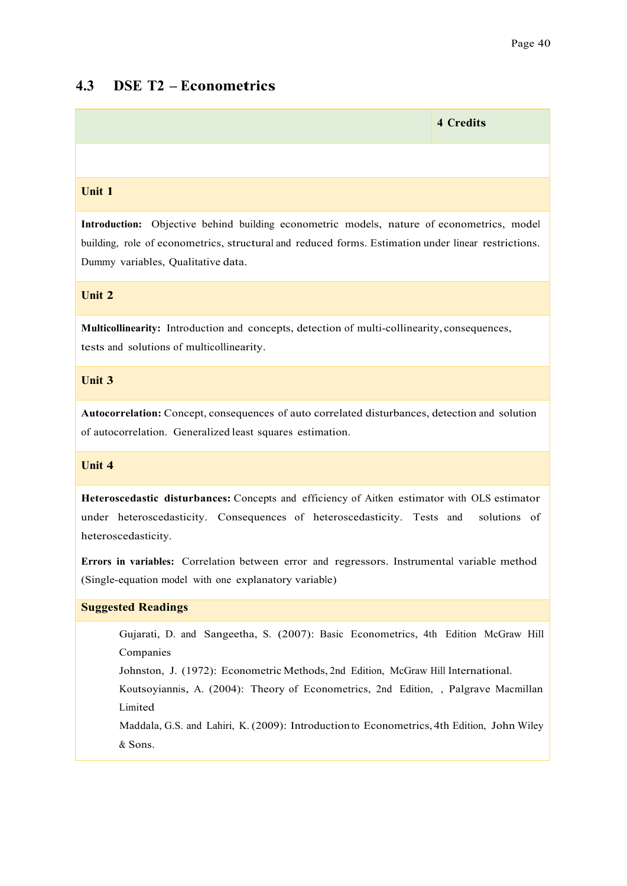## 4.3 DSE T2 – Econometrics

| | 4 Credits |
|---|---|

### Unit 1

**Introduction:** Objective behind building econometric models, nature of econometrics, model building, role of econometrics, structural and reduced forms. Estimation under linear restrictions. Dummy variables, Qualitative data.

### Unit 2

**Multicollinearity:** Introduction and concepts, detection of multi-collinearity, consequences, tests and solutions of multicollinearity.

### Unit 3

**Autocorrelation:** Concept, consequences of auto correlated disturbances, detection and solution of autocorrelation. Generalized least squares estimation.

### Unit 4

**Heteroscedastic disturbances:** Concepts and efficiency of Aitken estimator with OLS estimator under heteroscedasticity. Consequences of heteroscedasticity. Tests and solutions of heteroscedasticity.

**Errors in variables:** Correlation between error and regressors. Instrumental variable method (Single-equation model with one explanatory variable)

### Suggested Readings

Gujarati, D. and Sangeetha, S. (2007): Basic Econometrics, 4th Edition McGraw Hill Companies

Johnston, J. (1972): Econometric Methods, 2nd Edition, McGraw Hill International.

Koutsoyiannis, A. (2004): Theory of Econometrics, 2nd Edition, , Palgrave Macmillan Limited

Maddala, G.S. and Lahiri, K. (2009): Introduction to Econometrics, 4th Edition, John Wiley & Sons.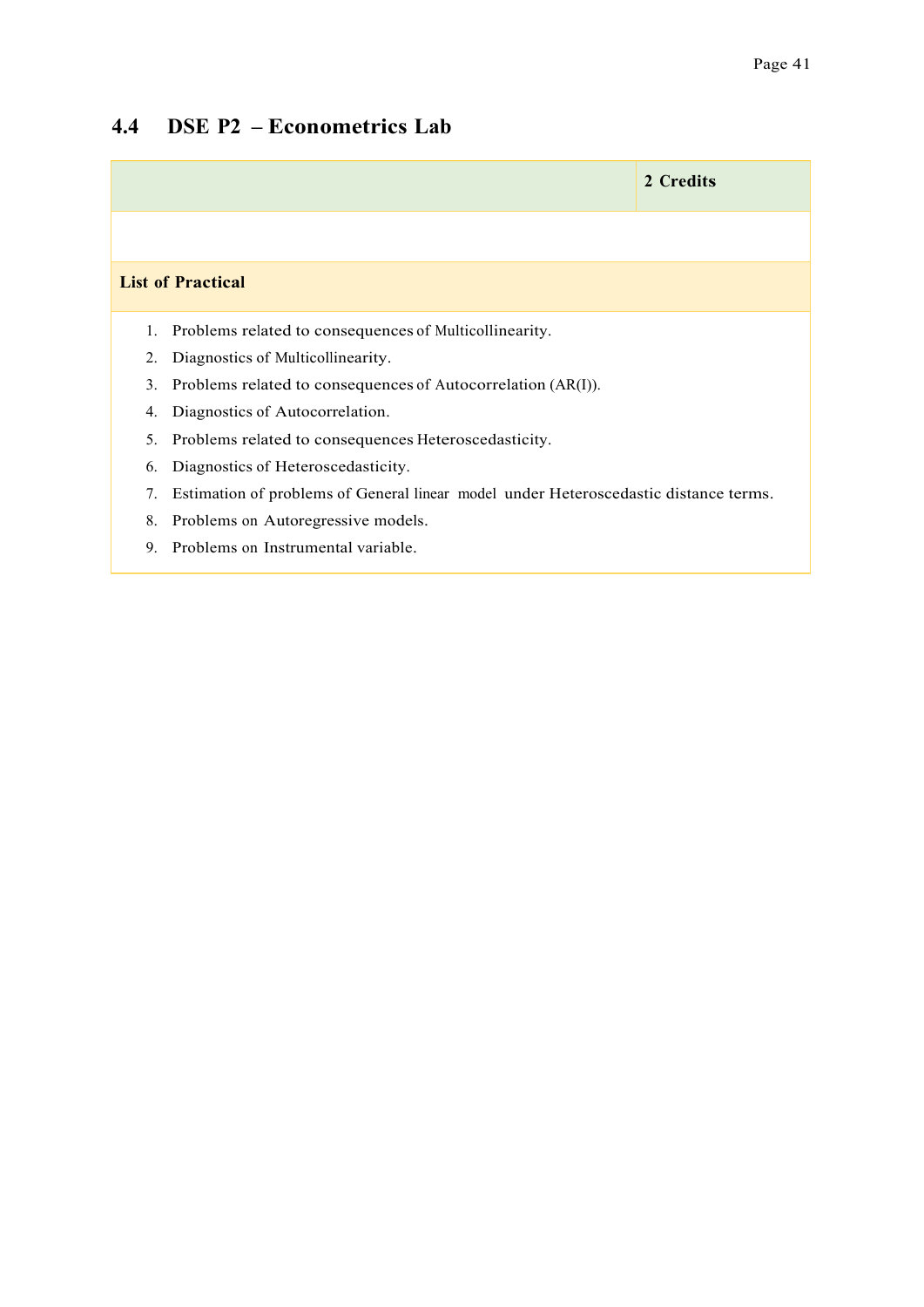## 4.4 DSE P2 – Econometrics Lab

| | 2 Credits |
|---|---|
| | |

**List of Practical**

1. Problems related to consequences of Multicollinearity.
2. Diagnostics of Multicollinearity.
3. Problems related to consequences of Autocorrelation (AR(I)).
4. Diagnostics of Autocorrelation.
5. Problems related to consequences Heteroscedasticity.
6. Diagnostics of Heteroscedasticity.
7. Estimation of problems of General linear model under Heteroscedastic distance terms.
8. Problems on Autoregressive models.
9. Problems on Instrumental variable.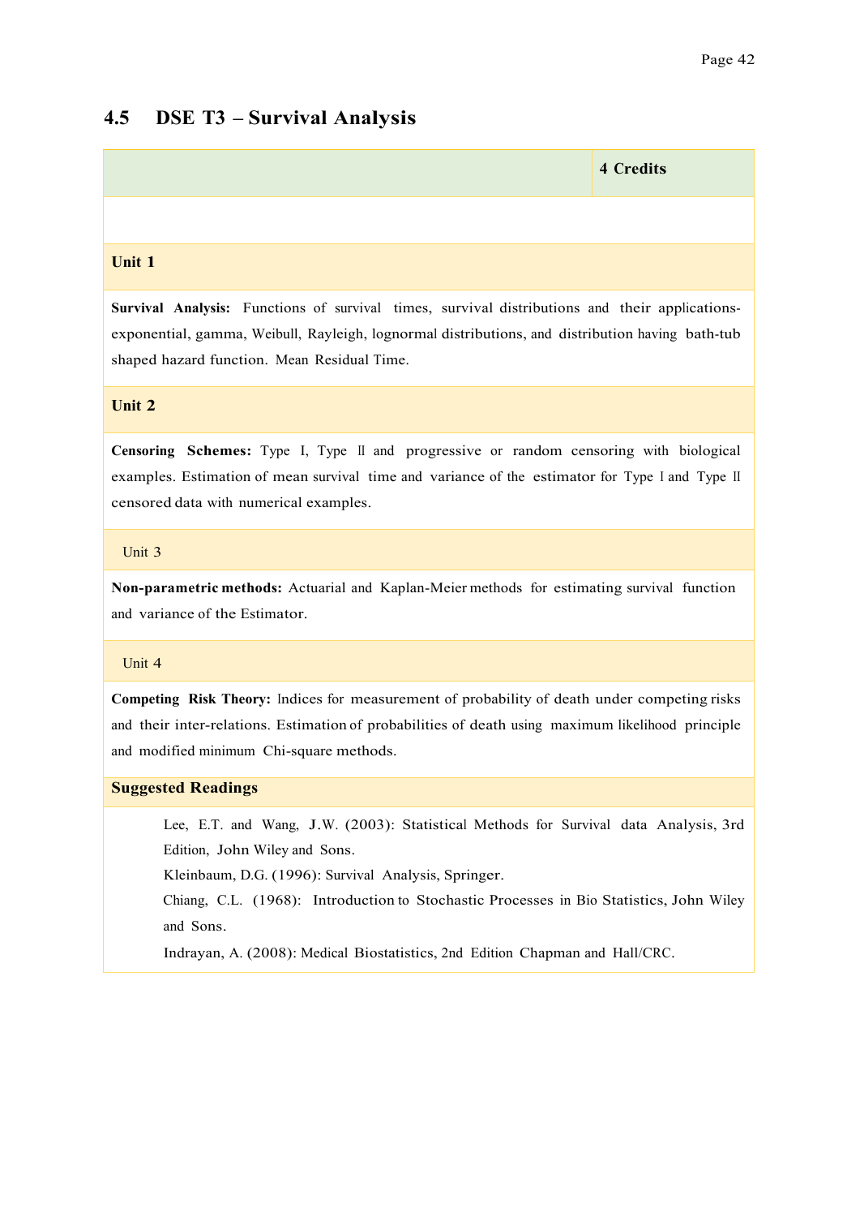## 4.5 DSE T3 – Survival Analysis

| | **4 Credits** |
|---|---|

**Unit 1**

**Survival Analysis:** Functions of survival times, survival distributions and their applications- exponential, gamma, Weibull, Rayleigh, lognormal distributions, and distribution having bath-tub shaped hazard function. Mean Residual Time.

**Unit 2**

**Censoring Schemes:** Type I, Type II and progressive or random censoring with biological examples. Estimation of mean survival time and variance of the estimator for Type I and Type II censored data with numerical examples.

Unit 3

**Non-parametric methods:** Actuarial and Kaplan-Meier methods for estimating survival function and variance of the Estimator.

Unit 4

**Competing Risk Theory:** Indices for measurement of probability of death under competing risks and their inter-relations. Estimation of probabilities of death using maximum likelihood principle and modified minimum Chi-square methods.

**Suggested Readings**

Lee, E.T. and Wang, J.W. (2003): Statistical Methods for Survival data Analysis, 3rd Edition, John Wiley and Sons.

Kleinbaum, D.G. (1996): Survival Analysis, Springer.

Chiang, C.L. (1968): Introduction to Stochastic Processes in Bio Statistics, John Wiley and Sons.

Indrayan, A. (2008): Medical Biostatistics, 2nd Edition Chapman and Hall/CRC.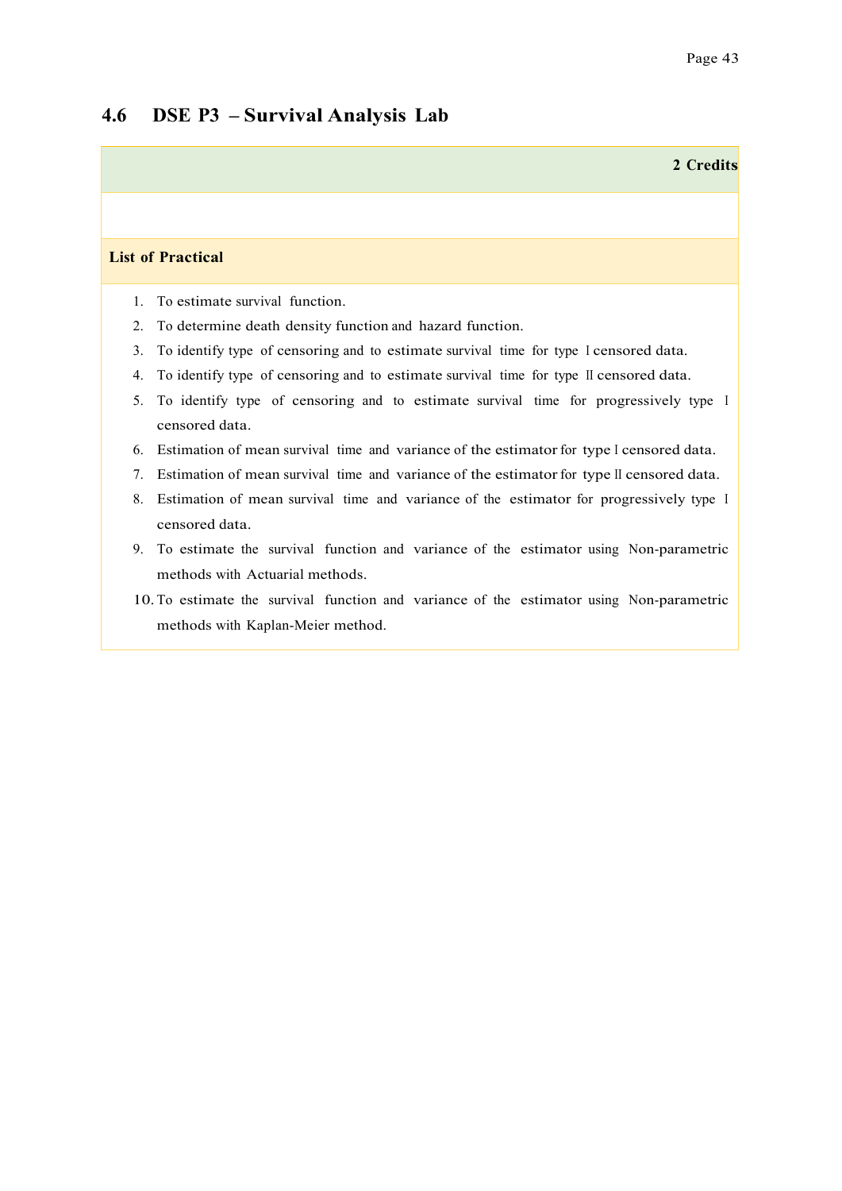## 4.6 DSE P3 – Survival Analysis Lab

**2 Credits**

**List of Practical**

1. To estimate survival function.
2. To determine death density function and hazard function.
3. To identify type of censoring and to estimate survival time for type I censored data.
4. To identify type of censoring and to estimate survival time for type II censored data.
5. To identify type of censoring and to estimate survival time for progressively type I censored data.
6. Estimation of mean survival time and variance of the estimator for type I censored data.
7. Estimation of mean survival time and variance of the estimator for type II censored data.
8. Estimation of mean survival time and variance of the estimator for progressively type I censored data.
9. To estimate the survival function and variance of the estimator using Non-parametric methods with Actuarial methods.
10. To estimate the survival function and variance of the estimator using Non-parametric methods with Kaplan-Meier method.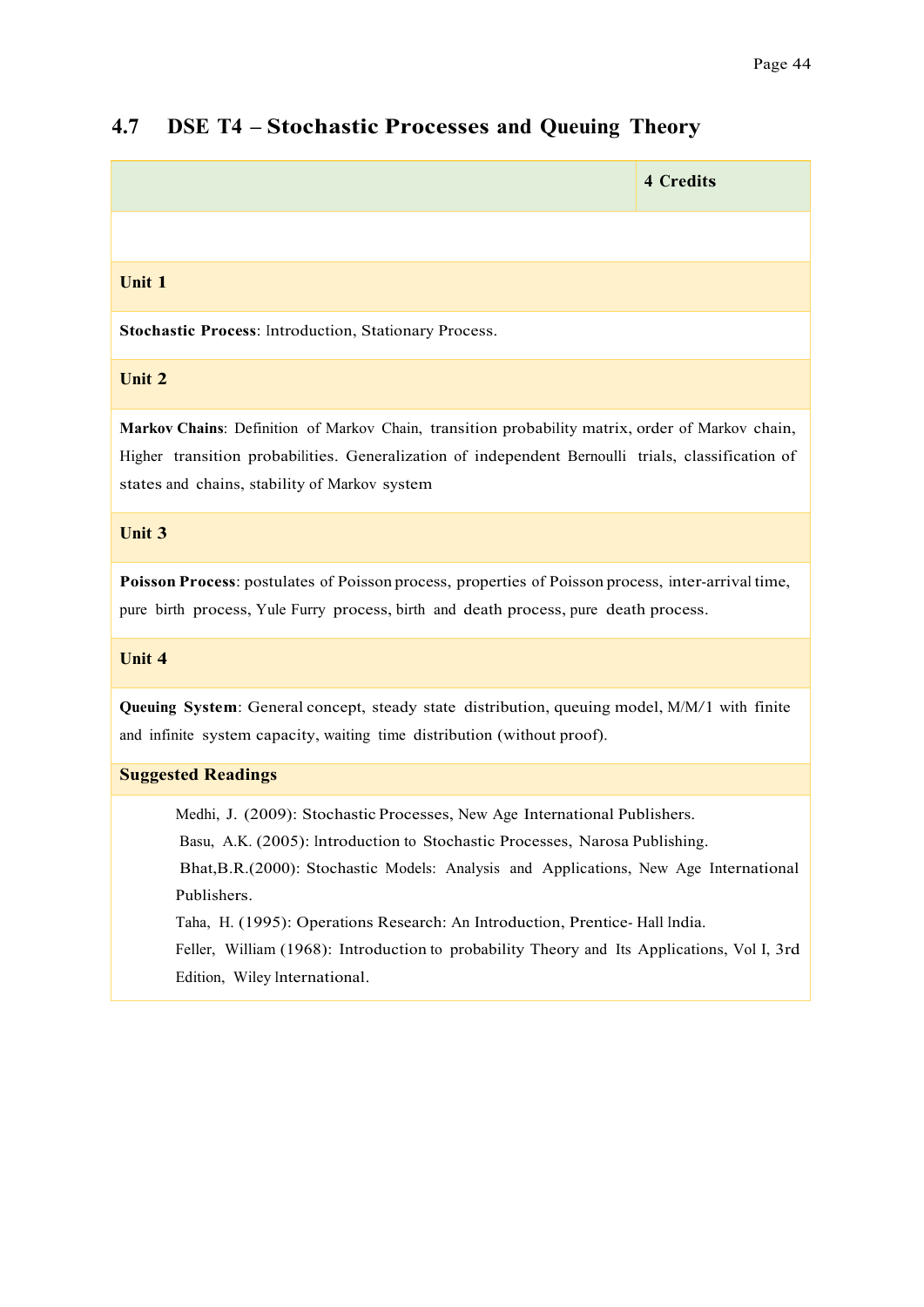## 4.7 DSE T4 – Stochastic Processes and Queuing Theory

| | **4 Credits** |
|---|---|

### Unit 1

**Stochastic Process**: Introduction, Stationary Process.

### Unit 2

**Markov Chains**: Definition of Markov Chain, transition probability matrix, order of Markov chain, Higher transition probabilities. Generalization of independent Bernoulli trials, classification of states and chains, stability of Markov system

### Unit 3

**Poisson Process**: postulates of Poisson process, properties of Poisson process, inter-arrival time, pure birth process, Yule Furry process, birth and death process, pure death process.

### Unit 4

**Queuing System**: General concept, steady state distribution, queuing model, M/M/1 with finite and infinite system capacity, waiting time distribution (without proof).

### Suggested Readings

Medhi, J. (2009): Stochastic Processes, New Age International Publishers.

Basu, A.K. (2005): Introduction to Stochastic Processes, Narosa Publishing.

Bhat,B.R.(2000): Stochastic Models: Analysis and Applications, New Age International Publishers.

Taha, H. (1995): Operations Research: An Introduction, Prentice- Hall India.

Feller, William (1968): Introduction to probability Theory and Its Applications, Vol I, 3rd Edition, Wiley International.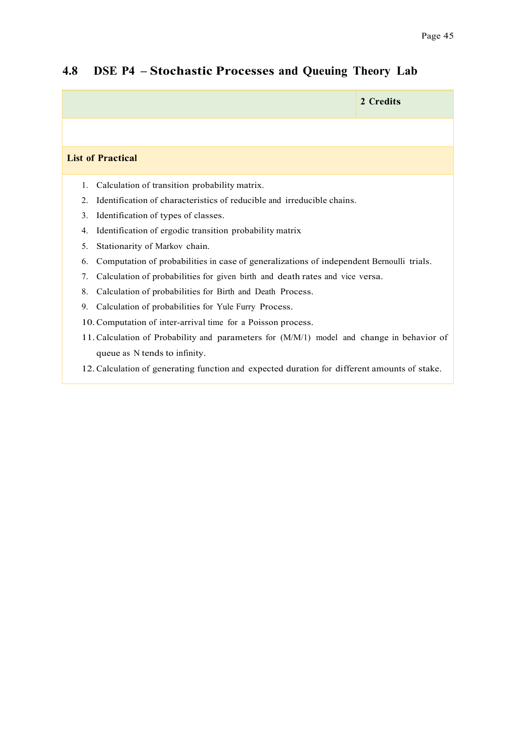## 4.8 DSE P4 – Stochastic Processes and Queuing Theory Lab

| | 2 Credits |
|---|---|

**List of Practical**

1. Calculation of transition probability matrix.
2. Identification of characteristics of reducible and irreducible chains.
3. Identification of types of classes.
4. Identification of ergodic transition probability matrix
5. Stationarity of Markov chain.
6. Computation of probabilities in case of generalizations of independent Bernoulli trials.
7. Calculation of probabilities for given birth and death rates and vice versa.
8. Calculation of probabilities for Birth and Death Process.
9. Calculation of probabilities for Yule Furry Process.
10. Computation of inter-arrival time for a Poisson process.
11. Calculation of Probability and parameters for (M/M/1) model and change in behavior of queue as N tends to infinity.
12. Calculation of generating function and expected duration for different amounts of stake.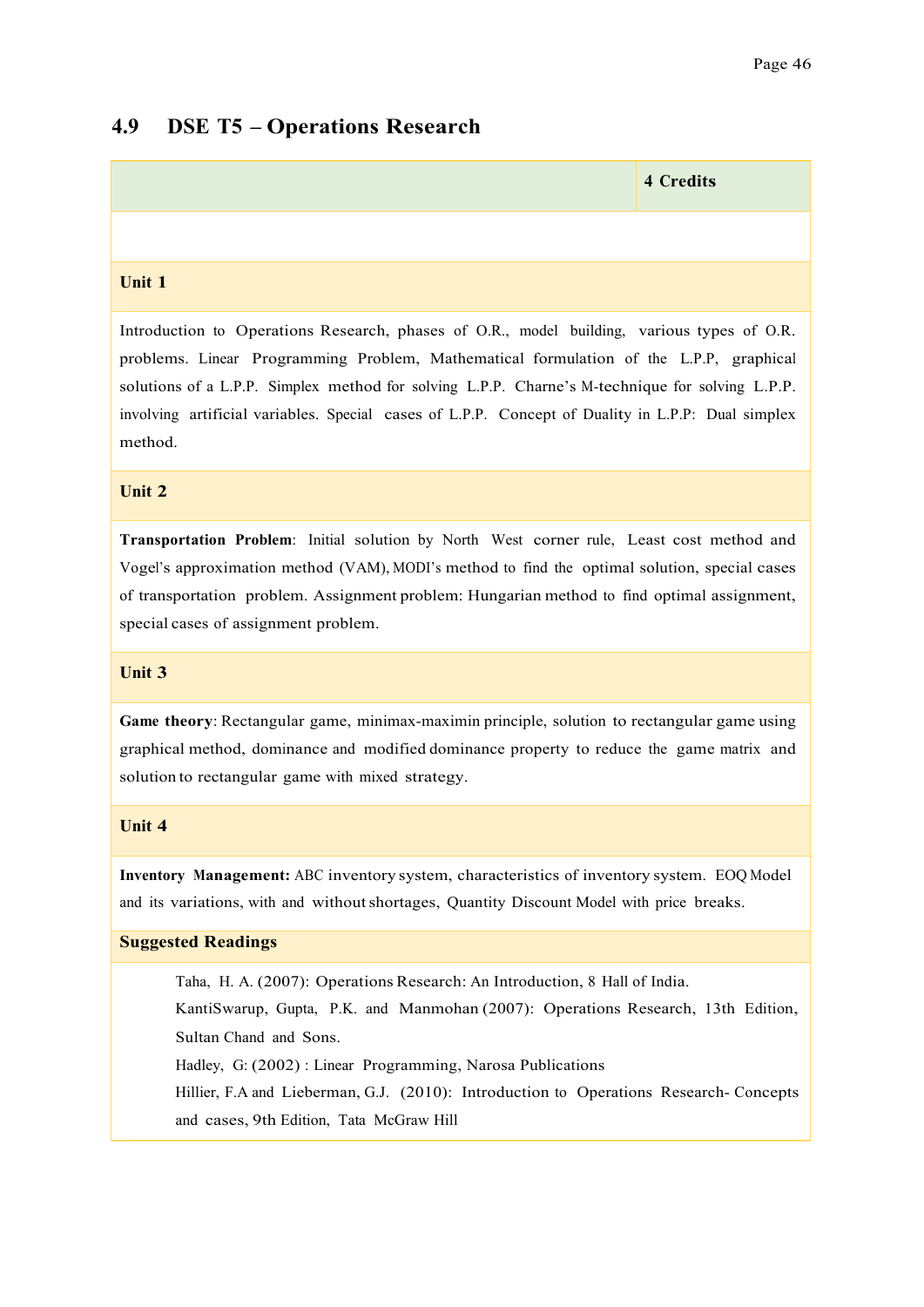## 4.9 DSE T5 – Operations Research

| | **4 Credits** |
|---|---|

### Unit 1

Introduction to Operations Research, phases of O.R., model building, various types of O.R. problems. Linear Programming Problem, Mathematical formulation of the L.P.P, graphical solutions of a L.P.P. Simplex method for solving L.P.P. Charne's M-technique for solving L.P.P. involving artificial variables. Special cases of L.P.P. Concept of Duality in L.P.P: Dual simplex method.

### Unit 2

**Transportation Problem**: Initial solution by North West corner rule, Least cost method and Vogel's approximation method (VAM), MODI's method to find the optimal solution, special cases of transportation problem. Assignment problem: Hungarian method to find optimal assignment, special cases of assignment problem.

### Unit 3

**Game theory**: Rectangular game, minimax-maximin principle, solution to rectangular game using graphical method, dominance and modified dominance property to reduce the game matrix and solution to rectangular game with mixed strategy.

### Unit 4

**Inventory Management:** ABC inventory system, characteristics of inventory system. EOQ Model and its variations, with and without shortages, Quantity Discount Model with price breaks.

### Suggested Readings

Taha, H. A. (2007): Operations Research: An Introduction, 8 Hall of India.

KantiSwarup, Gupta, P.K. and Manmohan (2007): Operations Research, 13th Edition, Sultan Chand and Sons.

Hadley, G: (2002) : Linear Programming, Narosa Publications

Hillier, F.A and Lieberman, G.J. (2010): Introduction to Operations Research- Concepts and cases, 9th Edition, Tata McGraw Hill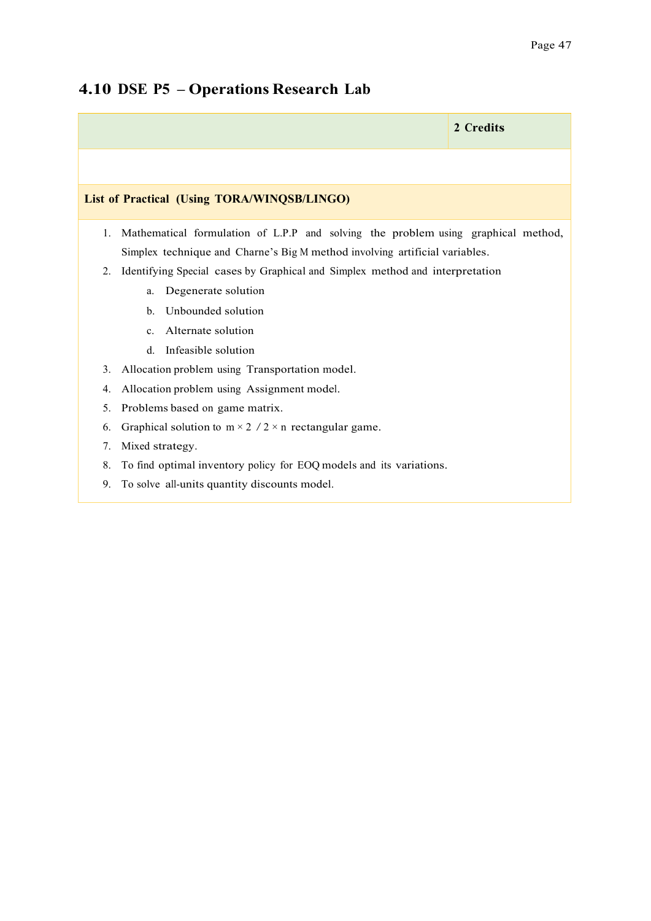## 4.10 DSE P5 – Operations Research Lab

| | **2 Credits** |
|---|---|
| | |
| **List of Practical (Using TORA/WINQSB/LINGO)** | |

1. Mathematical formulation of L.P.P and solving the problem using graphical method, Simplex technique and Charne's Big M method involving artificial variables.
2. Identifying Special cases by Graphical and Simplex method and interpretation
    a. Degenerate solution
    b. Unbounded solution
    c. Alternate solution
    d. Infeasible solution
3. Allocation problem using Transportation model.
4. Allocation problem using Assignment model.
5. Problems based on game matrix.
6. Graphical solution to $m \times 2$ / $2 \times n$ rectangular game.
7. Mixed strategy.
8. To find optimal inventory policy for EOQ models and its variations.
9. To solve all-units quantity discounts model.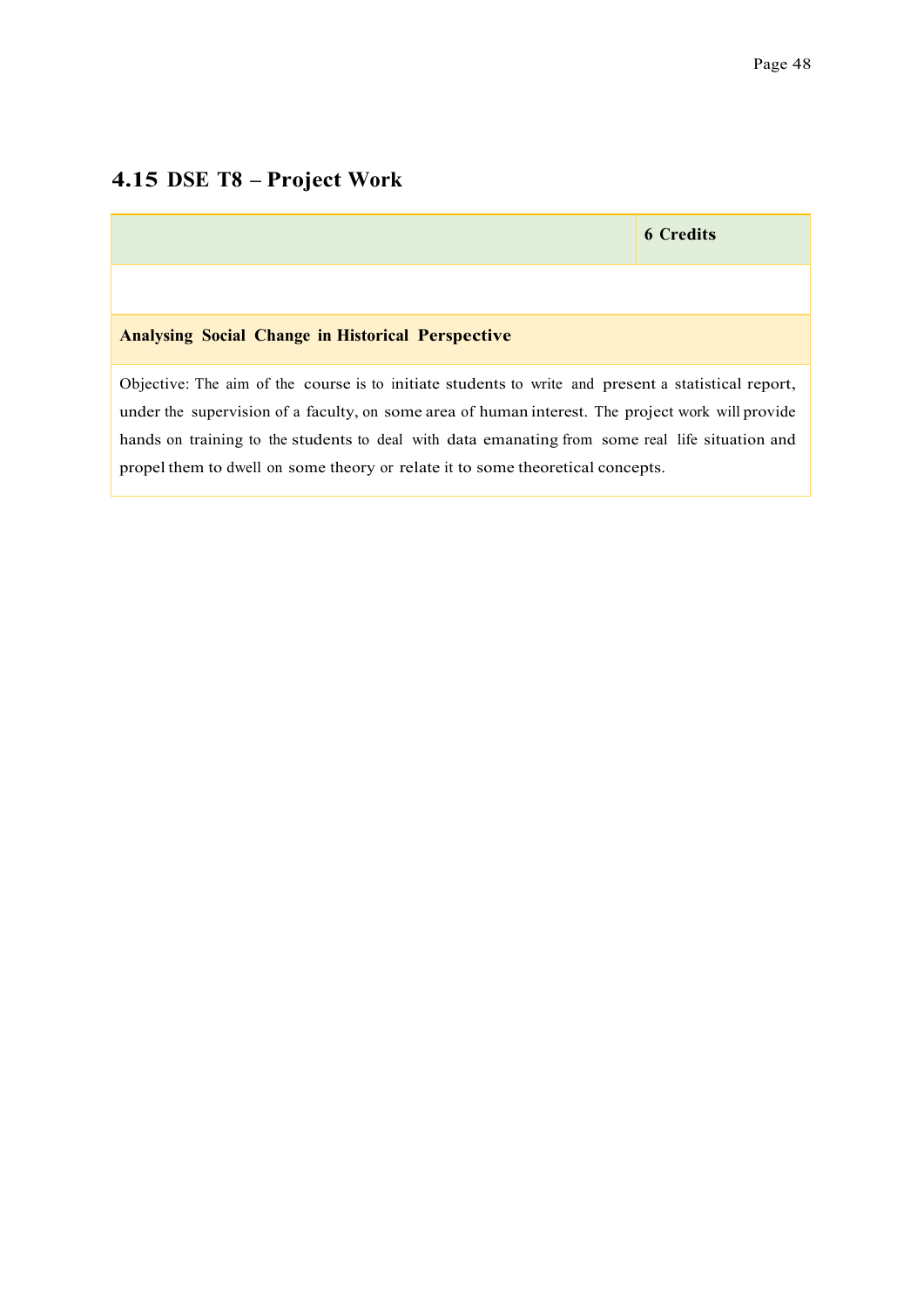## 4.15 DSE T8 – Project Work

| | **6 Credits** |
|---|---|
| | |
| **Analysing Social Change in Historical Perspective** | |
| Objective: The aim of the course is to initiate students to write and present a statistical report, under the supervision of a faculty, on some area of human interest. The project work will provide hands on training to the students to deal with data emanating from some real life situation and propel them to dwell on some theory or relate it to some theoretical concepts. | |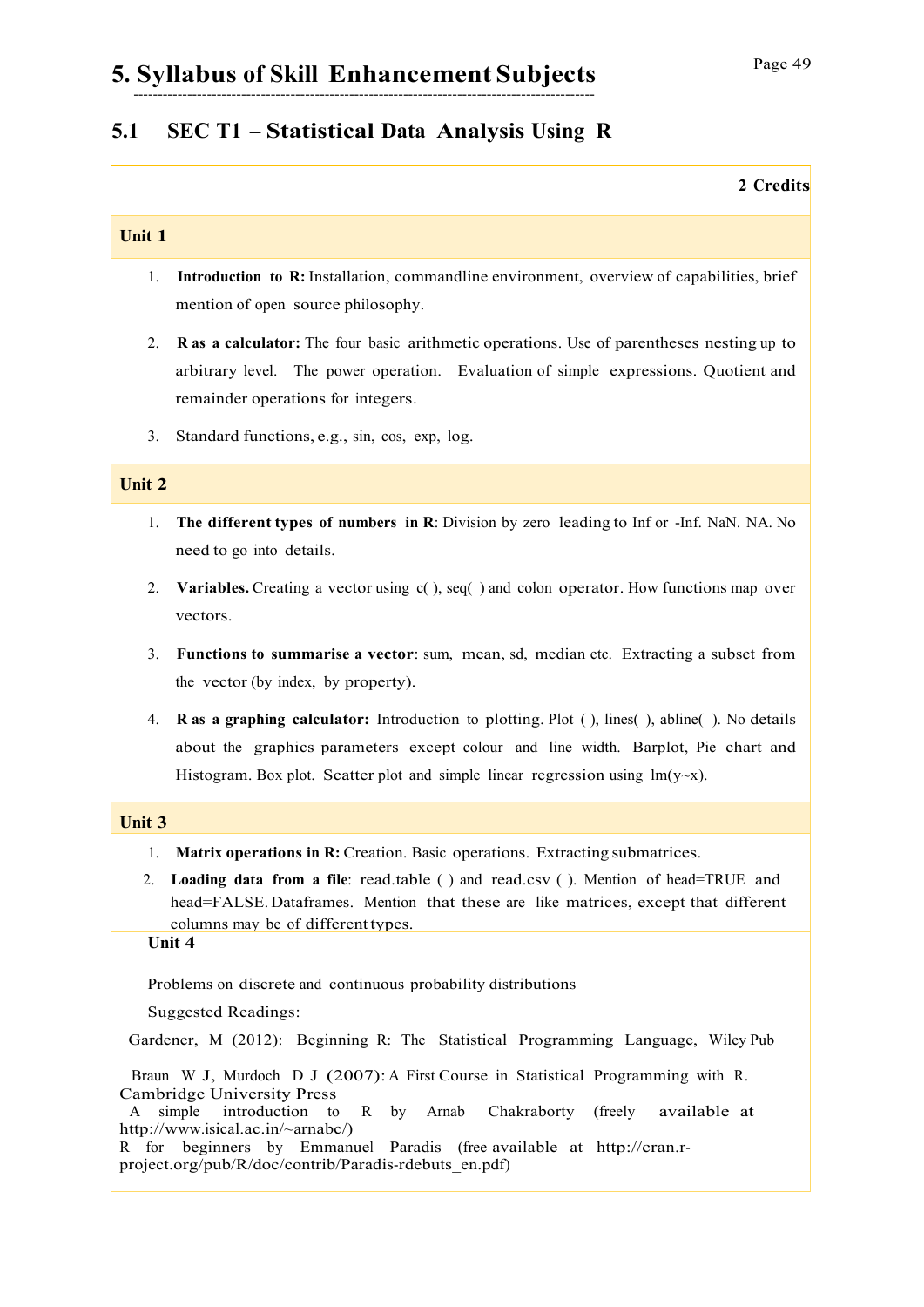# 5. Syllabus of Skill Enhancement Subjects

## 5.1 SEC T1 – Statistical Data Analysis Using R

**2 Credits**

### Unit 1

1. **Introduction to R:** Installation, commandline environment, overview of capabilities, brief mention of open source philosophy.
2. **R as a calculator:** The four basic arithmetic operations. Use of parentheses nesting up to arbitrary level. The power operation. Evaluation of simple expressions. Quotient and remainder operations for integers.
3. Standard functions, e.g., sin, cos, exp, log.

### Unit 2

1. **The different types of numbers in R**: Division by zero leading to Inf or -Inf. NaN. NA. No need to go into details.
2. **Variables.** Creating a vector using c( ), seq( ) and colon operator. How functions map over vectors.
3. **Functions to summarise a vector**: sum, mean, sd, median etc. Extracting a subset from the vector (by index, by property).
4. **R as a graphing calculator:** Introduction to plotting. Plot ( ), lines( ), abline( ). No details about the graphics parameters except colour and line width. Barplot, Pie chart and Histogram. Box plot. Scatter plot and simple linear regression using lm(y~x).

### Unit 3

1. **Matrix operations in R:** Creation. Basic operations. Extracting submatrices.
2. **Loading data from a file**: read.table ( ) and read.csv ( ). Mention of head=TRUE and head=FALSE. Dataframes. Mention that these are like matrices, except that different columns may be of different types.

### Unit 4

Problems on discrete and continuous probability distributions

Suggested Readings:

Gardener, M (2012): Beginning R: The Statistical Programming Language, Wiley Pub

Braun W J, Murdoch D J (2007): A First Course in Statistical Programming with R. Cambridge University Press

A simple introduction to R by Arnab Chakraborty (freely available at http://www.isical.ac.in/~arnabc/)

R for beginners by Emmanuel Paradis (free available at http://cran.r-project.org/pub/R/doc/contrib/Paradis-rdebuts_en.pdf)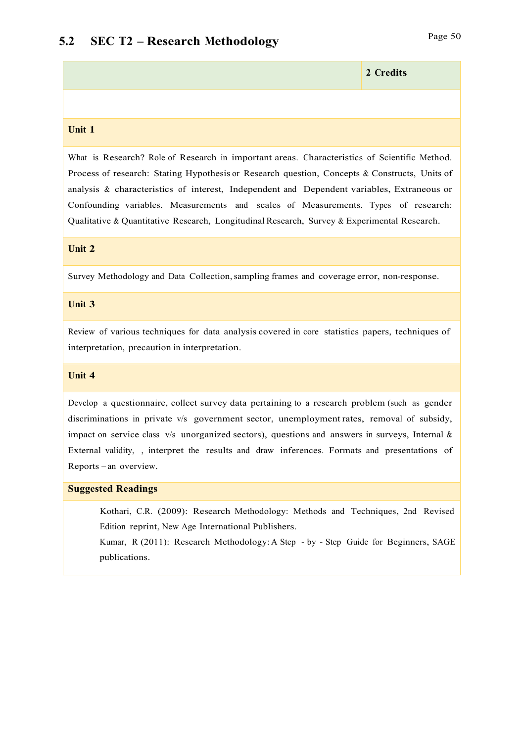## 5.2 SEC T2 – Research Methodology

**2 Credits**

**Unit 1**

What is Research? Role of Research in important areas. Characteristics of Scientific Method. Process of research: Stating Hypothesis or Research question, Concepts & Constructs, Units of analysis & characteristics of interest, Independent and Dependent variables, Extraneous or Confounding variables. Measurements and scales of Measurements. Types of research: Qualitative & Quantitative Research, Longitudinal Research, Survey & Experimental Research.

**Unit 2**

Survey Methodology and Data Collection, sampling frames and coverage error, non-response.

**Unit 3**

Review of various techniques for data analysis covered in core statistics papers, techniques of interpretation, precaution in interpretation.

**Unit 4**

Develop a questionnaire, collect survey data pertaining to a research problem (such as gender discriminations in private v/s government sector, unemployment rates, removal of subsidy, impact on service class v/s unorganized sectors), questions and answers in surveys, Internal & External validity, , interpret the results and draw inferences. Formats and presentations of Reports – an overview.

**Suggested Readings**

Kothari, C.R. (2009): Research Methodology: Methods and Techniques, 2nd Revised Edition reprint, New Age International Publishers.

Kumar, R (2011): Research Methodology: A Step - by - Step Guide for Beginners, SAGE publications.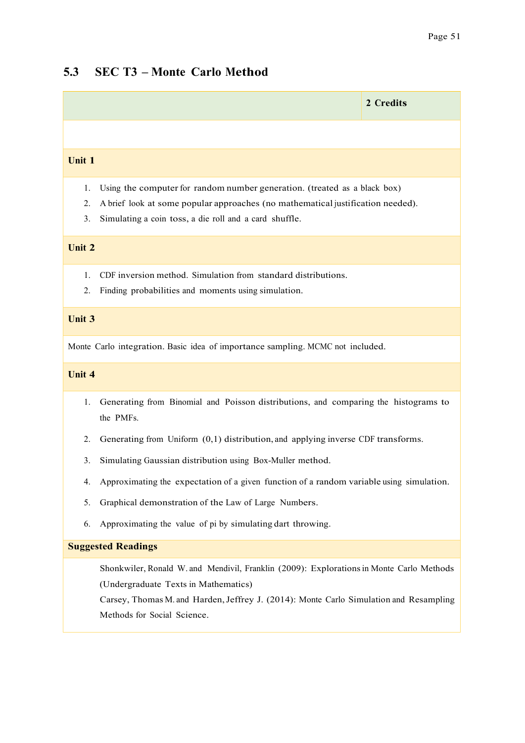## 5.3 SEC T3 – Monte Carlo Method

| | 2 Credits |
|---|---|

### Unit 1

1. Using the computer for random number generation. (treated as a black box)
2. A brief look at some popular approaches (no mathematical justification needed).
3. Simulating a coin toss, a die roll and a card shuffle.

### Unit 2

1. CDF inversion method. Simulation from standard distributions.
2. Finding probabilities and moments using simulation.

### Unit 3

Monte Carlo integration. Basic idea of importance sampling. MCMC not included.

### Unit 4

1. Generating from Binomial and Poisson distributions, and comparing the histograms to the PMFs.
2. Generating from Uniform (0,1) distribution, and applying inverse CDF transforms.
3. Simulating Gaussian distribution using Box-Muller method.
4. Approximating the expectation of a given function of a random variable using simulation.
5. Graphical demonstration of the Law of Large Numbers.
6. Approximating the value of pi by simulating dart throwing.

### Suggested Readings

Shonkwiler, Ronald W. and Mendivil, Franklin (2009): Explorations in Monte Carlo Methods (Undergraduate Texts in Mathematics)

Carsey, Thomas M. and Harden, Jeffrey J. (2014): Monte Carlo Simulation and Resampling Methods for Social Science.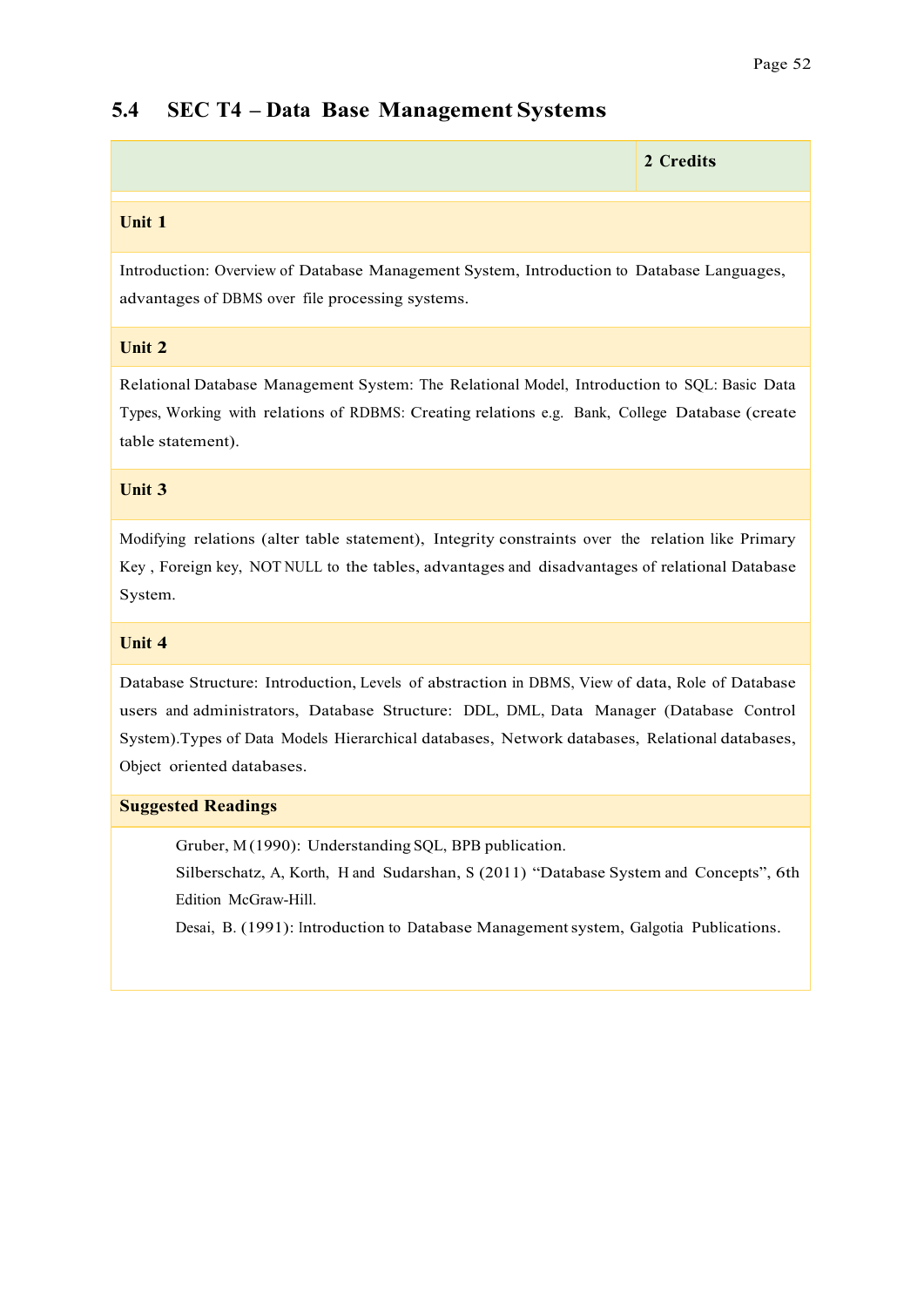## 5.4 SEC T4 – Data Base Management Systems

| | 2 Credits |
|---|---|

**Unit 1**

Introduction: Overview of Database Management System, Introduction to Database Languages, advantages of DBMS over file processing systems.

**Unit 2**

Relational Database Management System: The Relational Model, Introduction to SQL: Basic Data Types, Working with relations of RDBMS: Creating relations e.g. Bank, College Database (create table statement).

**Unit 3**

Modifying relations (alter table statement), Integrity constraints over the relation like Primary Key , Foreign key, NOT NULL to the tables, advantages and disadvantages of relational Database System.

**Unit 4**

Database Structure: Introduction, Levels of abstraction in DBMS, View of data, Role of Database users and administrators, Database Structure: DDL, DML, Data Manager (Database Control System).Types of Data Models Hierarchical databases, Network databases, Relational databases, Object oriented databases.

**Suggested Readings**

Gruber, M (1990): Understanding SQL, BPB publication.

Silberschatz, A, Korth, H and Sudarshan, S (2011) "Database System and Concepts", 6th Edition McGraw-Hill.

Desai, B. (1991): Introduction to Database Management system, Galgotia Publications.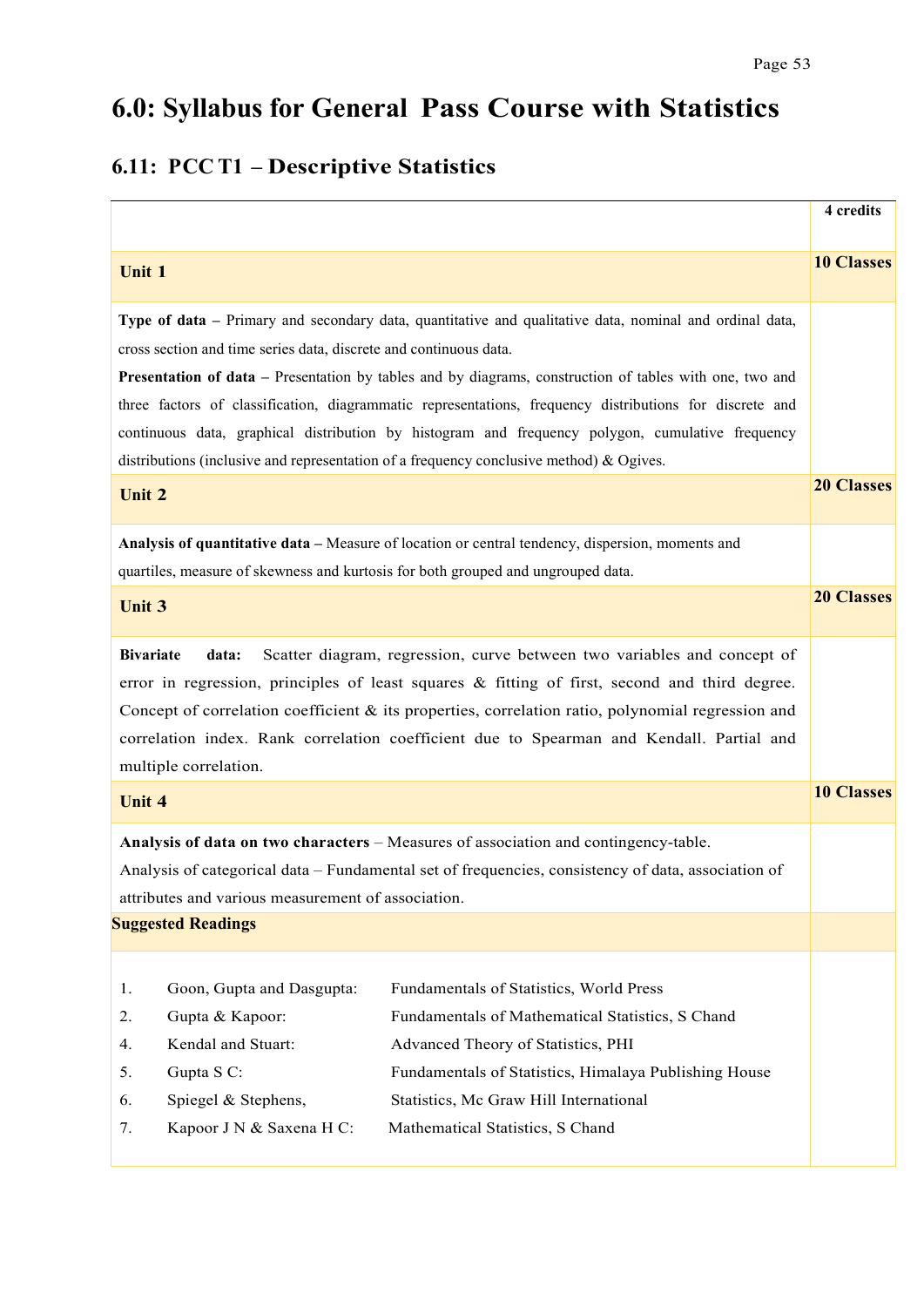# 6.0: Syllabus for General Pass Course with Statistics

## 6.11: PCC T1 – Descriptive Statistics

| | **4 credits** |
|---|---|
| **Unit 1** | **10 Classes** |
| **Type of data –** Primary and secondary data, quantitative and qualitative data, nominal and ordinal data, cross section and time series data, discrete and continuous data.<br>**Presentation of data –** Presentation by tables and by diagrams, construction of tables with one, two and three factors of classification, diagrammatic representations, frequency distributions for discrete and continuous data, graphical distribution by histogram and frequency polygon, cumulative frequency distributions (inclusive and representation of a frequency conclusive method) & Ogives. | |
| **Unit 2** | **20 Classes** |
| **Analysis of quantitative data –** Measure of location or central tendency, dispersion, moments and quartiles, measure of skewness and kurtosis for both grouped and ungrouped data. | |
| **Unit 3** | **20 Classes** |
| **Bivariate data:** Scatter diagram, regression, curve between two variables and concept of error in regression, principles of least squares & fitting of first, second and third degree. Concept of correlation coefficient & its properties, correlation ratio, polynomial regression and correlation index. Rank correlation coefficient due to Spearman and Kendall. Partial and multiple correlation. | |
| **Unit 4** | **10 Classes** |
| **Analysis of data on two characters** – Measures of association and contingency-table.<br>Analysis of categorical data – Fundamental set of frequencies, consistency of data, association of attributes and various measurement of association. | |
| **Suggested Readings** | |

| No. | Author | Title |
|---|---|---|
| 1. | Goon, Gupta and Dasgupta: | Fundamentals of Statistics, World Press |
| 2. | Gupta & Kapoor: | Fundamentals of Mathematical Statistics, S Chand |
| 4. | Kendal and Stuart: | Advanced Theory of Statistics, PHI |
| 5. | Gupta S C: | Fundamentals of Statistics, Himalaya Publishing House |
| 6. | Spiegel & Stephens, | Statistics, Mc Graw Hill International |
| 7. | Kapoor J N & Saxena H C: | Mathematical Statistics, S Chand |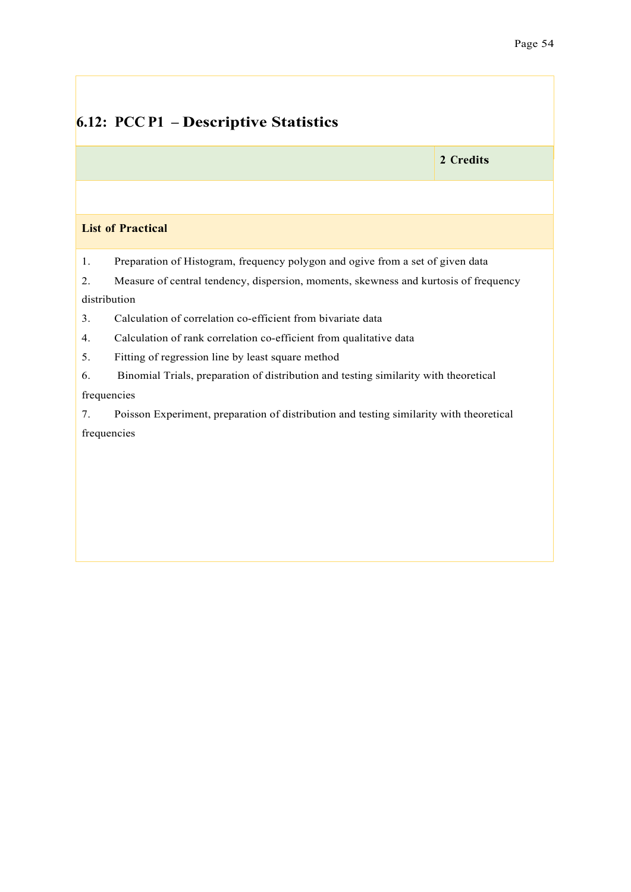## 6.12: PCC P1 – Descriptive Statistics

| | **2 Credits** |
|---|---|

**List of Practical**

1. Preparation of Histogram, frequency polygon and ogive from a set of given data
2. Measure of central tendency, dispersion, moments, skewness and kurtosis of frequency distribution
3. Calculation of correlation co-efficient from bivariate data
4. Calculation of rank correlation co-efficient from qualitative data
5. Fitting of regression line by least square method
6. Binomial Trials, preparation of distribution and testing similarity with theoretical frequencies
7. Poisson Experiment, preparation of distribution and testing similarity with theoretical frequencies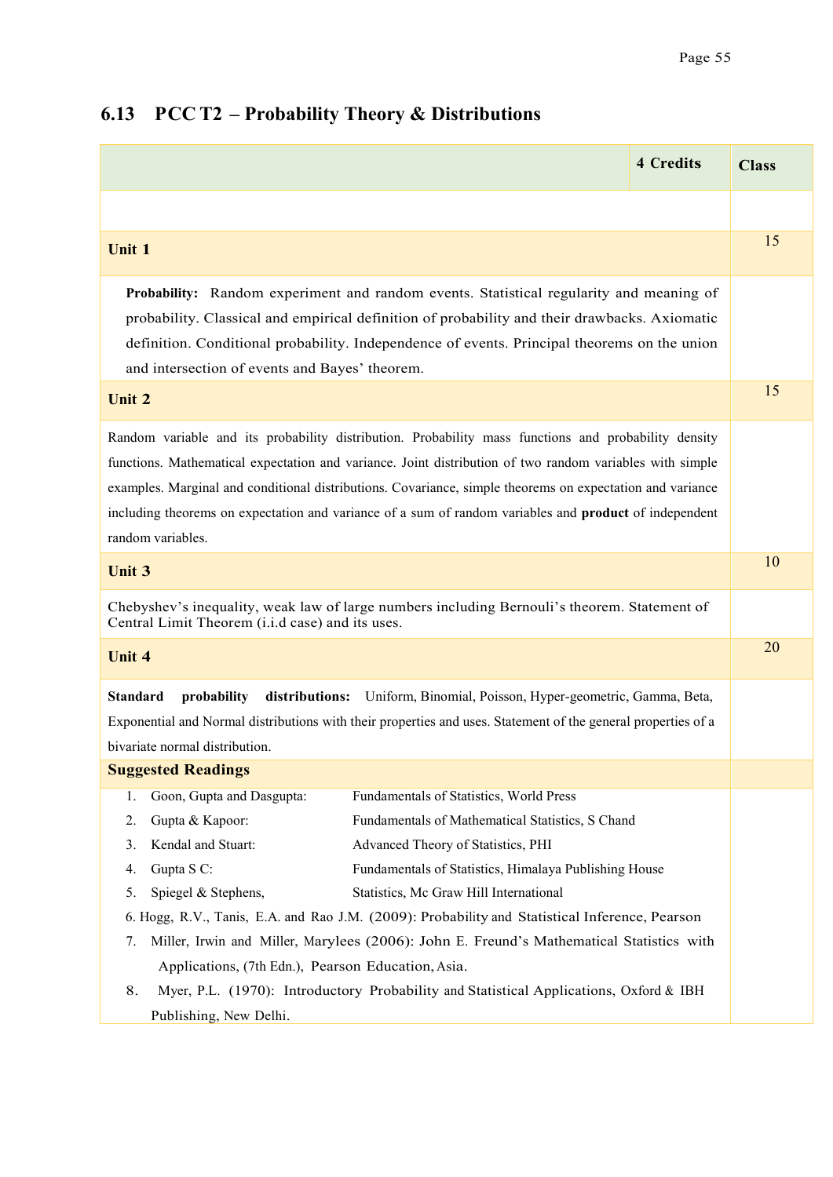## 6.13 PCC T2 – Probability Theory & Distributions

| | 4 Credits | Class |
|---|---|---|
| | | |
| **Unit 1** | | 15 |
| **Probability:** Random experiment and random events. Statistical regularity and meaning of probability. Classical and empirical definition of probability and their drawbacks. Axiomatic definition. Conditional probability. Independence of events. Principal theorems on the union and intersection of events and Bayes' theorem. | | |
| **Unit 2** | | 15 |
| Random variable and its probability distribution. Probability mass functions and probability density functions. Mathematical expectation and variance. Joint distribution of two random variables with simple examples. Marginal and conditional distributions. Covariance, simple theorems on expectation and variance including theorems on expectation and variance of a sum of random variables and **product** of independent random variables. | | |
| **Unit 3** | | 10 |
| Chebyshev's inequality, weak law of large numbers including Bernouli's theorem. Statement of Central Limit Theorem (i.i.d case) and its uses. | | |
| **Unit 4** | | 20 |
| **Standard probability distributions:** Uniform, Binomial, Poisson, Hyper-geometric, Gamma, Beta, Exponential and Normal distributions with their properties and uses. Statement of the general properties of a bivariate normal distribution. | | |

**Suggested Readings**

1. Goon, Gupta and Dasgupta: Fundamentals of Statistics, World Press
2. Gupta & Kapoor: Fundamentals of Mathematical Statistics, S Chand
3. Kendal and Stuart: Advanced Theory of Statistics, PHI
4. Gupta S C: Fundamentals of Statistics, Himalaya Publishing House
5. Spiegel & Stephens, Statistics, Mc Graw Hill International
6. Hogg, R.V., Tanis, E.A. and Rao J.M. (2009): Probability and Statistical Inference, Pearson
7. Miller, Irwin and Miller, Marylees (2006): John E. Freund's Mathematical Statistics with Applications, (7th Edn.), Pearson Education, Asia.
8. Myer, P.L. (1970): Introductory Probability and Statistical Applications, Oxford & IBH Publishing, New Delhi.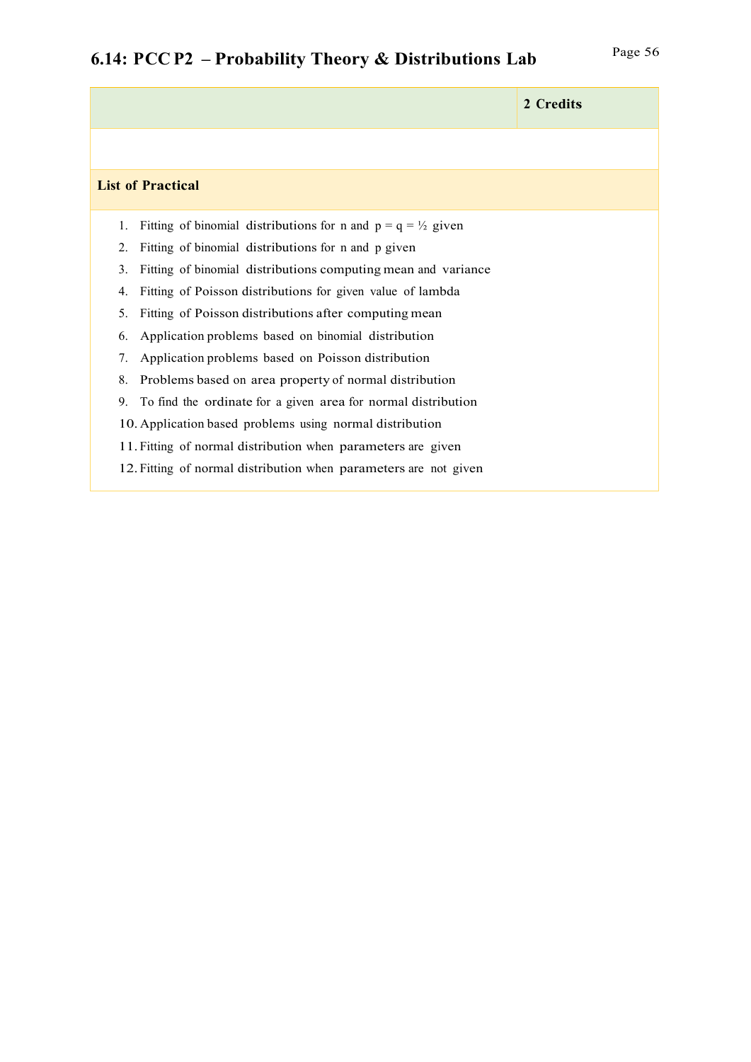## 6.14: PCC P2 – Probability Theory & Distributions Lab

| | **2 Credits** |
|---|---|
| | |

**List of Practical**

1. Fitting of binomial distributions for n and $p = q = ½$ given
2. Fitting of binomial distributions for n and p given
3. Fitting of binomial distributions computing mean and variance
4. Fitting of Poisson distributions for given value of lambda
5. Fitting of Poisson distributions after computing mean
6. Application problems based on binomial distribution
7. Application problems based on Poisson distribution
8. Problems based on area property of normal distribution
9. To find the ordinate for a given area for normal distribution
10. Application based problems using normal distribution
11. Fitting of normal distribution when parameters are given
12. Fitting of normal distribution when parameters are not given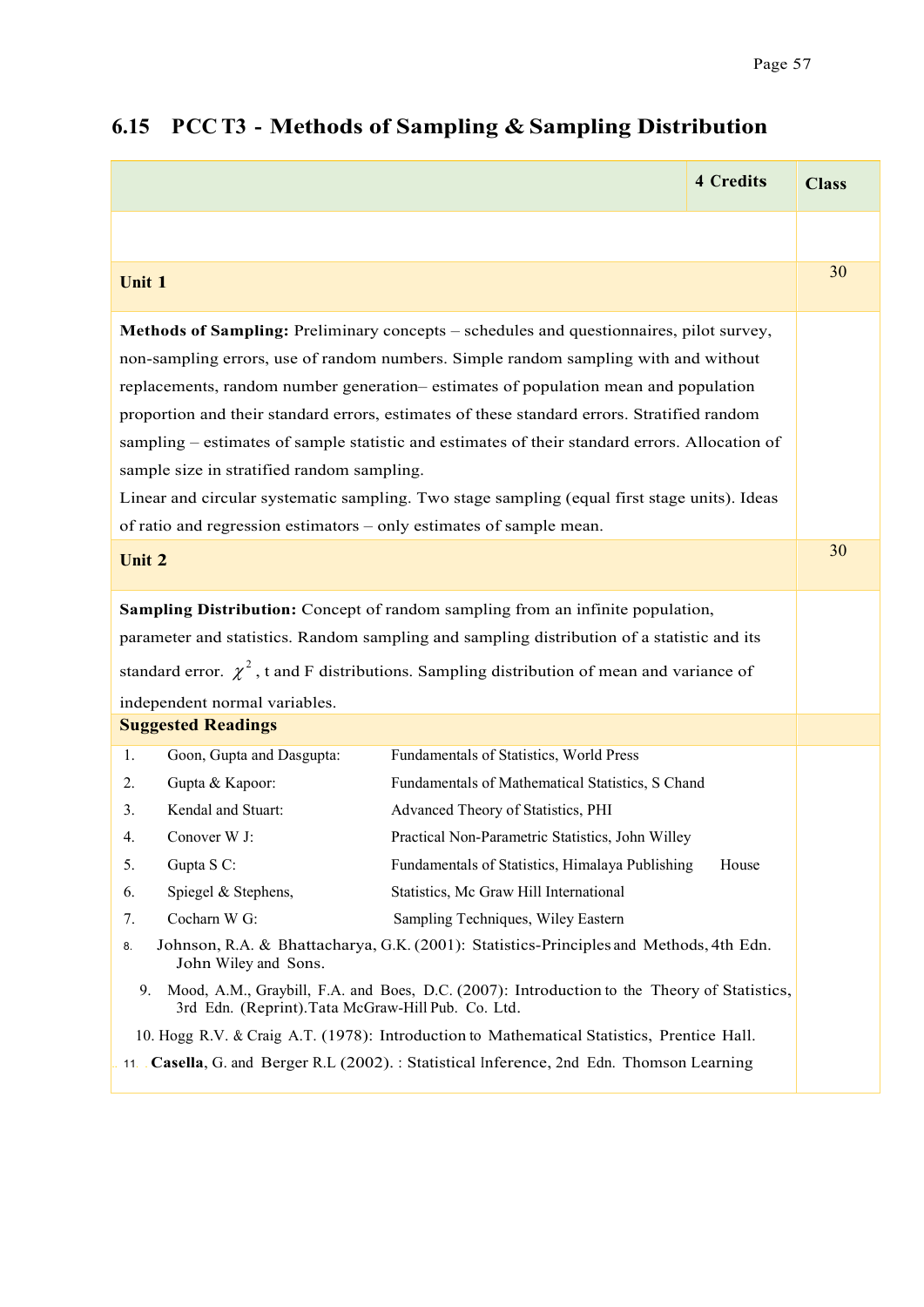## 6.15 PCC T3 - Methods of Sampling & Sampling Distribution

| | 4 Credits | Class |
|---|---|---|
| | | |
| **Unit 1** | | 30 |
| **Methods of Sampling:** Preliminary concepts – schedules and questionnaires, pilot survey, non-sampling errors, use of random numbers. Simple random sampling with and without replacements, random number generation– estimates of population mean and population proportion and their standard errors, estimates of these standard errors. Stratified random sampling – estimates of sample statistic and estimates of their standard errors. Allocation of sample size in stratified random sampling.<br>Linear and circular systematic sampling. Two stage sampling (equal first stage units). Ideas of ratio and regression estimators – only estimates of sample mean. | | |
| **Unit 2** | | 30 |
| **Sampling Distribution:** Concept of random sampling from an infinite population, parameter and statistics. Random sampling and sampling distribution of a statistic and its standard error. $\chi^2$, t and F distributions. Sampling distribution of mean and variance of independent normal variables. | | |
| **Suggested Readings** | | |

1. Goon, Gupta and Dasgupta: Fundamentals of Statistics, World Press
2. Gupta & Kapoor: Fundamentals of Mathematical Statistics, S Chand
3. Kendal and Stuart: Advanced Theory of Statistics, PHI
4. Conover W J: Practical Non-Parametric Statistics, John Willey
5. Gupta S C: Fundamentals of Statistics, Himalaya Publishing House
6. Spiegel & Stephens, Statistics, Mc Graw Hill International
7. Cocharn W G: Sampling Techniques, Wiley Eastern
8. Johnson, R.A. & Bhattacharya, G.K. (2001): Statistics-Principles and Methods, 4th Edn. John Wiley and Sons.
9. Mood, A.M., Graybill, F.A. and Boes, D.C. (2007): Introduction to the Theory of Statistics, 3rd Edn. (Reprint).Tata McGraw-Hill Pub. Co. Ltd.
10. Hogg R.V. & Craig A.T. (1978): Introduction to Mathematical Statistics, Prentice Hall.
11. **Casella**, G. and Berger R.L (2002). : Statistical Inference, 2nd Edn. Thomson Learning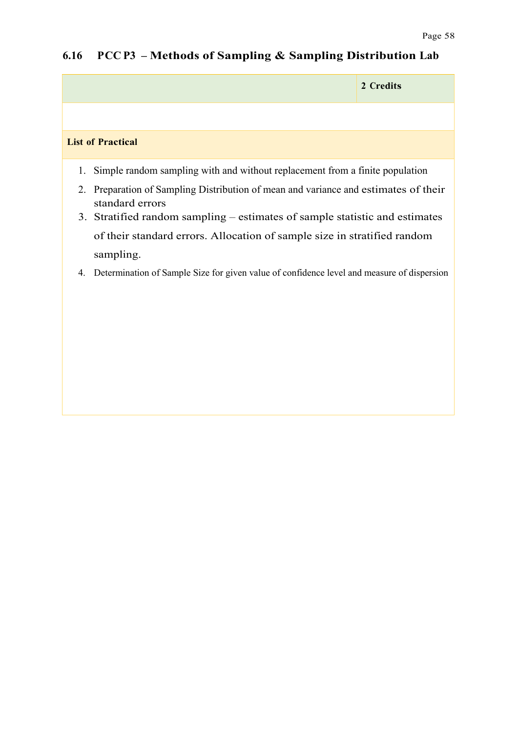### 6.16 PCC P3 – Methods of Sampling & Sampling Distribution Lab

| | 2 Credits |
|---|---|
| | |
| **List of Practical** | |

1. Simple random sampling with and without replacement from a finite population
2. Preparation of Sampling Distribution of mean and variance and estimates of their standard errors
3. Stratified random sampling – estimates of sample statistic and estimates of their standard errors. Allocation of sample size in stratified random sampling.
4. Determination of Sample Size for given value of confidence level and measure of dispersion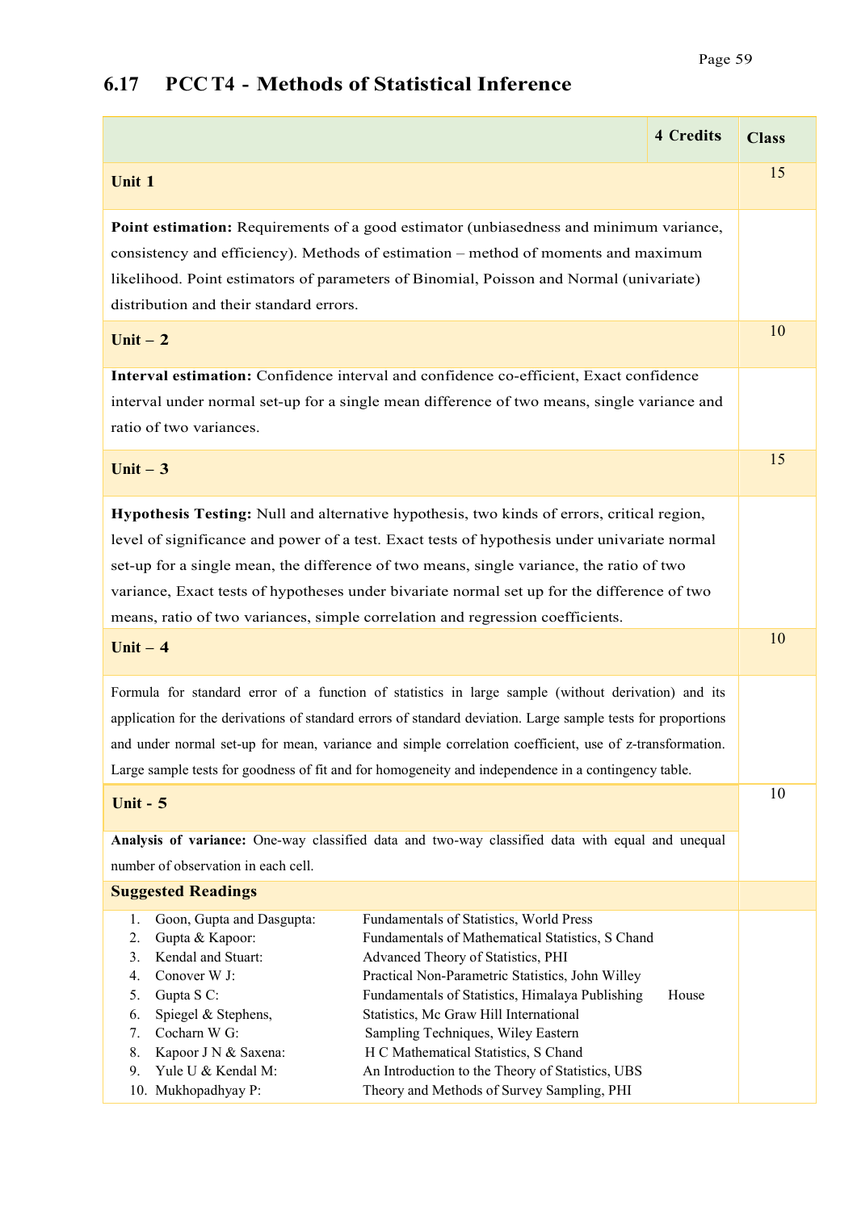## 6.17 PCC T4 - Methods of Statistical Inference

| | 4 Credits | Class |
|---|---|---|
| **Unit 1** | | 15 |
| **Point estimation:** Requirements of a good estimator (unbiasedness and minimum variance, consistency and efficiency). Methods of estimation – method of moments and maximum likelihood. Point estimators of parameters of Binomial, Poisson and Normal (univariate) distribution and their standard errors. | | |
| **Unit – 2** | | 10 |
| **Interval estimation:** Confidence interval and confidence co-efficient, Exact confidence interval under normal set-up for a single mean difference of two means, single variance and ratio of two variances. | | |
| **Unit – 3** | | 15 |
| **Hypothesis Testing:** Null and alternative hypothesis, two kinds of errors, critical region, level of significance and power of a test. Exact tests of hypothesis under univariate normal set-up for a single mean, the difference of two means, single variance, the ratio of two variance, Exact tests of hypotheses under bivariate normal set up for the difference of two means, ratio of two variances, simple correlation and regression coefficients. | | |
| **Unit – 4** | | 10 |
| Formula for standard error of a function of statistics in large sample (without derivation) and its application for the derivations of standard errors of standard deviation. Large sample tests for proportions and under normal set-up for mean, variance and simple correlation coefficient, use of z-transformation. Large sample tests for goodness of fit and for homogeneity and independence in a contingency table. | | |
| **Unit - 5** | | 10 |
| **Analysis of variance:** One-way classified data and two-way classified data with equal and unequal number of observation in each cell. | | |
| **Suggested Readings** | | |

1. Goon, Gupta and Dasgupta: Fundamentals of Statistics, World Press
2. Gupta & Kapoor: Fundamentals of Mathematical Statistics, S Chand
3. Kendal and Stuart: Advanced Theory of Statistics, PHI
4. Conover W J: Practical Non-Parametric Statistics, John Willey
5. Gupta S C: Fundamentals of Statistics, Himalaya Publishing House
6. Spiegel & Stephens, Statistics, Mc Graw Hill International
7. Cocharn W G: Sampling Techniques, Wiley Eastern
8. Kapoor J N & Saxena: H C Mathematical Statistics, S Chand
9. Yule U & Kendal M: An Introduction to the Theory of Statistics, UBS
10. Mukhopadhyay P: Theory and Methods of Survey Sampling, PHI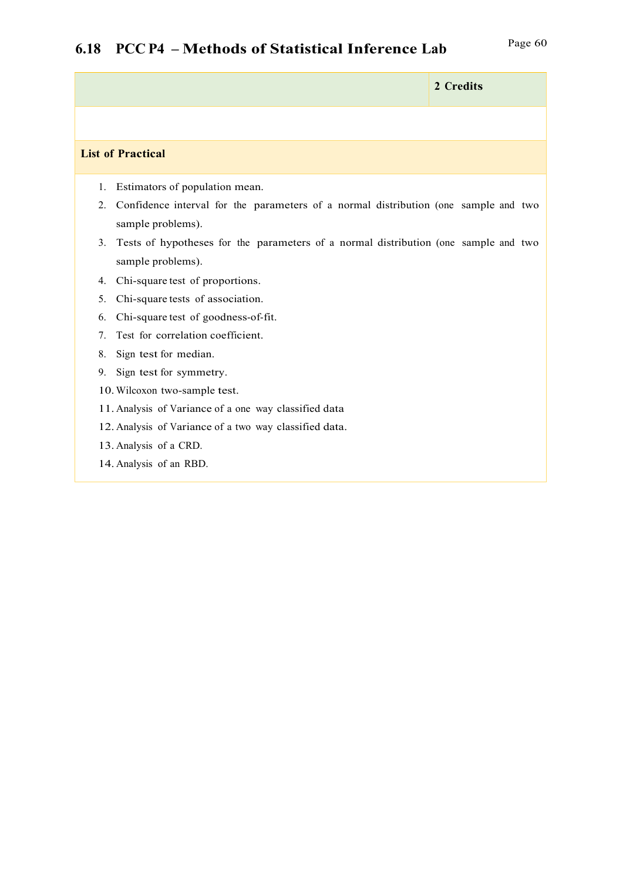## 6.18 PCC P4 – Methods of Statistical Inference Lab

| | 2 Credits |
|---|---|

**List of Practical**

1. Estimators of population mean.
2. Confidence interval for the parameters of a normal distribution (one sample and two sample problems).
3. Tests of hypotheses for the parameters of a normal distribution (one sample and two sample problems).
4. Chi-square test of proportions.
5. Chi-square tests of association.
6. Chi-square test of goodness-of-fit.
7. Test for correlation coefficient.
8. Sign test for median.
9. Sign test for symmetry.
10. Wilcoxon two-sample test.
11. Analysis of Variance of a one way classified data
12. Analysis of Variance of a two way classified data.
13. Analysis of a CRD.
14. Analysis of an RBD.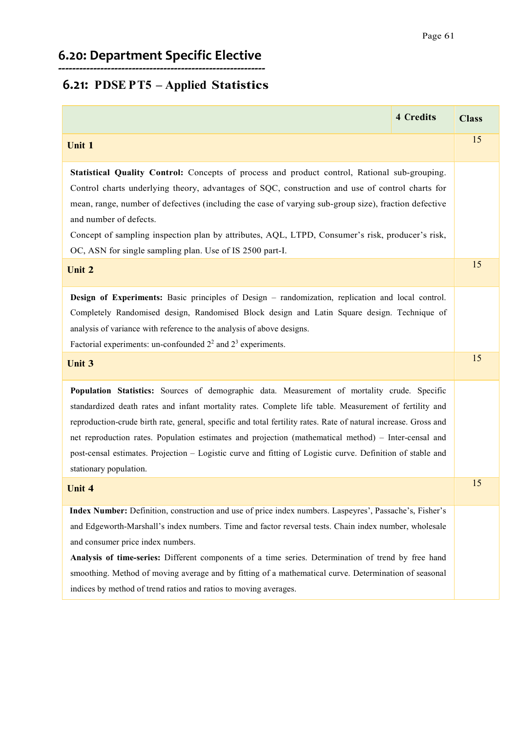## 6.20: Department Specific Elective

---

## 6.21: PDSE P T5 – Applied Statistics

| | 4 Credits | Class |
|---|---|---|
| **Unit 1** | | 15 |
| **Statistical Quality Control:** Concepts of process and product control, Rational sub-grouping. Control charts underlying theory, advantages of SQC, construction and use of control charts for mean, range, number of defectives (including the case of varying sub-group size), fraction defective and number of defects. Concept of sampling inspection plan by attributes, AQL, LTPD, Consumer's risk, producer's risk, OC, ASN for single sampling plan. Use of IS 2500 part-I. | | |
| **Unit 2** | | 15 |
| **Design of Experiments:** Basic principles of Design – randomization, replication and local control. Completely Randomised design, Randomised Block design and Latin Square design. Technique of analysis of variance with reference to the analysis of above designs. Factorial experiments: un-confounded $2^2$ and $2^3$ experiments. | | |
| **Unit 3** | | 15 |
| **Population Statistics:** Sources of demographic data. Measurement of mortality crude. Specific standardized death rates and infant mortality rates. Complete life table. Measurement of fertility and reproduction-crude birth rate, general, specific and total fertility rates. Rate of natural increase. Gross and net reproduction rates. Population estimates and projection (mathematical method) – Inter-censal and post-censal estimates. Projection – Logistic curve and fitting of Logistic curve. Definition of stable and stationary population. | | |
| **Unit 4** | | 15 |
| **Index Number:** Definition, construction and use of price index numbers. Laspeyres', Passache's, Fisher's and Edgeworth-Marshall's index numbers. Time and factor reversal tests. Chain index number, wholesale and consumer price index numbers. **Analysis of time-series:** Different components of a time series. Determination of trend by free hand smoothing. Method of moving average and by fitting of a mathematical curve. Determination of seasonal indices by method of trend ratios and ratios to moving averages. | | |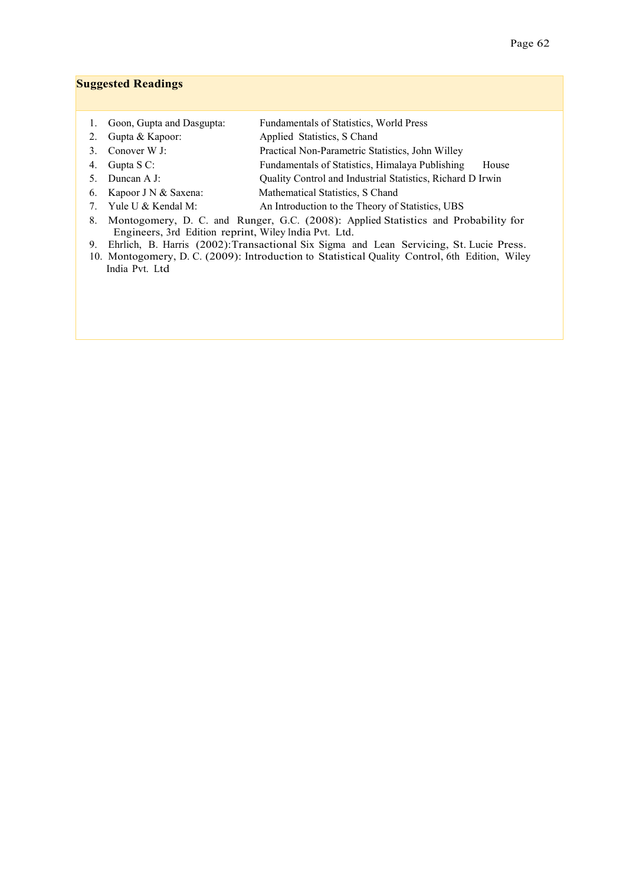## Suggested Readings

1. Goon, Gupta and Dasgupta: Fundamentals of Statistics, World Press
2. Gupta & Kapoor: Applied Statistics, S Chand
3. Conover W J: Practical Non-Parametric Statistics, John Willey
4. Gupta S C: Fundamentals of Statistics, Himalaya Publishing House
5. Duncan A J: Quality Control and Industrial Statistics, Richard D Irwin
6. Kapoor J N & Saxena: Mathematical Statistics, S Chand
7. Yule U & Kendal M: An Introduction to the Theory of Statistics, UBS
8. Montogomery, D. C. and Runger, G.C. (2008): Applied Statistics and Probability for Engineers, 3rd Edition reprint, Wiley India Pvt. Ltd.
9. Ehrlich, B. Harris (2002):Transactional Six Sigma and Lean Servicing, St. Lucie Press.
10. Montogomery, D. C. (2009): Introduction to Statistical Quality Control, 6th Edition, Wiley India Pvt. Ltd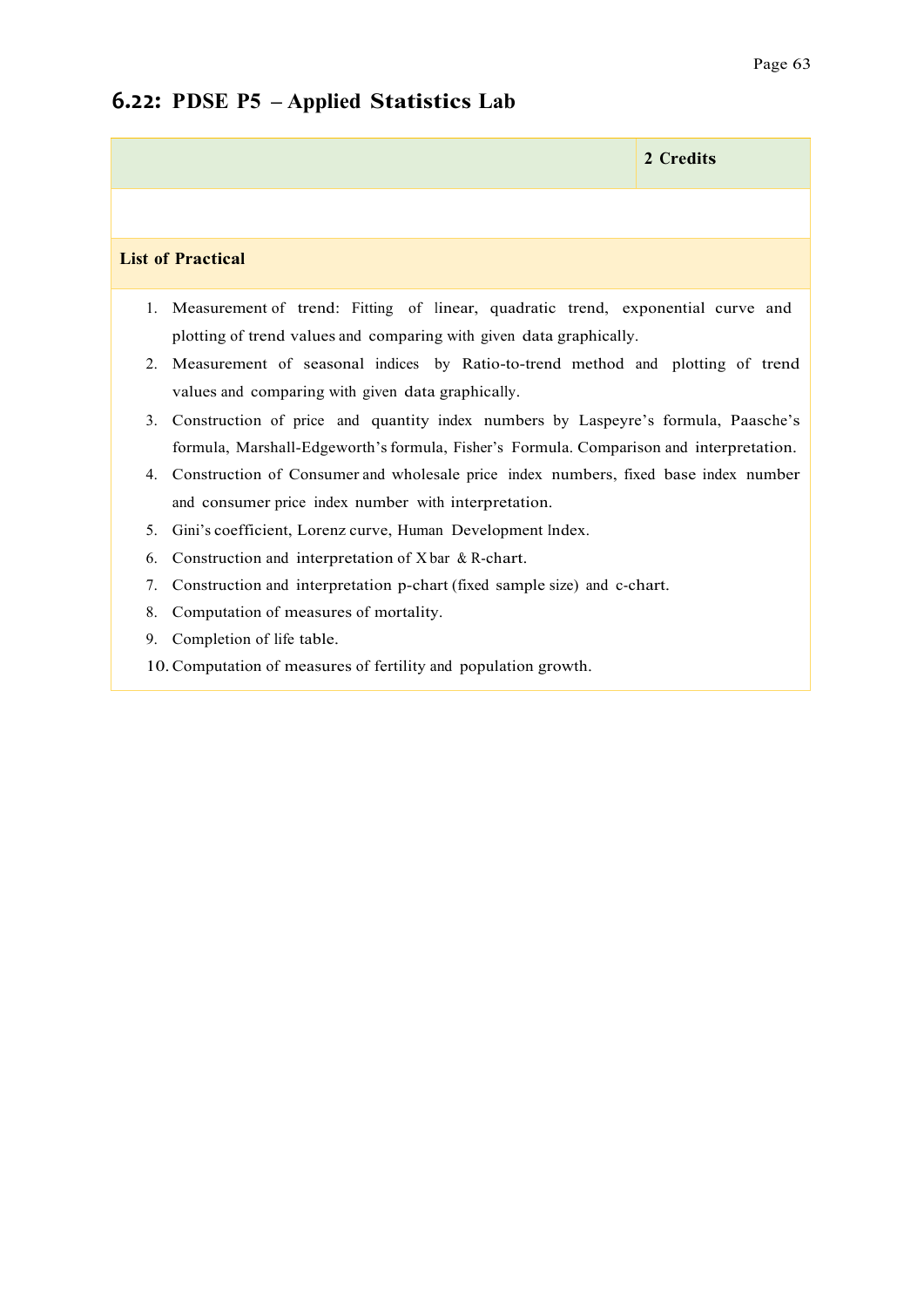## 6.22: PDSE P5 – Applied Statistics Lab

| | 2 Credits |
|---|---|

**List of Practical**

1. Measurement of trend: Fitting of linear, quadratic trend, exponential curve and plotting of trend values and comparing with given data graphically.
2. Measurement of seasonal indices by Ratio-to-trend method and plotting of trend values and comparing with given data graphically.
3. Construction of price and quantity index numbers by Laspeyre's formula, Paasche's formula, Marshall-Edgeworth's formula, Fisher's Formula. Comparison and interpretation.
4. Construction of Consumer and wholesale price index numbers, fixed base index number and consumer price index number with interpretation.
5. Gini's coefficient, Lorenz curve, Human Development Index.
6. Construction and interpretation of X bar & R-chart.
7. Construction and interpretation p-chart (fixed sample size) and c-chart.
8. Computation of measures of mortality.
9. Completion of life table.
10. Computation of measures of fertility and population growth.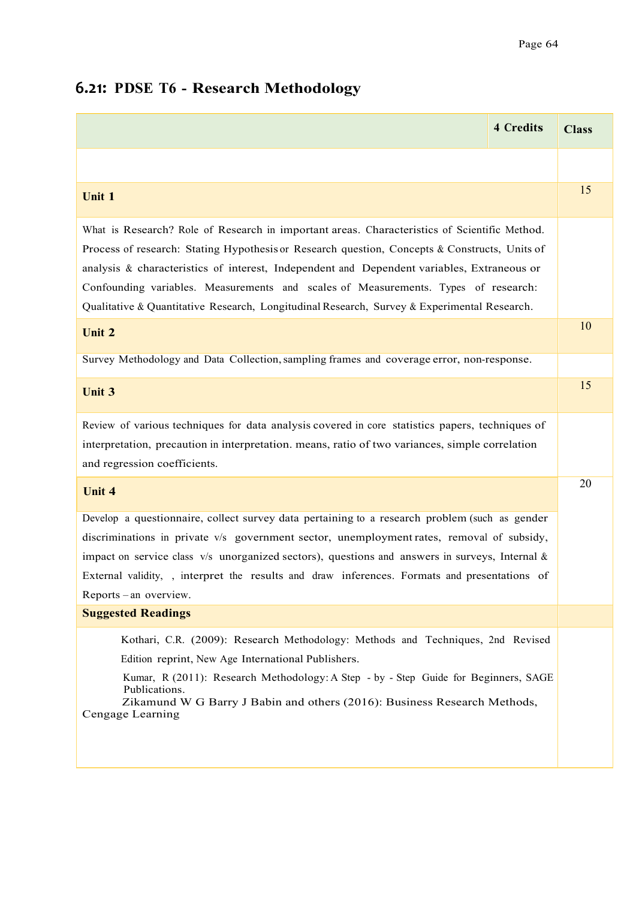## 6.21: PDSE T6 - Research Methodology

| 4 Credits | Class |
|---|---|
| | |
| **Unit 1** | 15 |
| What is Research? Role of Research in important areas. Characteristics of Scientific Method. Process of research: Stating Hypothesis or Research question, Concepts & Constructs, Units of analysis & characteristics of interest, Independent and Dependent variables, Extraneous or Confounding variables. Measurements and scales of Measurements. Types of research: Qualitative & Quantitative Research, Longitudinal Research, Survey & Experimental Research. | |
| **Unit 2** | 10 |
| Survey Methodology and Data Collection, sampling frames and coverage error, non-response. | |
| **Unit 3** | 15 |
| Review of various techniques for data analysis covered in core statistics papers, techniques of interpretation, precaution in interpretation. means, ratio of two variances, simple correlation and regression coefficients. | |
| **Unit 4** | 20 |
| Develop a questionnaire, collect survey data pertaining to a research problem (such as gender discriminations in private v/s government sector, unemployment rates, removal of subsidy, impact on service class v/s unorganized sectors), questions and answers in surveys, Internal & External validity, , interpret the results and draw inferences. Formats and presentations of Reports – an overview. | |
| **Suggested Readings** | |
| Kothari, C.R. (2009): Research Methodology: Methods and Techniques, 2nd Revised Edition reprint, New Age International Publishers.<br>Kumar, R (2011): Research Methodology: A Step - by - Step Guide for Beginners, SAGE Publications.<br>Zikamund W G Barry J Babin and others (2016): Business Research Methods, Cengage Learning | |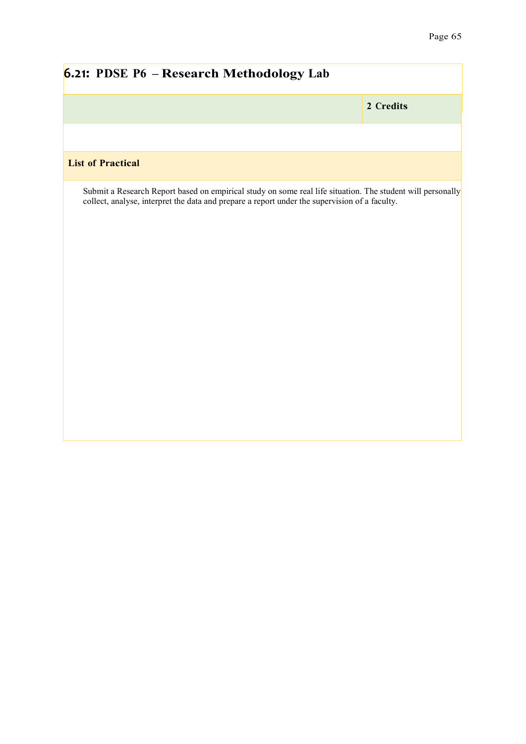## 6.21: PDSE P6 – Research Methodology Lab

| | 2 Credits |
|---|---|

**List of Practical**

Submit a Research Report based on empirical study on some real life situation. The student will personally collect, analyse, interpret the data and prepare a report under the supervision of a faculty.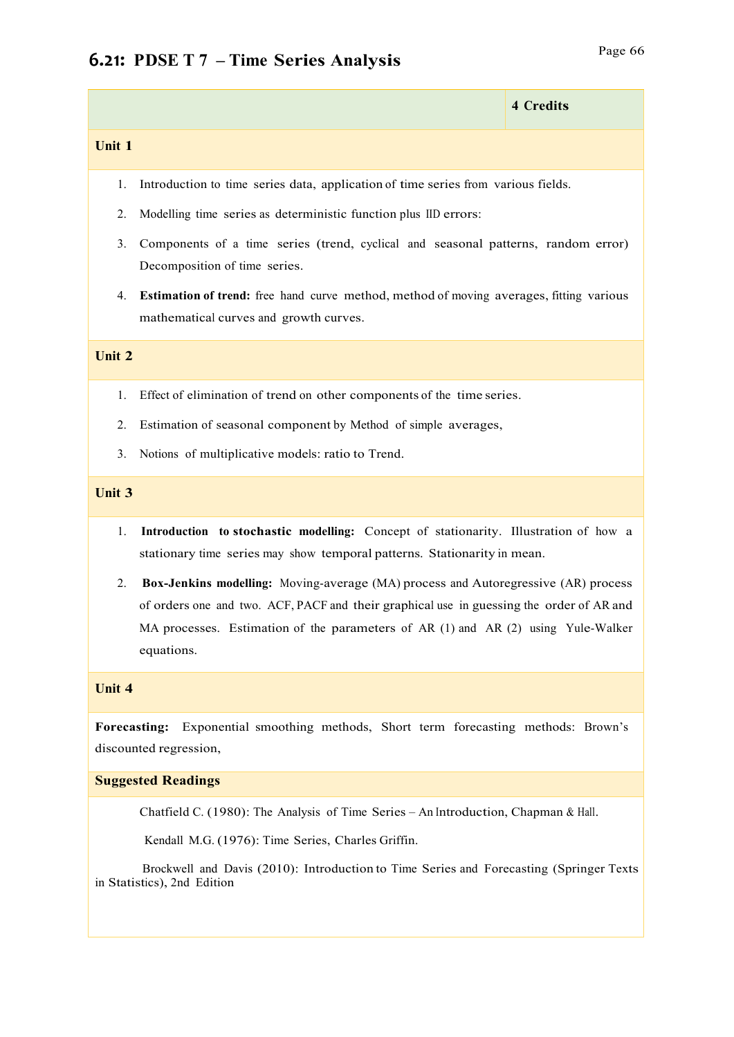## 6.21: PDSE T 7 – Time Series Analysis

| | 4 Credits |
|---|---|

**Unit 1**

1. Introduction to time series data, application of time series from various fields.
2. Modelling time series as deterministic function plus IID errors:
3. Components of a time series (trend, cyclical and seasonal patterns, random error) Decomposition of time series.
4. **Estimation of trend:** free hand curve method, method of moving averages, fitting various mathematical curves and growth curves.

**Unit 2**

1. Effect of elimination of trend on other components of the time series.
2. Estimation of seasonal component by Method of simple averages,
3. Notions of multiplicative models: ratio to Trend.

**Unit 3**

1. **Introduction to stochastic modelling:** Concept of stationarity. Illustration of how a stationary time series may show temporal patterns. Stationarity in mean.
2. **Box-Jenkins modelling:** Moving-average (MA) process and Autoregressive (AR) process of orders one and two. ACF, PACF and their graphical use in guessing the order of AR and MA processes. Estimation of the parameters of AR (1) and AR (2) using Yule-Walker equations.

**Unit 4**

**Forecasting:** Exponential smoothing methods, Short term forecasting methods: Brown's discounted regression,

**Suggested Readings**

Chatfield C. (1980): The Analysis of Time Series – An Introduction, Chapman & Hall.

Kendall M.G. (1976): Time Series, Charles Griffin.

Brockwell and Davis (2010): Introduction to Time Series and Forecasting (Springer Texts in Statistics), 2nd Edition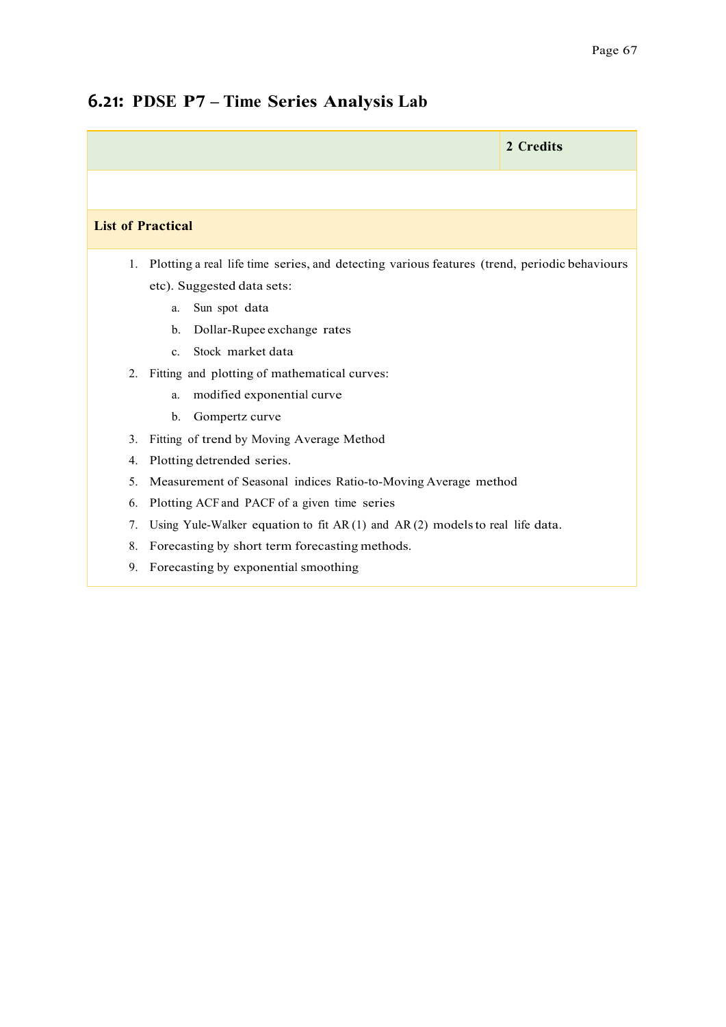## 6.21: PDSE P7 – Time Series Analysis Lab

| | 2 Credits |
|---|---|

**List of Practical**

1. Plotting a real life time series, and detecting various features (trend, periodic behaviours etc). Suggested data sets:
   a. Sun spot data
   b. Dollar-Rupee exchange rates
   c. Stock market data
2. Fitting and plotting of mathematical curves:
   a. modified exponential curve
   b. Gompertz curve
3. Fitting of trend by Moving Average Method
4. Plotting detrended series.
5. Measurement of Seasonal indices Ratio-to-Moving Average method
6. Plotting ACF and PACF of a given time series
7. Using Yule-Walker equation to fit AR (1) and AR (2) models to real life data.
8. Forecasting by short term forecasting methods.
9. Forecasting by exponential smoothing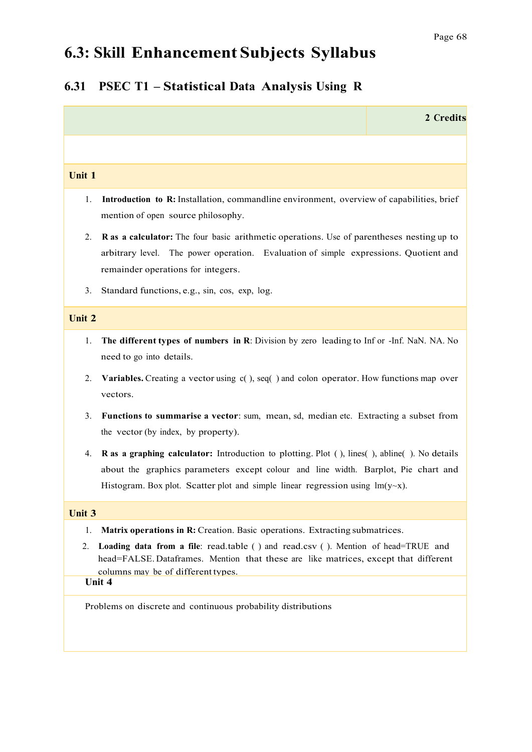# 6.3: Skill Enhancement Subjects Syllabus

## 6.31 PSEC T1 – Statistical Data Analysis Using R

**2 Credits**

### Unit 1

1. **Introduction to R:** Installation, commandline environment, overview of capabilities, brief mention of open source philosophy.
2. **R as a calculator:** The four basic arithmetic operations. Use of parentheses nesting up to arbitrary level. The power operation. Evaluation of simple expressions. Quotient and remainder operations for integers.
3. Standard functions, e.g., sin, cos, exp, log.

### Unit 2

1. **The different types of numbers in R**: Division by zero leading to Inf or -Inf. NaN. NA. No need to go into details.
2. **Variables.** Creating a vector using c( ), seq( ) and colon operator. How functions map over vectors.
3. **Functions to summarise a vector**: sum, mean, sd, median etc. Extracting a subset from the vector (by index, by property).
4. **R as a graphing calculator:** Introduction to plotting. Plot ( ), lines( ), abline( ). No details about the graphics parameters except colour and line width. Barplot, Pie chart and Histogram. Box plot. Scatter plot and simple linear regression using lm(y~x).

### Unit 3

1. **Matrix operations in R:** Creation. Basic operations. Extracting submatrices.
2. **Loading data from a file**: read.table ( ) and read.csv ( ). Mention of head=TRUE and head=FALSE. Dataframes. Mention that these are like matrices, except that different columns may be of different types.

### Unit 4

Problems on discrete and continuous probability distributions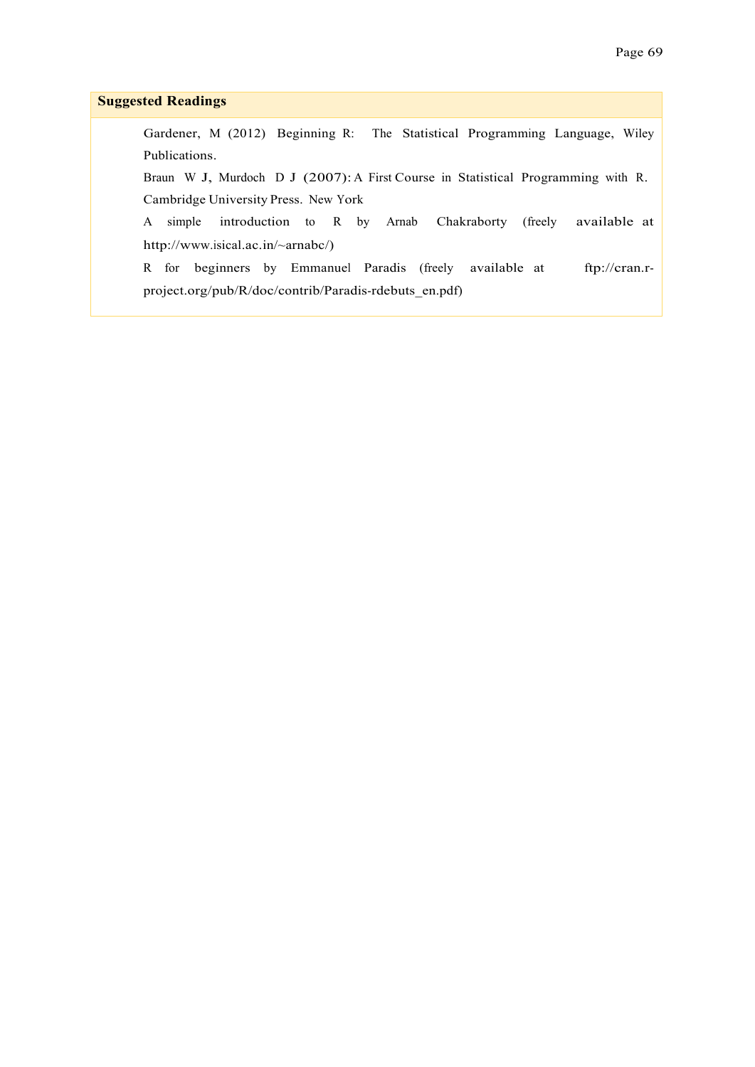## Suggested Readings

Gardener, M (2012) Beginning R: The Statistical Programming Language, Wiley Publications.

Braun W J, Murdoch D J (2007): A First Course in Statistical Programming with R. Cambridge University Press. New York

A simple introduction to R by Arnab Chakraborty (freely available at http://www.isical.ac.in/~arnabc/)

R for beginners by Emmanuel Paradis (freely available at ftp://cran.r-project.org/pub/R/doc/contrib/Paradis-rdebuts_en.pdf)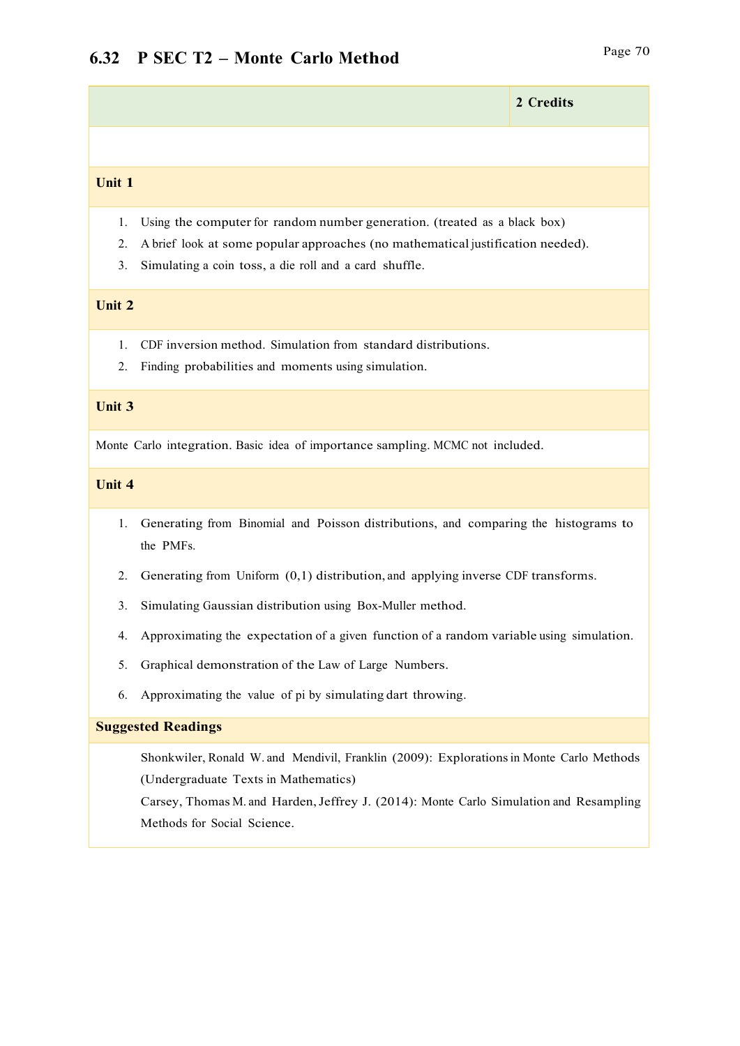## 6.32 P SEC T2 – Monte Carlo Method

| | 2 Credits |
|---|---|

### Unit 1

1. Using the computer for random number generation. (treated as a black box)
2. A brief look at some popular approaches (no mathematical justification needed).
3. Simulating a coin toss, a die roll and a card shuffle.

### Unit 2

1. CDF inversion method. Simulation from standard distributions.
2. Finding probabilities and moments using simulation.

### Unit 3

Monte Carlo integration. Basic idea of importance sampling. MCMC not included.

### Unit 4

1. Generating from Binomial and Poisson distributions, and comparing the histograms to the PMFs.
2. Generating from Uniform (0,1) distribution, and applying inverse CDF transforms.
3. Simulating Gaussian distribution using Box-Muller method.
4. Approximating the expectation of a given function of a random variable using simulation.
5. Graphical demonstration of the Law of Large Numbers.
6. Approximating the value of pi by simulating dart throwing.

### Suggested Readings

Shonkwiler, Ronald W. and Mendivil, Franklin (2009): Explorations in Monte Carlo Methods (Undergraduate Texts in Mathematics)

Carsey, Thomas M. and Harden, Jeffrey J. (2014): Monte Carlo Simulation and Resampling Methods for Social Science.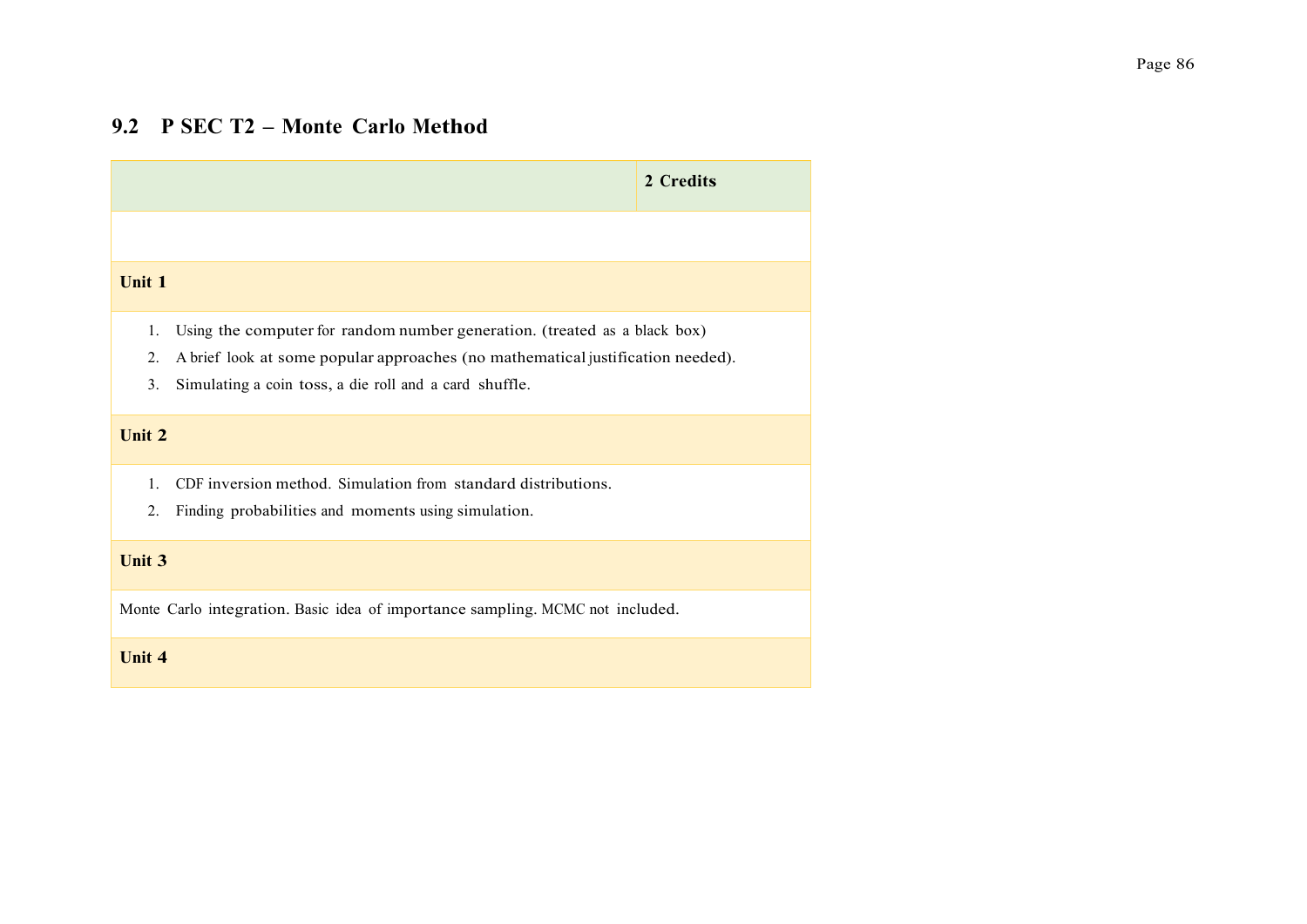## 9.2 P SEC T2 – Monte Carlo Method

| | **2 Credits** |
|---|---|
| | |
| **Unit 1** | |
| 1. Using the computer for random number generation. (treated as a black box)<br>2. A brief look at some popular approaches (no mathematical justification needed).<br>3. Simulating a coin toss, a die roll and a card shuffle. | |
| **Unit 2** | |
| 1. CDF inversion method. Simulation from standard distributions.<br>2. Finding probabilities and moments using simulation. | |
| **Unit 3** | |
| Monte Carlo integration. Basic idea of importance sampling. MCMC not included. | |
| **Unit 4** | |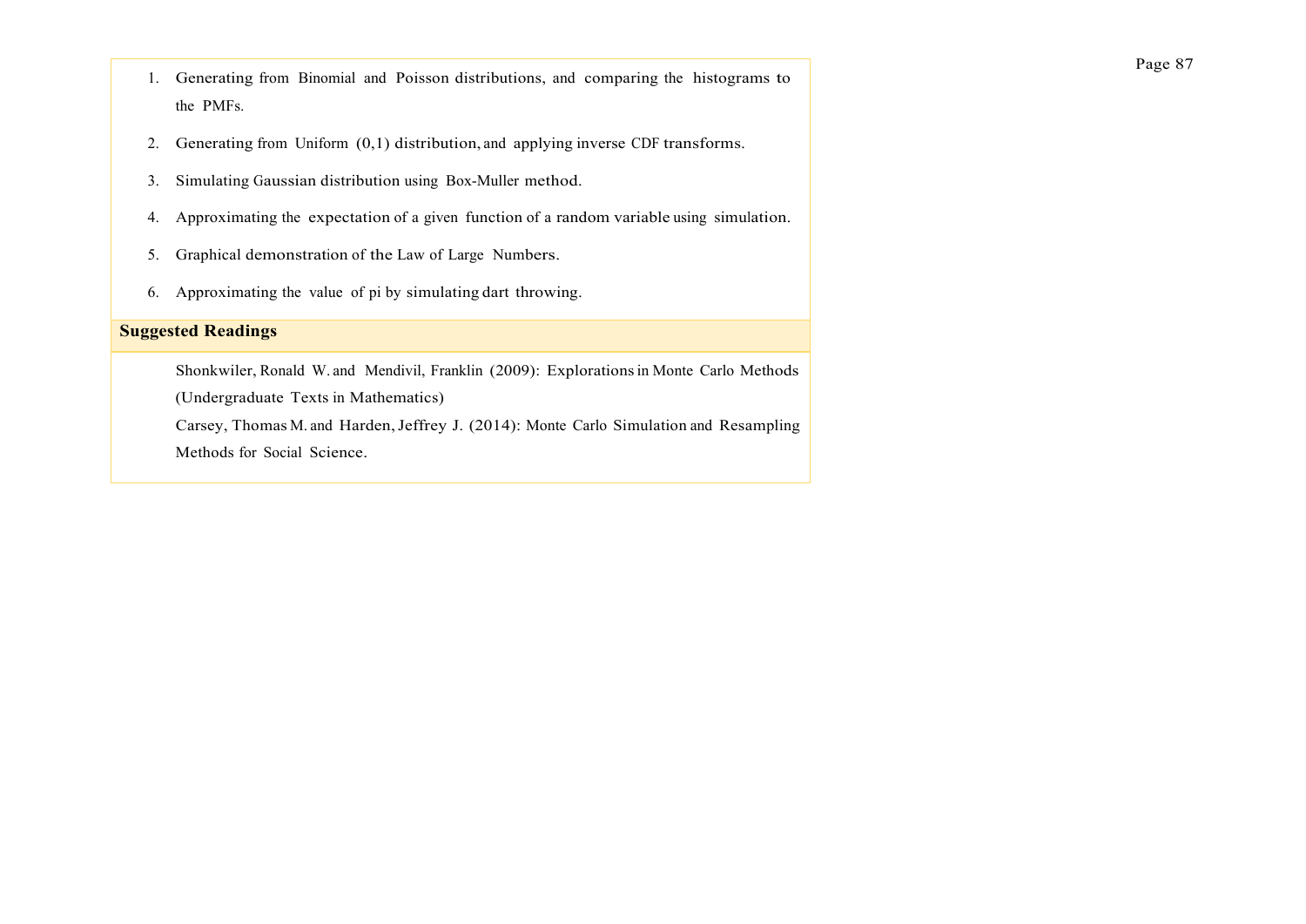1. Generating from Binomial and Poisson distributions, and comparing the histograms to the PMFs.
2. Generating from Uniform (0,1) distribution, and applying inverse CDF transforms.
3. Simulating Gaussian distribution using Box-Muller method.
4. Approximating the expectation of a given function of a random variable using simulation.
5. Graphical demonstration of the Law of Large Numbers.
6. Approximating the value of pi by simulating dart throwing.

**Suggested Readings**

Shonkwiler, Ronald W. and Mendivil, Franklin (2009): Explorations in Monte Carlo Methods (Undergraduate Texts in Mathematics)

Carsey, Thomas M. and Harden, Jeffrey J. (2014): Monte Carlo Simulation and Resampling Methods for Social Science.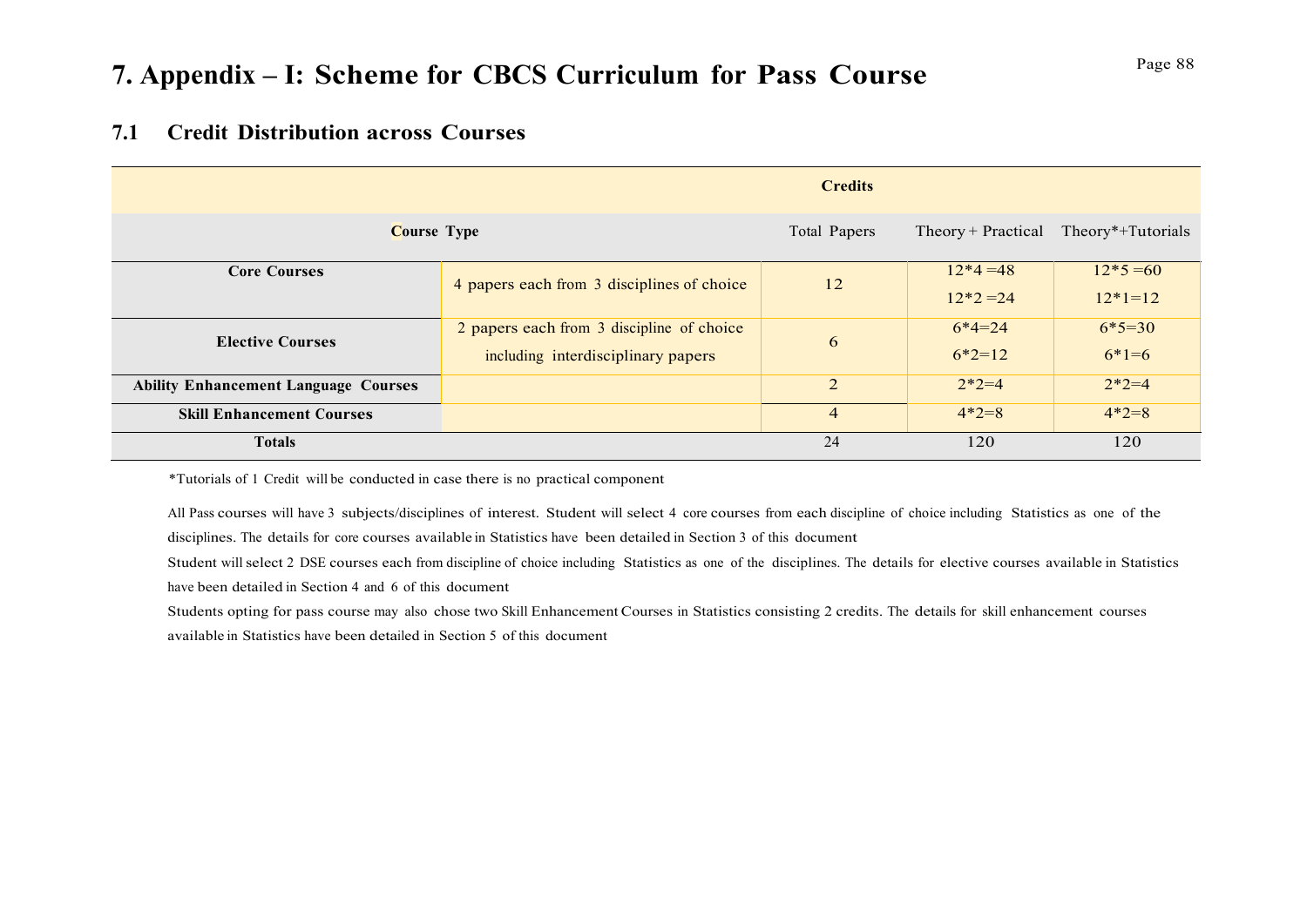# 7. Appendix – I: Scheme for CBCS Curriculum for Pass Course

## 7.1 Credit Distribution across Courses

| Course Type | | Total Papers | Credits | |
|---|---|---|---|---|
| | | | Theory + Practical | Theory*+Tutorials |
| **Core Courses** | 4 papers each from 3 disciplines of choice | 12 | 12*4 =48<br>12*2 =24 | 12*5 =60<br>12*1=12 |
| **Elective Courses** | 2 papers each from 3 discipline of choice including interdisciplinary papers | 6 | 6*4=24<br>6*2=12 | 6*5=30<br>6*1=6 |
| **Ability Enhancement Language Courses** | | 2 | 2*2=4 | 2*2=4 |
| **Skill Enhancement Courses** | | 4 | 4*2=8 | 4*2=8 |
| **Totals** | | 24 | 120 | 120 |

*Tutorials of 1 Credit will be conducted in case there is no practical component

All Pass courses will have 3 subjects/disciplines of interest. Student will select 4 core courses from each discipline of choice including Statistics as one of the disciplines. The details for core courses available in Statistics have been detailed in Section 3 of this document

Student will select 2 DSE courses each from discipline of choice including Statistics as one of the disciplines. The details for elective courses available in Statistics have been detailed in Section 4 and 6 of this document

Students opting for pass course may also chose two Skill Enhancement Courses in Statistics consisting 2 credits. The details for skill enhancement courses available in Statistics have been detailed in Section 5 of this document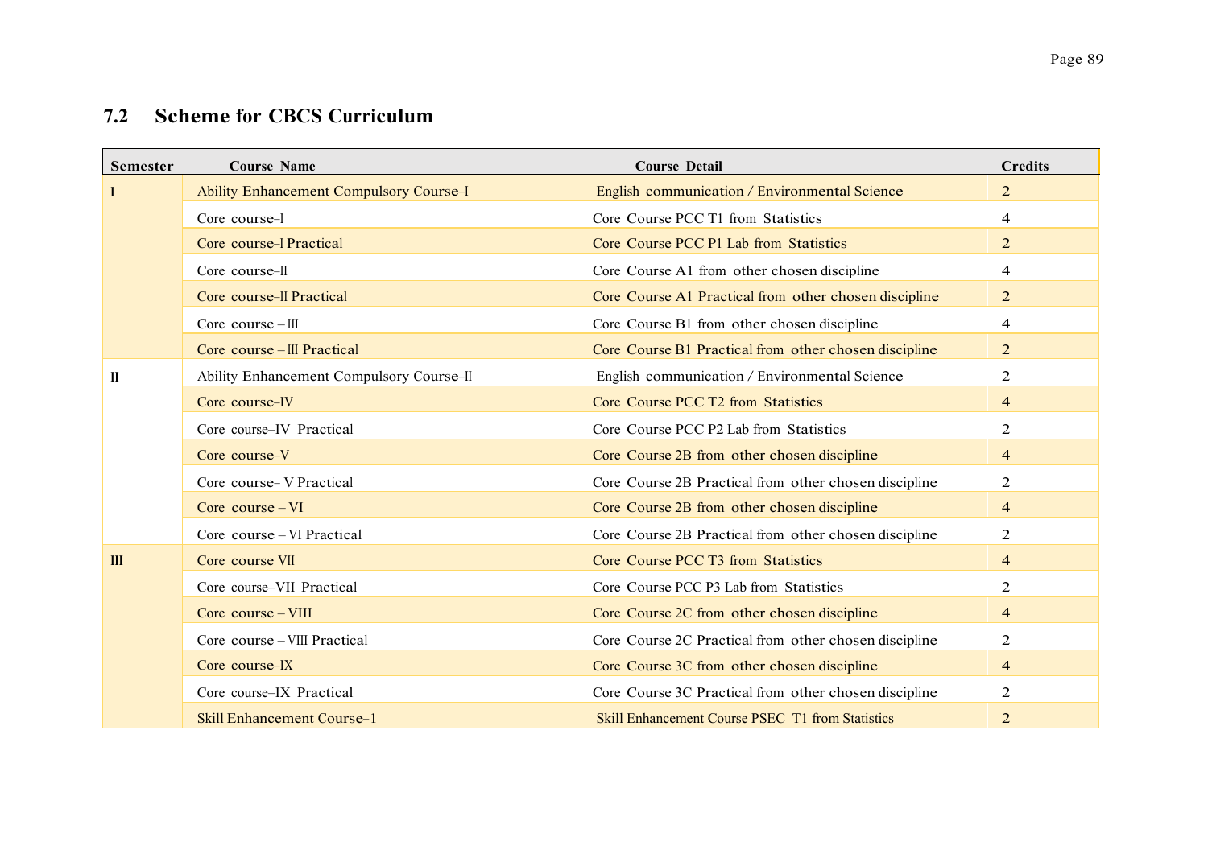## 7.2 Scheme for CBCS Curriculum

| Semester | Course Name | Course Detail | Credits |
|---|---|---|---|
| I | Ability Enhancement Compulsory Course–I | English communication / Environmental Science | 2 |
| | Core course–I | Core Course PCC T1 from Statistics | 4 |
| | Core course–I Practical | Core Course PCC P1 Lab from Statistics | 2 |
| | Core course–II | Core Course A1 from other chosen discipline | 4 |
| | Core course–II Practical | Core Course A1 Practical from other chosen discipline | 2 |
| | Core course – III | Core Course B1 from other chosen discipline | 4 |
| | Core course – III Practical | Core Course B1 Practical from other chosen discipline | 2 |
| II | Ability Enhancement Compulsory Course–II | English communication / Environmental Science | 2 |
| | Core course–IV | Core Course PCC T2 from Statistics | 4 |
| | Core course–IV Practical | Core Course PCC P2 Lab from Statistics | 2 |
| | Core course–V | Core Course 2B from other chosen discipline | 4 |
| | Core course– V Practical | Core Course 2B Practical from other chosen discipline | 2 |
| | Core course – VI | Core Course 2B from other chosen discipline | 4 |
| | Core course – VI Practical | Core Course 2B Practical from other chosen discipline | 2 |
| III | Core course VII | Core Course PCC T3 from Statistics | 4 |
| | Core course–VII Practical | Core Course PCC P3 Lab from Statistics | 2 |
| | Core course – VIII | Core Course 2C from other chosen discipline | 4 |
| | Core course – VIII Practical | Core Course 2C Practical from other chosen discipline | 2 |
| | Core course–IX | Core Course 3C from other chosen discipline | 4 |
| | Core course–IX Practical | Core Course 3C Practical from other chosen discipline | 2 |
| | Skill Enhancement Course–1 | Skill Enhancement Course PSEC T1 from Statistics | 2 |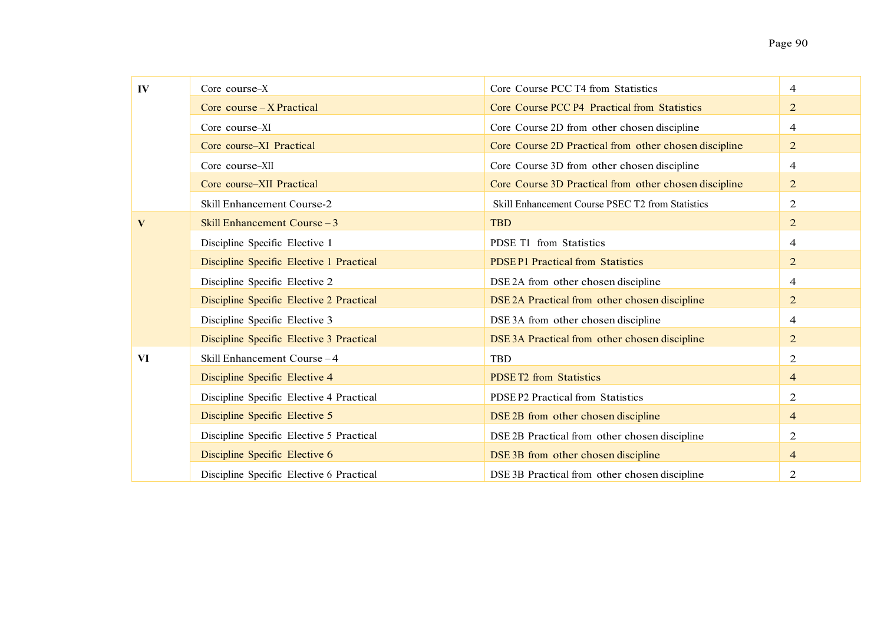| | | | |
|---|---|---|---|
| **IV** | Core course–X | Core Course PCC T4 from Statistics | 4 |
| | Core course – X Practical | Core Course PCC P4 Practical from Statistics | 2 |
| | Core course–XI | Core Course 2D from other chosen discipline | 4 |
| | Core course–XI Practical | Core Course 2D Practical from other chosen discipline | 2 |
| | Core course–XII | Core Course 3D from other chosen discipline | 4 |
| | Core course–XII Practical | Core Course 3D Practical from other chosen discipline | 2 |
| | Skill Enhancement Course-2 | Skill Enhancement Course PSEC T2 from Statistics | 2 |
| **V** | Skill Enhancement Course – 3 | TBD | 2 |
| | Discipline Specific Elective 1 | PDSE T1 from Statistics | 4 |
| | Discipline Specific Elective 1 Practical | PDSE P1 Practical from Statistics | 2 |
| | Discipline Specific Elective 2 | DSE 2A from other chosen discipline | 4 |
| | Discipline Specific Elective 2 Practical | DSE 2A Practical from other chosen discipline | 2 |
| | Discipline Specific Elective 3 | DSE 3A from other chosen discipline | 4 |
| | Discipline Specific Elective 3 Practical | DSE 3A Practical from other chosen discipline | 2 |
| **VI** | Skill Enhancement Course – 4 | TBD | 2 |
| | Discipline Specific Elective 4 | PDSE T2 from Statistics | 4 |
| | Discipline Specific Elective 4 Practical | PDSE P2 Practical from Statistics | 2 |
| | Discipline Specific Elective 5 | DSE 2B from other chosen discipline | 4 |
| | Discipline Specific Elective 5 Practical | DSE 2B Practical from other chosen discipline | 2 |
| | Discipline Specific Elective 6 | DSE 3B from other chosen discipline | 4 |
| | Discipline Specific Elective 6 Practical | DSE 3B Practical from other chosen discipline | 2 |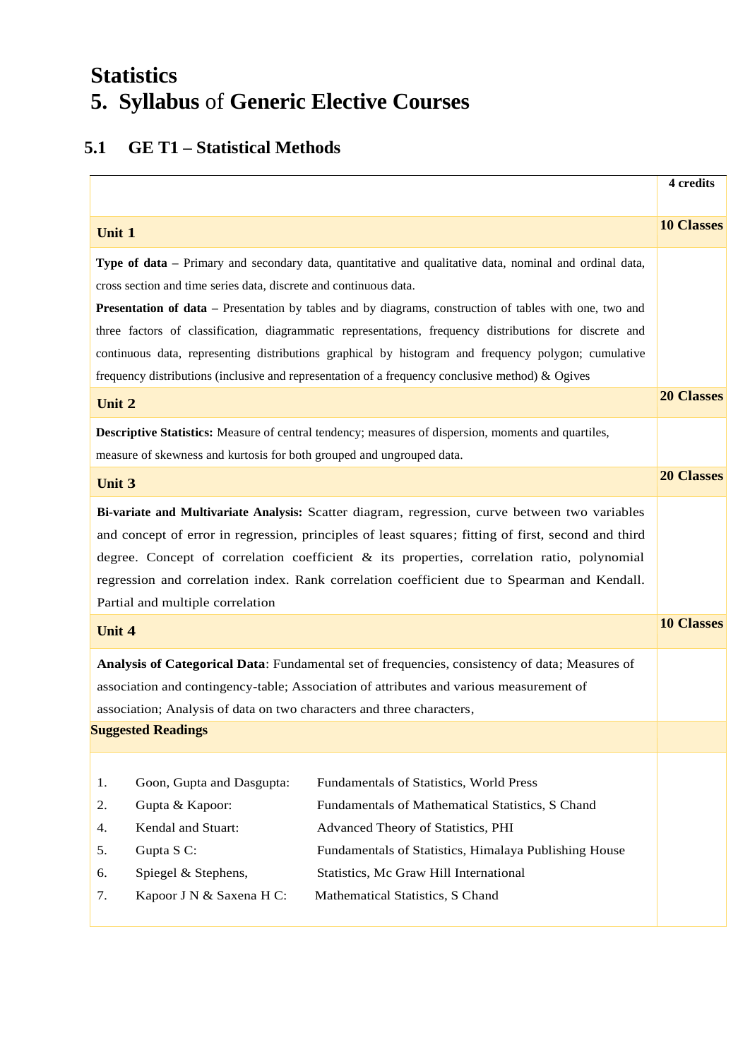# Statistics

# 5. Syllabus of Generic Elective Courses

## 5.1 GE T1 – Statistical Methods

| | **4 credits** |
|---|---|
| **Unit 1** | **10 Classes** |
| **Type of data** – Primary and secondary data, quantitative and qualitative data, nominal and ordinal data, cross section and time series data, discrete and continuous data. **Presentation of data** – Presentation by tables and by diagrams, construction of tables with one, two and three factors of classification, diagrammatic representations, frequency distributions for discrete and continuous data, representing distributions graphical by histogram and frequency polygon; cumulative frequency distributions (inclusive and representation of a frequency conclusive method) & Ogives | |
| **Unit 2** | **20 Classes** |
| **Descriptive Statistics:** Measure of central tendency; measures of dispersion, moments and quartiles, measure of skewness and kurtosis for both grouped and ungrouped data. | |
| **Unit 3** | **20 Classes** |
| **Bi-variate and Multivariate Analysis:** Scatter diagram, regression, curve between two variables and concept of error in regression, principles of least squares; fitting of first, second and third degree. Concept of correlation coefficient & its properties, correlation ratio, polynomial regression and correlation index. Rank correlation coefficient due to Spearman and Kendall. Partial and multiple correlation | |
| **Unit 4** | **10 Classes** |
| **Analysis of Categorical Data**: Fundamental set of frequencies, consistency of data; Measures of association and contingency-table; Association of attributes and various measurement of association; Analysis of data on two characters and three characters, | |
| **Suggested Readings** | |

| | | |
|---|---|---|
| 1. | Goon, Gupta and Dasgupta: | Fundamentals of Statistics, World Press |
| 2. | Gupta & Kapoor: | Fundamentals of Mathematical Statistics, S Chand |
| 4. | Kendal and Stuart: | Advanced Theory of Statistics, PHI |
| 5. | Gupta S C: | Fundamentals of Statistics, Himalaya Publishing House |
| 6. | Spiegel & Stephens, | Statistics, Mc Graw Hill International |
| 7. | Kapoor J N & Saxena H C: | Mathematical Statistics, S Chand |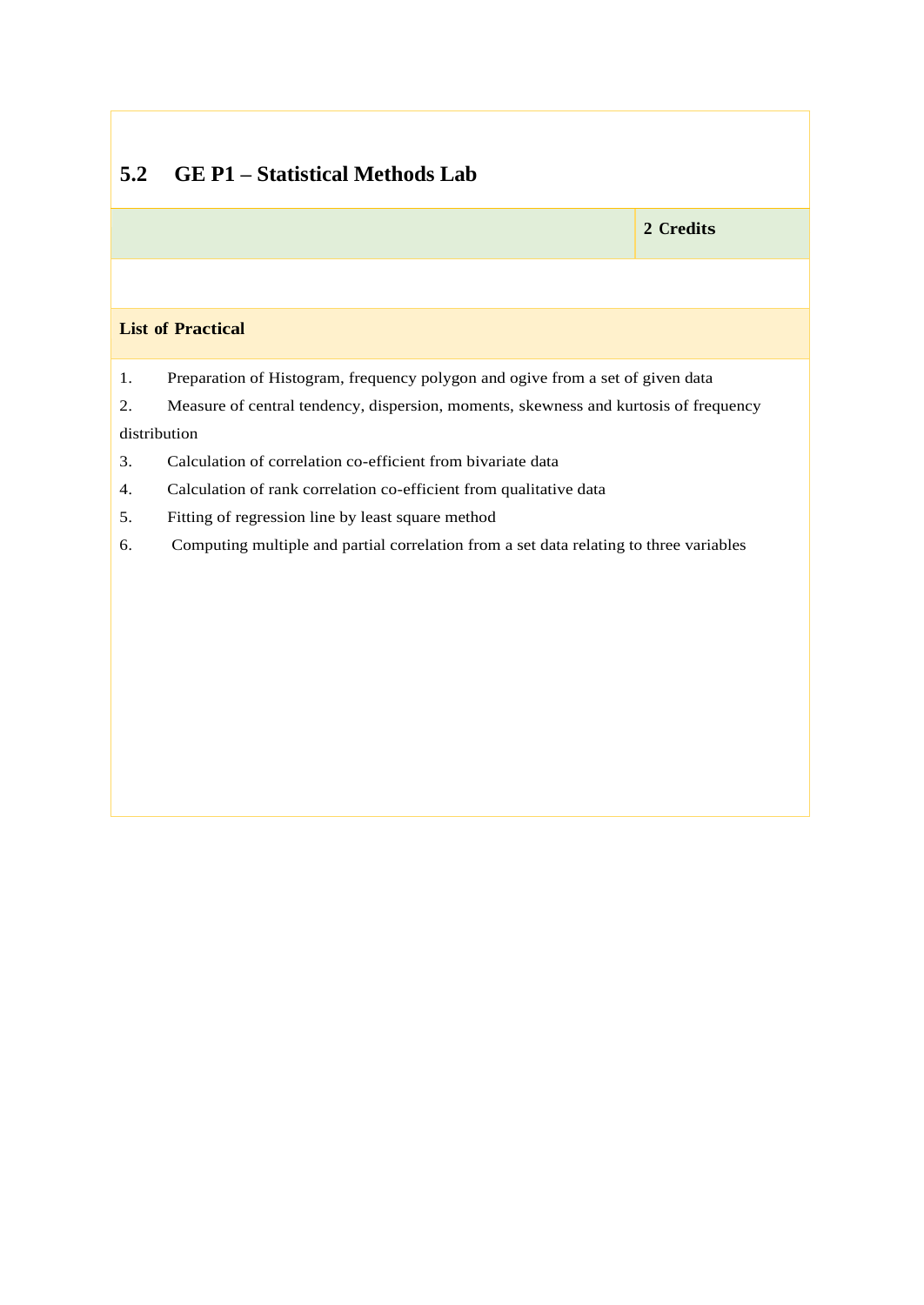## 5.2 GE P1 – Statistical Methods Lab

| | **2 Credits** |
|---|---|

**List of Practical**

1. Preparation of Histogram, frequency polygon and ogive from a set of given data
2. Measure of central tendency, dispersion, moments, skewness and kurtosis of frequency distribution
3. Calculation of correlation co-efficient from bivariate data
4. Calculation of rank correlation co-efficient from qualitative data
5. Fitting of regression line by least square method
6. Computing multiple and partial correlation from a set data relating to three variables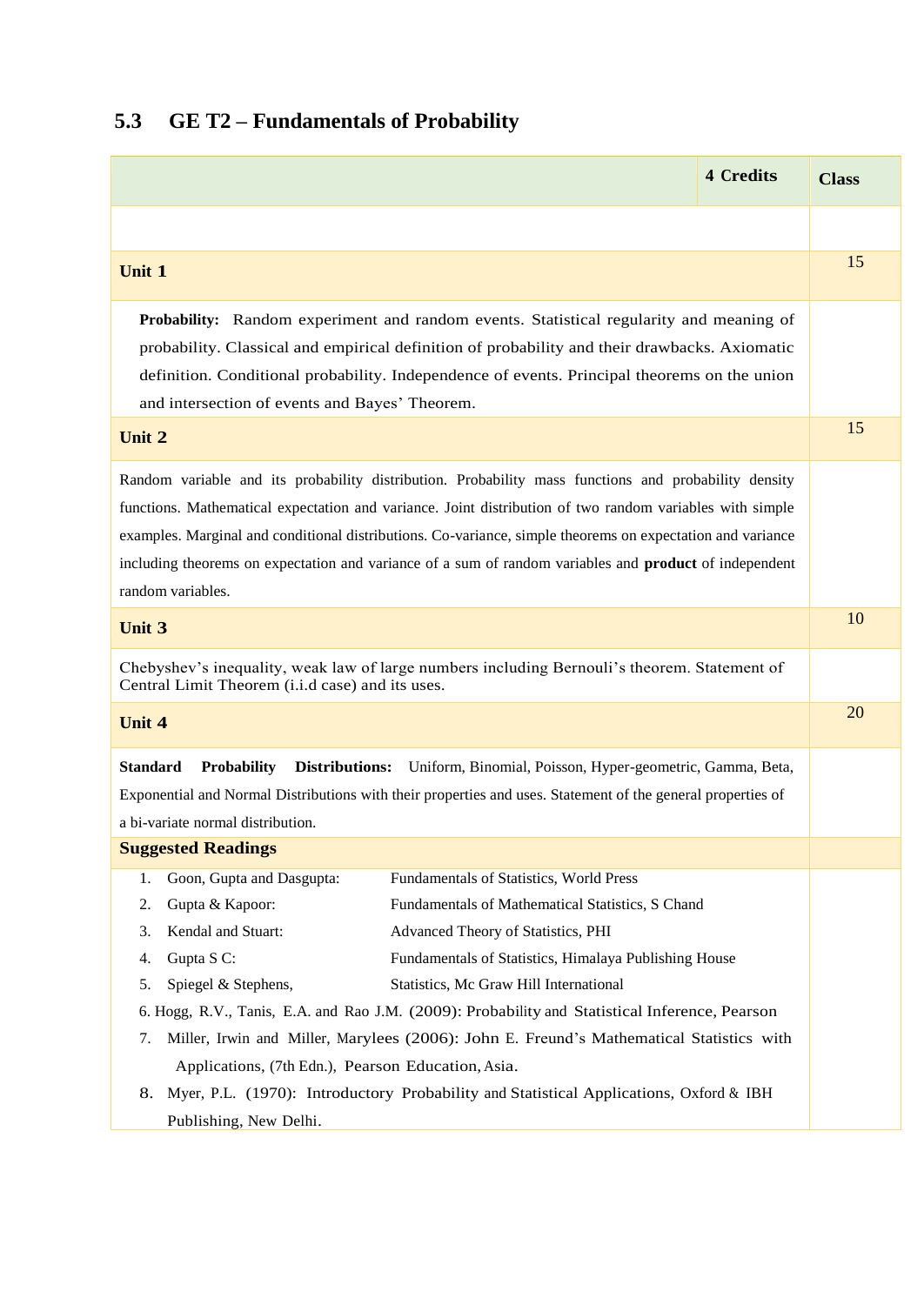## 5.3 GE T2 – Fundamentals of Probability

| 4 Credits | Class |
|---|---|
| | |
| **Unit 1** | 15 |
| **Probability:** Random experiment and random events. Statistical regularity and meaning of probability. Classical and empirical definition of probability and their drawbacks. Axiomatic definition. Conditional probability. Independence of events. Principal theorems on the union and intersection of events and Bayes' Theorem. | |
| **Unit 2** | 15 |
| Random variable and its probability distribution. Probability mass functions and probability density functions. Mathematical expectation and variance. Joint distribution of two random variables with simple examples. Marginal and conditional distributions. Co-variance, simple theorems on expectation and variance including theorems on expectation and variance of a sum of random variables and **product** of independent random variables. | |
| **Unit 3** | 10 |
| Chebyshev's inequality, weak law of large numbers including Bernouli's theorem. Statement of Central Limit Theorem (i.i.d case) and its uses. | |
| **Unit 4** | 20 |
| **Standard Probability Distributions:** Uniform, Binomial, Poisson, Hyper-geometric, Gamma, Beta, Exponential and Normal Distributions with their properties and uses. Statement of the general properties of a bi-variate normal distribution. | |

**Suggested Readings**

1. Goon, Gupta and Dasgupta: Fundamentals of Statistics, World Press
2. Gupta & Kapoor: Fundamentals of Mathematical Statistics, S Chand
3. Kendal and Stuart: Advanced Theory of Statistics, PHI
4. Gupta S C: Fundamentals of Statistics, Himalaya Publishing House
5. Spiegel & Stephens, Statistics, Mc Graw Hill International
6. Hogg, R.V., Tanis, E.A. and Rao J.M. (2009): Probability and Statistical Inference, Pearson
7. Miller, Irwin and Miller, Marylees (2006): John E. Freund's Mathematical Statistics with Applications, (7th Edn.), Pearson Education, Asia.
8. Myer, P.L. (1970): Introductory Probability and Statistical Applications, Oxford & IBH Publishing, New Delhi.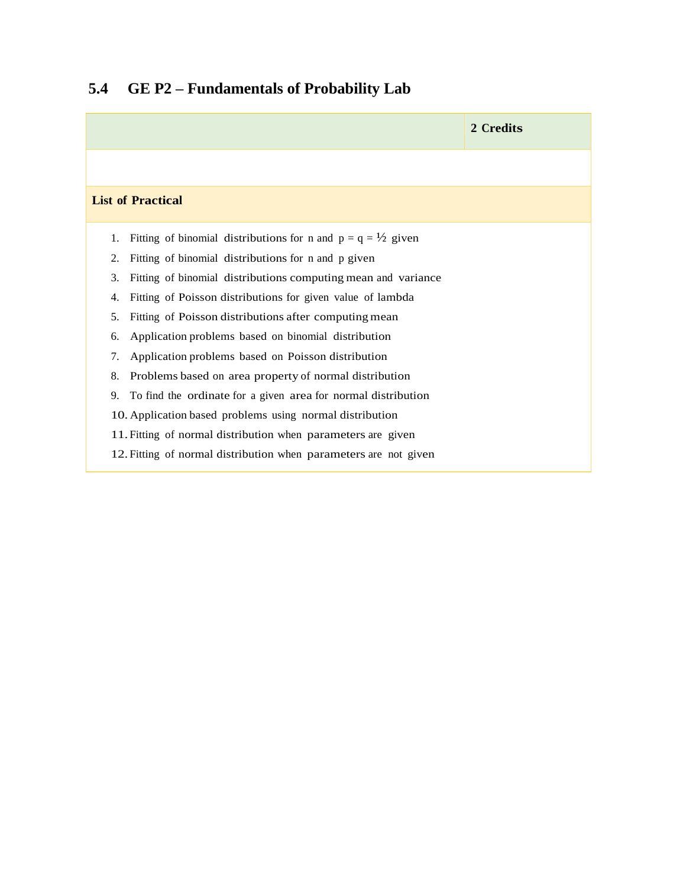## 5.4 GE P2 – Fundamentals of Probability Lab

| | |
|---|---|
| | **2 Credits** |
| | |
| **List of Practical** | |

1. Fitting of binomial distributions for n and $p = q = \frac{1}{2}$ given
2. Fitting of binomial distributions for n and p given
3. Fitting of binomial distributions computing mean and variance
4. Fitting of Poisson distributions for given value of lambda
5. Fitting of Poisson distributions after computing mean
6. Application problems based on binomial distribution
7. Application problems based on Poisson distribution
8. Problems based on area property of normal distribution
9. To find the ordinate for a given area for normal distribution
10. Application based problems using normal distribution
11. Fitting of normal distribution when parameters are given
12. Fitting of normal distribution when parameters are not given